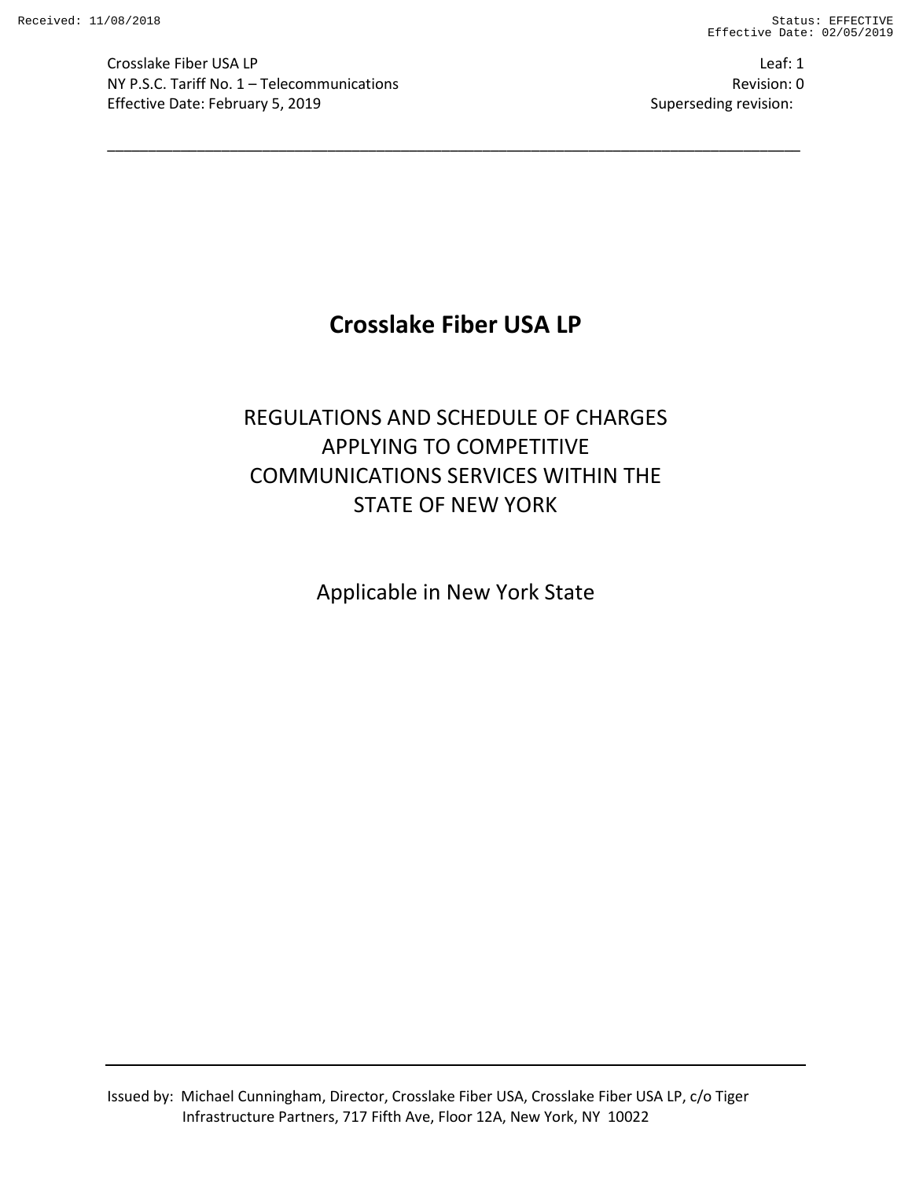# Crosslake Fiber USA LP

## REGULATIONS AND SCHEDULE OF CHARGES APPLYING TO COMPETITIVE COMMUNICATIONS SERVICES WITHIN THE STATE OF NEW YORK

Applicable in New York State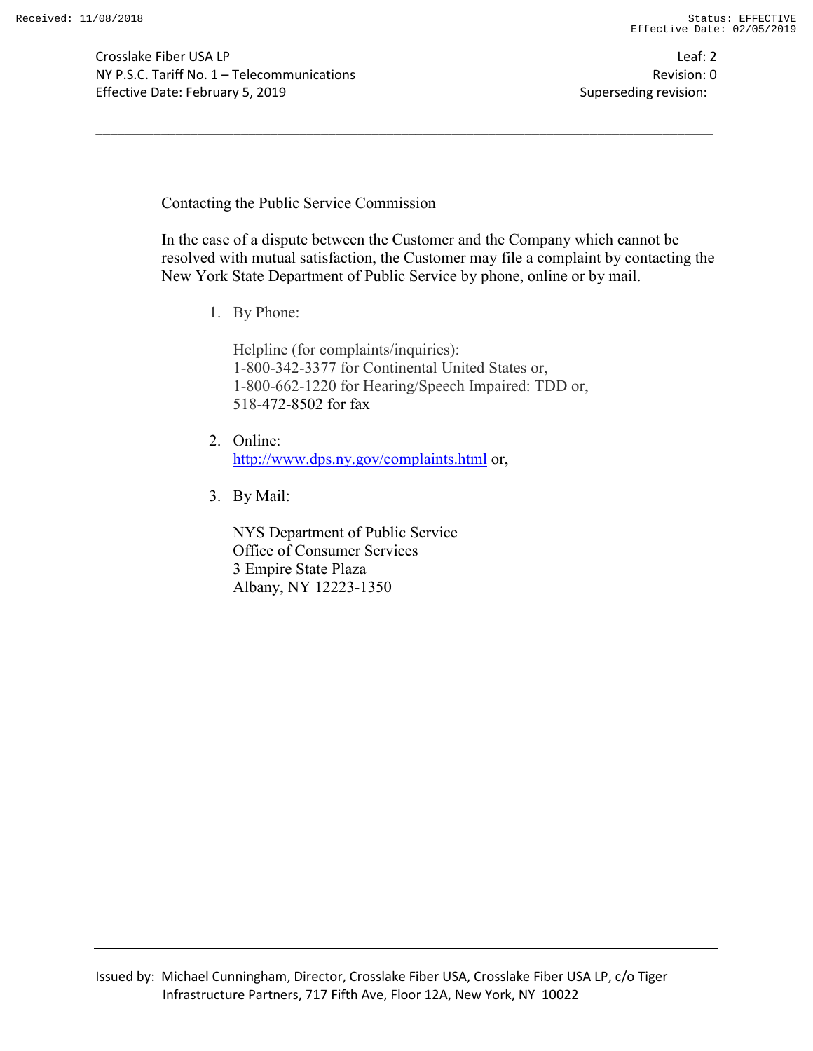## Contacting the Public Service Commission

In the case of a dispute between the Customer and the Company which cannot be resolved with mutual satisfaction, the Customer may file a complaint by contacting the New York State Department of Public Service by phone, online or by mail.

1. By Phone:

   Helpline (for complaints/inquiries):
   1-800-342-3377 for Continental United States or,
   1-800-662-1220 for Hearing/Speech Impaired: TDD or,
   518-472-8502 for fax

2. Online:
   http://www.dps.ny.gov/complaints.html or,

3. By Mail:

   NYS Department of Public Service
   Office of Consumer Services
   3 Empire State Plaza
   Albany, NY 12223-1350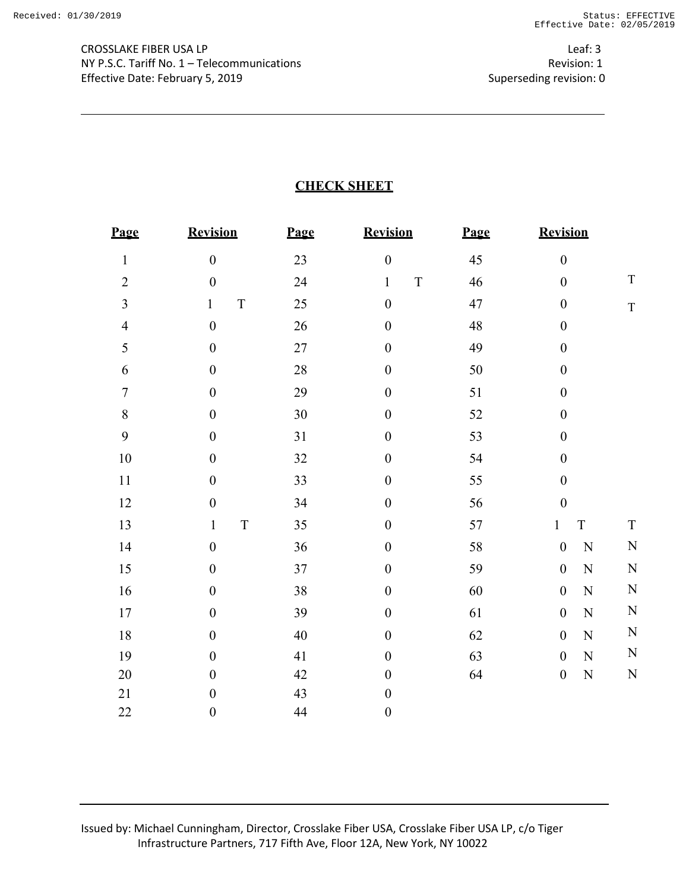CROSSLAKE FIBER USA LP
NY P.S.C. Tariff No. 1 – Telecommunications
Effective Date: February 5, 2019

Leaf: 3
Revision: 1
Superseding revision: 0

# CHECK SHEET

| Page | Revision | Page | Revision | Page | Revision | |
|---|---|---|---|---|---|---|
| 1 | 0 | 23 | 0 | 45 | 0 | |
| 2 | 0 | 24 | 1 T | 46 | 0 | T |
| 3 | 1 T | 25 | 0 | 47 | 0 | T |
| 4 | 0 | 26 | 0 | 48 | 0 | |
| 5 | 0 | 27 | 0 | 49 | 0 | |
| 6 | 0 | 28 | 0 | 50 | 0 | |
| 7 | 0 | 29 | 0 | 51 | 0 | |
| 8 | 0 | 30 | 0 | 52 | 0 | |
| 9 | 0 | 31 | 0 | 53 | 0 | |
| 10 | 0 | 32 | 0 | 54 | 0 | |
| 11 | 0 | 33 | 0 | 55 | 0 | |
| 12 | 0 | 34 | 0 | 56 | 0 | |
| 13 | 1 T | 35 | 0 | 57 | 1 T | T |
| 14 | 0 | 36 | 0 | 58 | 0 N | N |
| 15 | 0 | 37 | 0 | 59 | 0 N | N |
| 16 | 0 | 38 | 0 | 60 | 0 N | N |
| 17 | 0 | 39 | 0 | 61 | 0 N | N |
| 18 | 0 | 40 | 0 | 62 | 0 N | N |
| 19 | 0 | 41 | 0 | 63 | 0 N | N |
| 20 | 0 | 42 | 0 | 64 | 0 N | N |
| 21 | 0 | 43 | 0 | | | |
| 22 | 0 | 44 | 0 | | | |

Issued by: Michael Cunningham, Director, Crosslake Fiber USA, Crosslake Fiber USA LP, c/o Tiger Infrastructure Partners, 717 Fifth Ave, Floor 12A, New York, NY 10022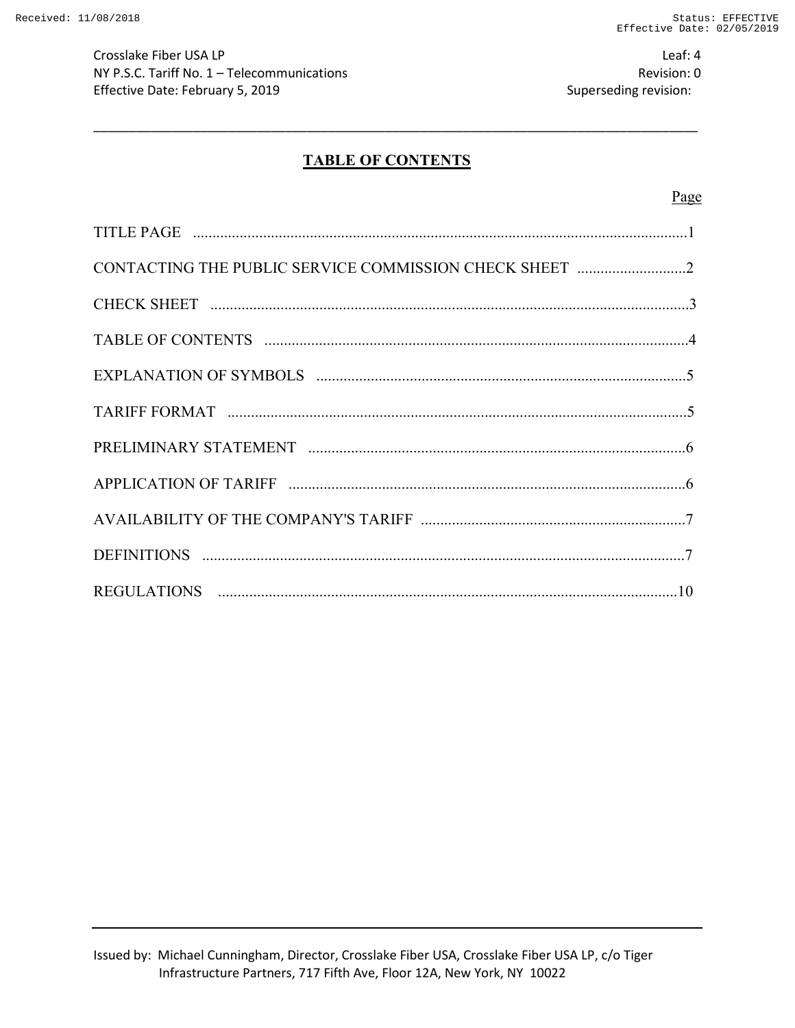# TABLE OF CONTENTS

| | Page |
|---|---|
| TITLE PAGE | 1 |
| CONTACTING THE PUBLIC SERVICE COMMISSION CHECK SHEET | 2 |
| CHECK SHEET | 3 |
| TABLE OF CONTENTS | 4 |
| EXPLANATION OF SYMBOLS | 5 |
| TARIFF FORMAT | 5 |
| PRELIMINARY STATEMENT | 6 |
| APPLICATION OF TARIFF | 6 |
| AVAILABILITY OF THE COMPANY'S TARIFF | 7 |
| DEFINITIONS | 7 |
| REGULATIONS | 10 |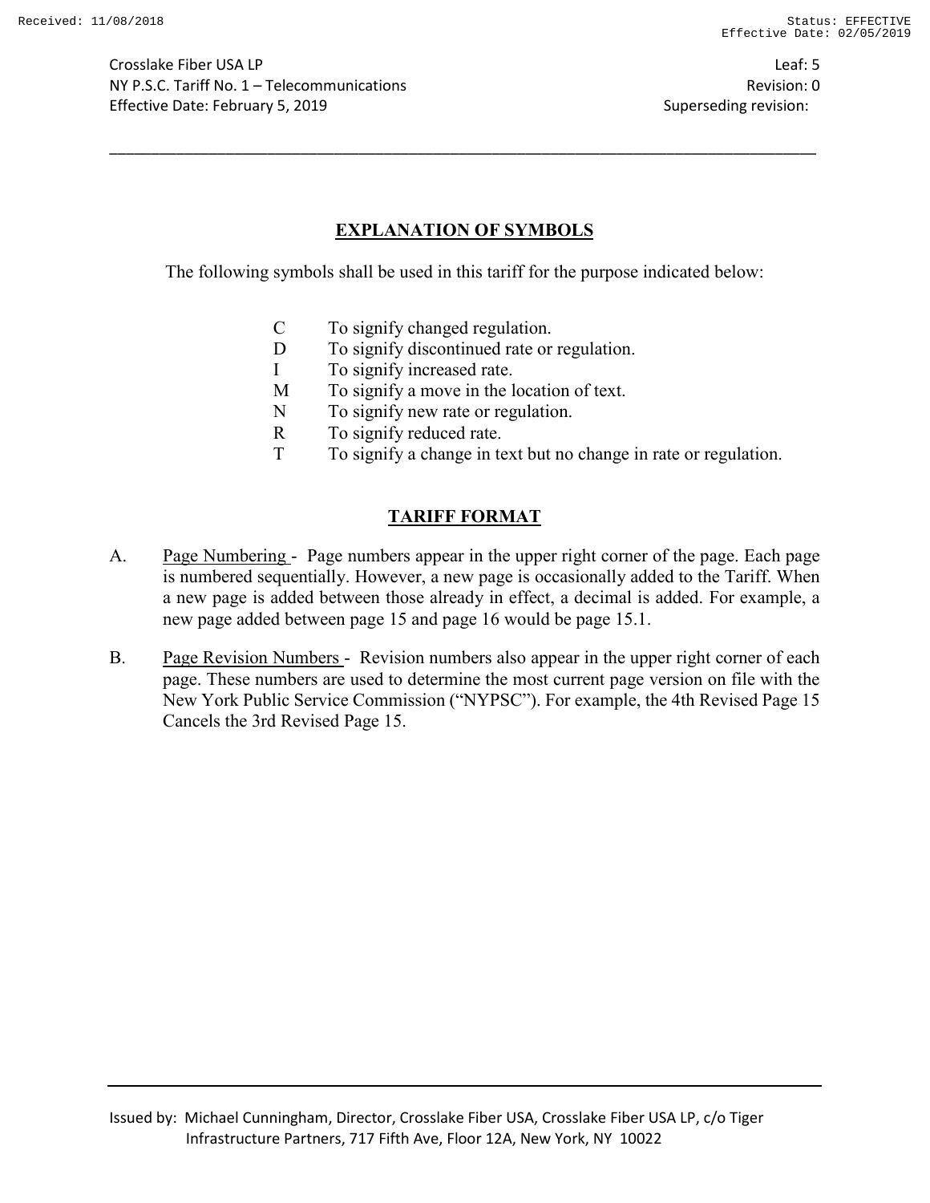## EXPLANATION OF SYMBOLS

The following symbols shall be used in this tariff for the purpose indicated below:

| Symbol | Purpose |
| --- | --- |
| C | To signify changed regulation. |
| D | To signify discontinued rate or regulation. |
| I | To signify increased rate. |
| M | To signify a move in the location of text. |
| N | To signify new rate or regulation. |
| R | To signify reduced rate. |
| T | To signify a change in text but no change in rate or regulation. |

## TARIFF FORMAT

A. Page Numbering - Page numbers appear in the upper right corner of the page. Each page is numbered sequentially. However, a new page is occasionally added to the Tariff. When a new page is added between those already in effect, a decimal is added. For example, a new page added between page 15 and page 16 would be page 15.1.

B. Page Revision Numbers - Revision numbers also appear in the upper right corner of each page. These numbers are used to determine the most current page version on file with the New York Public Service Commission ("NYPSC"). For example, the 4th Revised Page 15 Cancels the 3rd Revised Page 15.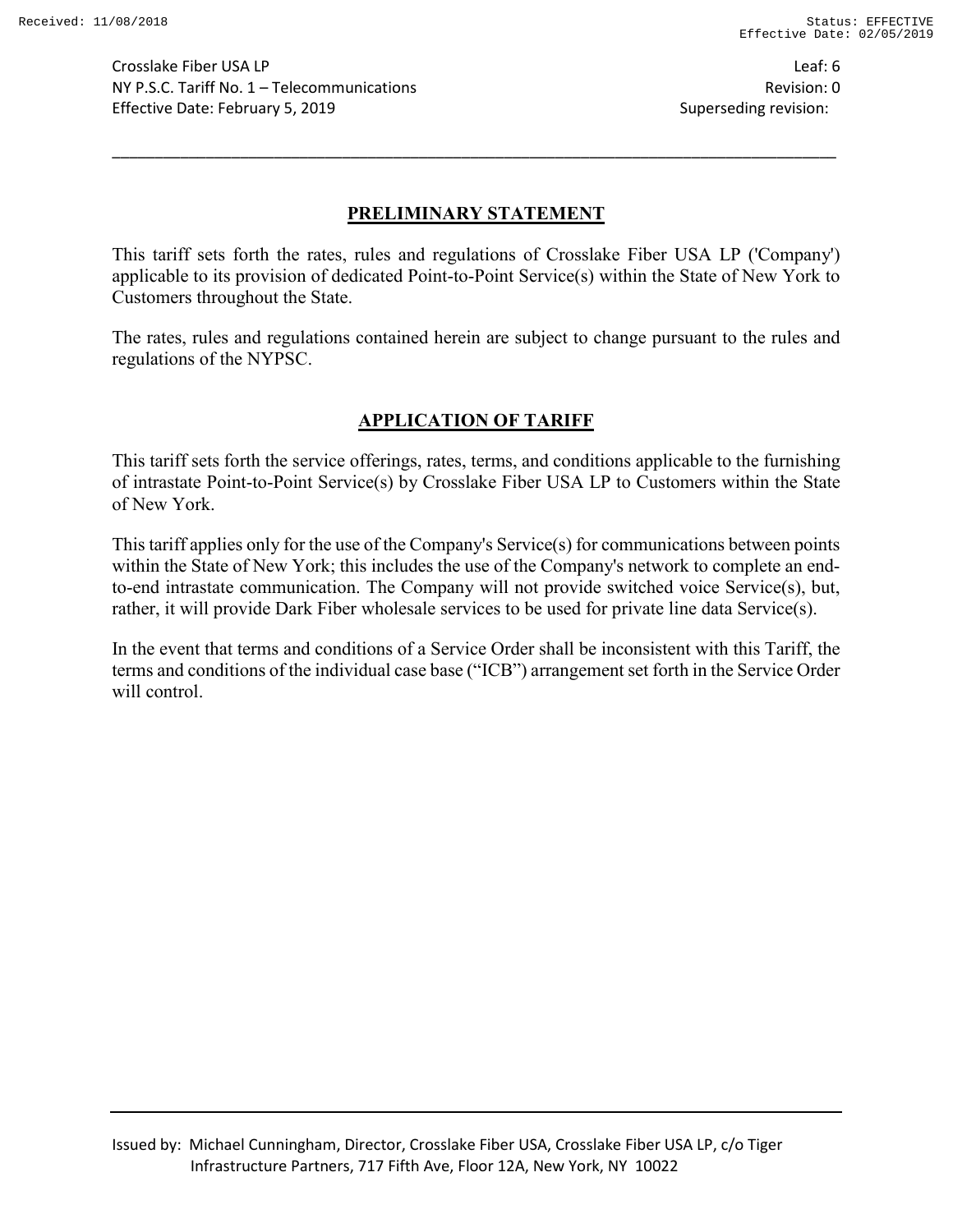## PRELIMINARY STATEMENT

This tariff sets forth the rates, rules and regulations of Crosslake Fiber USA LP ('Company') applicable to its provision of dedicated Point-to-Point Service(s) within the State of New York to Customers throughout the State.

The rates, rules and regulations contained herein are subject to change pursuant to the rules and regulations of the NYPSC.

## APPLICATION OF TARIFF

This tariff sets forth the service offerings, rates, terms, and conditions applicable to the furnishing of intrastate Point-to-Point Service(s) by Crosslake Fiber USA LP to Customers within the State of New York.

This tariff applies only for the use of the Company's Service(s) for communications between points within the State of New York; this includes the use of the Company's network to complete an end-to-end intrastate communication. The Company will not provide switched voice Service(s), but, rather, it will provide Dark Fiber wholesale services to be used for private line data Service(s).

In the event that terms and conditions of a Service Order shall be inconsistent with this Tariff, the terms and conditions of the individual case base ("ICB") arrangement set forth in the Service Order will control.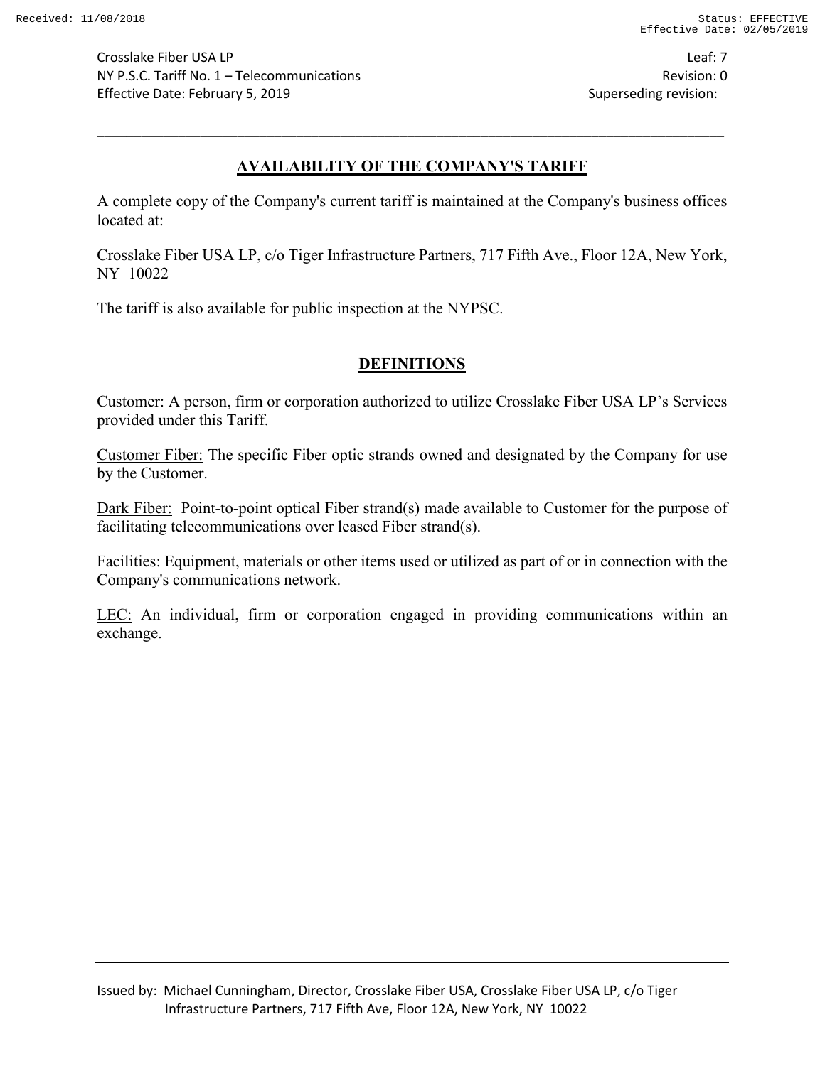## AVAILABILITY OF THE COMPANY'S TARIFF

A complete copy of the Company's current tariff is maintained at the Company's business offices located at:

Crosslake Fiber USA LP, c/o Tiger Infrastructure Partners, 717 Fifth Ave., Floor 12A, New York, NY 10022

The tariff is also available for public inspection at the NYPSC.

## DEFINITIONS

Customer: A person, firm or corporation authorized to utilize Crosslake Fiber USA LP's Services provided under this Tariff.

Customer Fiber: The specific Fiber optic strands owned and designated by the Company for use by the Customer.

Dark Fiber: Point-to-point optical Fiber strand(s) made available to Customer for the purpose of facilitating telecommunications over leased Fiber strand(s).

Facilities: Equipment, materials or other items used or utilized as part of or in connection with the Company's communications network.

LEC: An individual, firm or corporation engaged in providing communications within an exchange.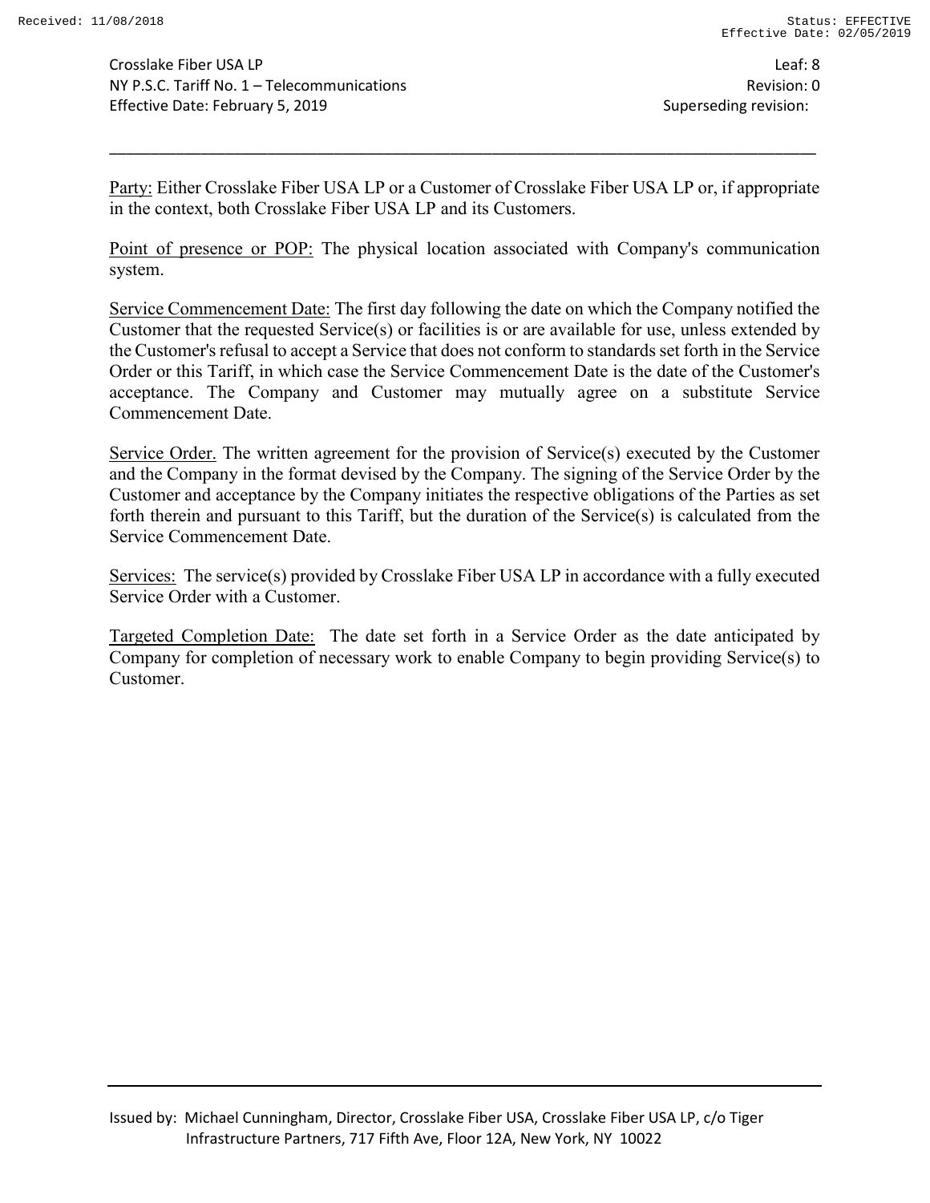Party: Either Crosslake Fiber USA LP or a Customer of Crosslake Fiber USA LP or, if appropriate in the context, both Crosslake Fiber USA LP and its Customers.

Point of presence or POP: The physical location associated with Company's communication system.

Service Commencement Date: The first day following the date on which the Company notified the Customer that the requested Service(s) or facilities is or are available for use, unless extended by the Customer's refusal to accept a Service that does not conform to standards set forth in the Service Order or this Tariff, in which case the Service Commencement Date is the date of the Customer's acceptance. The Company and Customer may mutually agree on a substitute Service Commencement Date.

Service Order. The written agreement for the provision of Service(s) executed by the Customer and the Company in the format devised by the Company. The signing of the Service Order by the Customer and acceptance by the Company initiates the respective obligations of the Parties as set forth therein and pursuant to this Tariff, but the duration of the Service(s) is calculated from the Service Commencement Date.

Services: The service(s) provided by Crosslake Fiber USA LP in accordance with a fully executed Service Order with a Customer.

Targeted Completion Date: The date set forth in a Service Order as the date anticipated by Company for completion of necessary work to enable Company to begin providing Service(s) to Customer.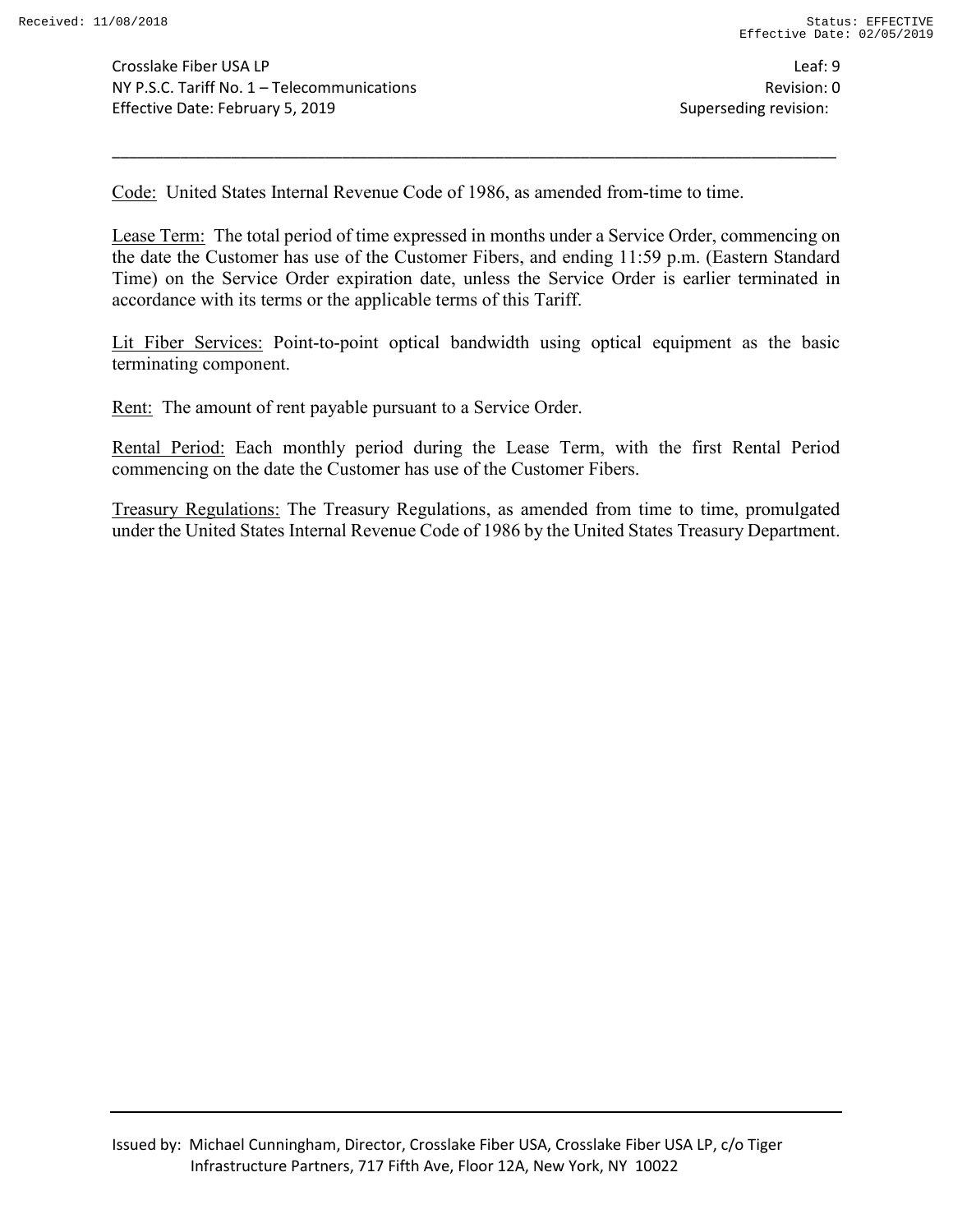Code: United States Internal Revenue Code of 1986, as amended from-time to time.

Lease Term: The total period of time expressed in months under a Service Order, commencing on the date the Customer has use of the Customer Fibers, and ending 11:59 p.m. (Eastern Standard Time) on the Service Order expiration date, unless the Service Order is earlier terminated in accordance with its terms or the applicable terms of this Tariff.

Lit Fiber Services: Point-to-point optical bandwidth using optical equipment as the basic terminating component.

Rent: The amount of rent payable pursuant to a Service Order.

Rental Period: Each monthly period during the Lease Term, with the first Rental Period commencing on the date the Customer has use of the Customer Fibers.

Treasury Regulations: The Treasury Regulations, as amended from time to time, promulgated under the United States Internal Revenue Code of 1986 by the United States Treasury Department.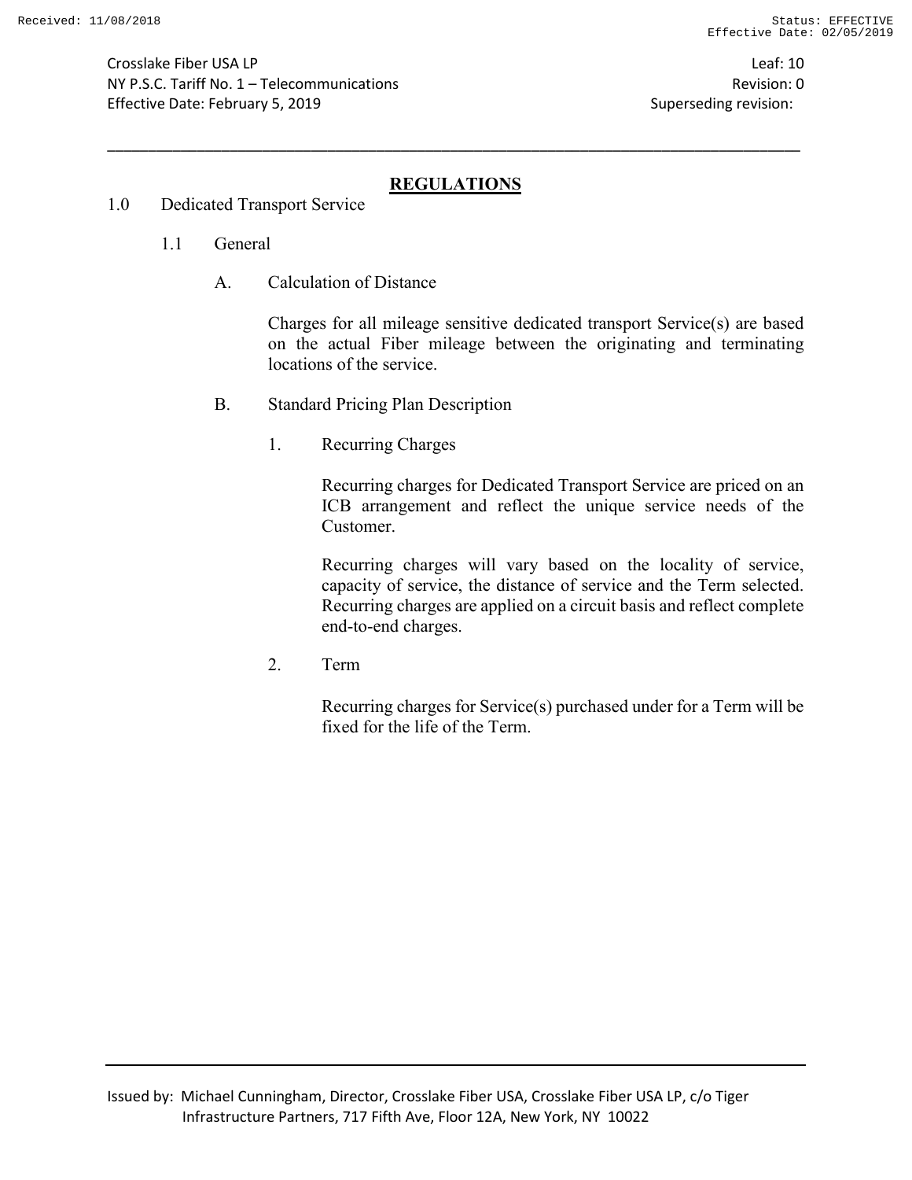## REGULATIONS

1.0 Dedicated Transport Service

1.1 General

A. Calculation of Distance

Charges for all mileage sensitive dedicated transport Service(s) are based on the actual Fiber mileage between the originating and terminating locations of the service.

B. Standard Pricing Plan Description

1. Recurring Charges

Recurring charges for Dedicated Transport Service are priced on an ICB arrangement and reflect the unique service needs of the Customer.

Recurring charges will vary based on the locality of service, capacity of service, the distance of service and the Term selected. Recurring charges are applied on a circuit basis and reflect complete end-to-end charges.

2. Term

Recurring charges for Service(s) purchased under for a Term will be fixed for the life of the Term.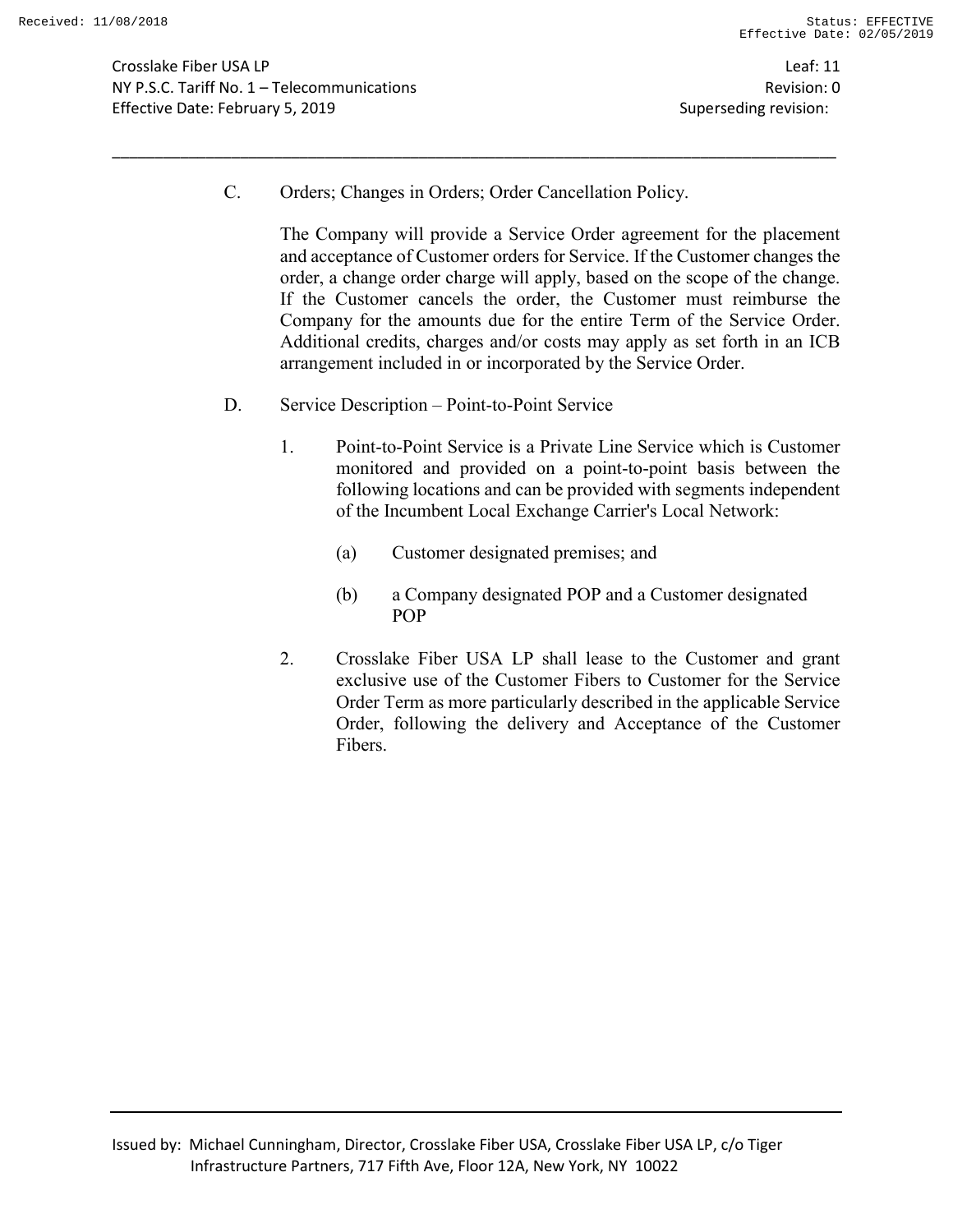C. Orders; Changes in Orders; Order Cancellation Policy.

The Company will provide a Service Order agreement for the placement and acceptance of Customer orders for Service. If the Customer changes the order, a change order charge will apply, based on the scope of the change. If the Customer cancels the order, the Customer must reimburse the Company for the amounts due for the entire Term of the Service Order. Additional credits, charges and/or costs may apply as set forth in an ICB arrangement included in or incorporated by the Service Order.

D. Service Description – Point-to-Point Service

1. Point-to-Point Service is a Private Line Service which is Customer monitored and provided on a point-to-point basis between the following locations and can be provided with segments independent of the Incumbent Local Exchange Carrier's Local Network:

   (a) Customer designated premises; and

   (b) a Company designated POP and a Customer designated POP

2. Crosslake Fiber USA LP shall lease to the Customer and grant exclusive use of the Customer Fibers to Customer for the Service Order Term as more particularly described in the applicable Service Order, following the delivery and Acceptance of the Customer Fibers.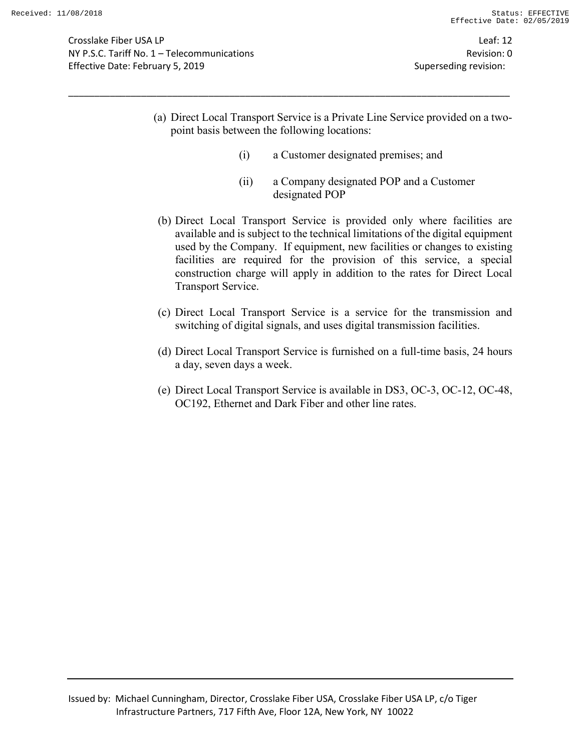(a) Direct Local Transport Service is a Private Line Service provided on a two-point basis between the following locations:

   (i) a Customer designated premises; and

   (ii) a Company designated POP and a Customer designated POP

(b) Direct Local Transport Service is provided only where facilities are available and is subject to the technical limitations of the digital equipment used by the Company. If equipment, new facilities or changes to existing facilities are required for the provision of this service, a special construction charge will apply in addition to the rates for Direct Local Transport Service.

(c) Direct Local Transport Service is a service for the transmission and switching of digital signals, and uses digital transmission facilities.

(d) Direct Local Transport Service is furnished on a full-time basis, 24 hours a day, seven days a week.

(e) Direct Local Transport Service is available in DS3, OC-3, OC-12, OC-48, OC192, Ethernet and Dark Fiber and other line rates.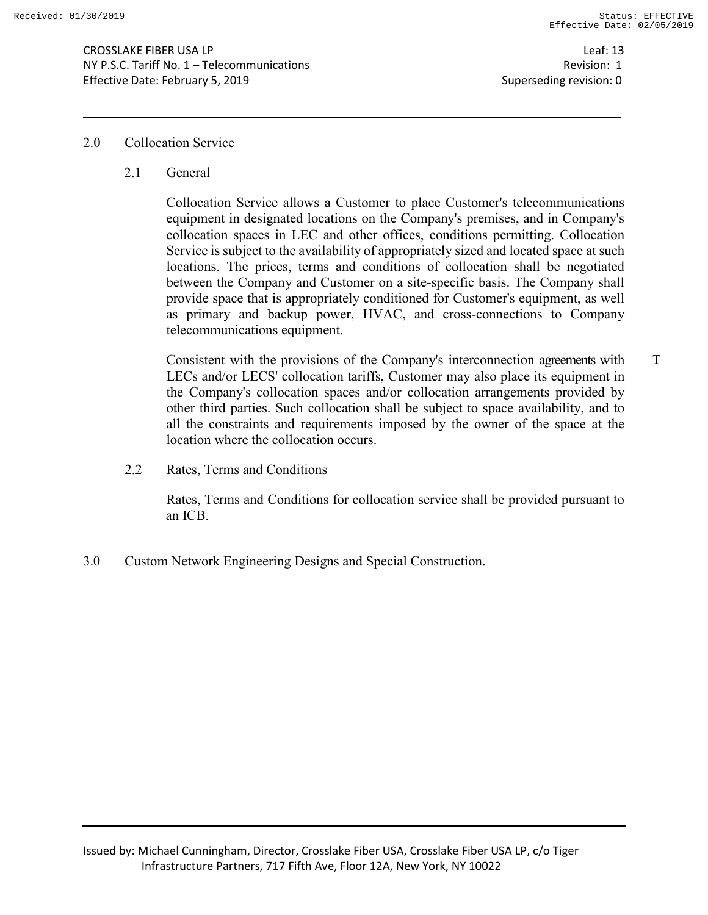## 2.0 Collocation Service

### 2.1 General

Collocation Service allows a Customer to place Customer's telecommunications equipment in designated locations on the Company's premises, and in Company's collocation spaces in LEC and other offices, conditions permitting. Collocation Service is subject to the availability of appropriately sized and located space at such locations. The prices, terms and conditions of collocation shall be negotiated between the Company and Customer on a site-specific basis. The Company shall provide space that is appropriately conditioned for Customer's equipment, as well as primary and backup power, HVAC, and cross-connections to Company telecommunications equipment.

Consistent with the provisions of the Company's interconnection agreements with LECs and/or LECS' collocation tariffs, Customer may also place its equipment in the Company's collocation spaces and/or collocation arrangements provided by other third parties. Such collocation shall be subject to space availability, and to all the constraints and requirements imposed by the owner of the space at the location where the collocation occurs. T

### 2.2 Rates, Terms and Conditions

Rates, Terms and Conditions for collocation service shall be provided pursuant to an ICB.

## 3.0 Custom Network Engineering Designs and Special Construction.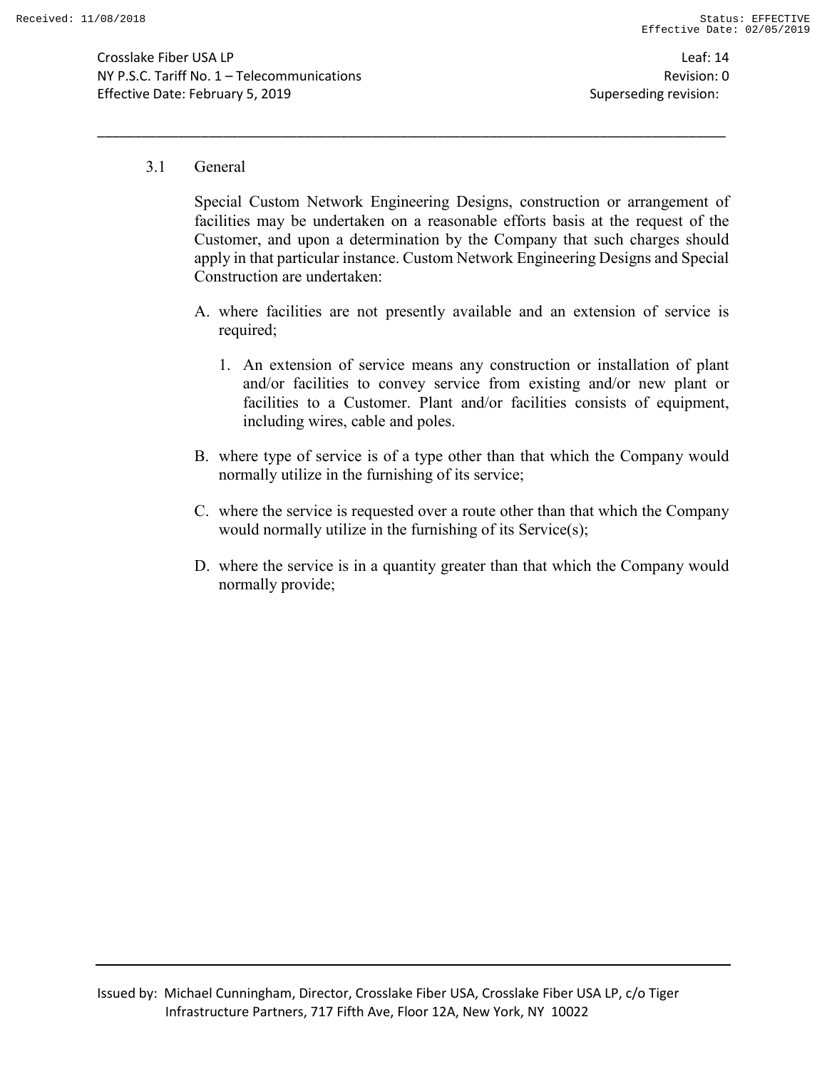### 3.1 General

Special Custom Network Engineering Designs, construction or arrangement of facilities may be undertaken on a reasonable efforts basis at the request of the Customer, and upon a determination by the Company that such charges should apply in that particular instance. Custom Network Engineering Designs and Special Construction are undertaken:

A. where facilities are not presently available and an extension of service is required;

   1. An extension of service means any construction or installation of plant and/or facilities to convey service from existing and/or new plant or facilities to a Customer. Plant and/or facilities consists of equipment, including wires, cable and poles.

B. where type of service is of a type other than that which the Company would normally utilize in the furnishing of its service;

C. where the service is requested over a route other than that which the Company would normally utilize in the furnishing of its Service(s);

D. where the service is in a quantity greater than that which the Company would normally provide;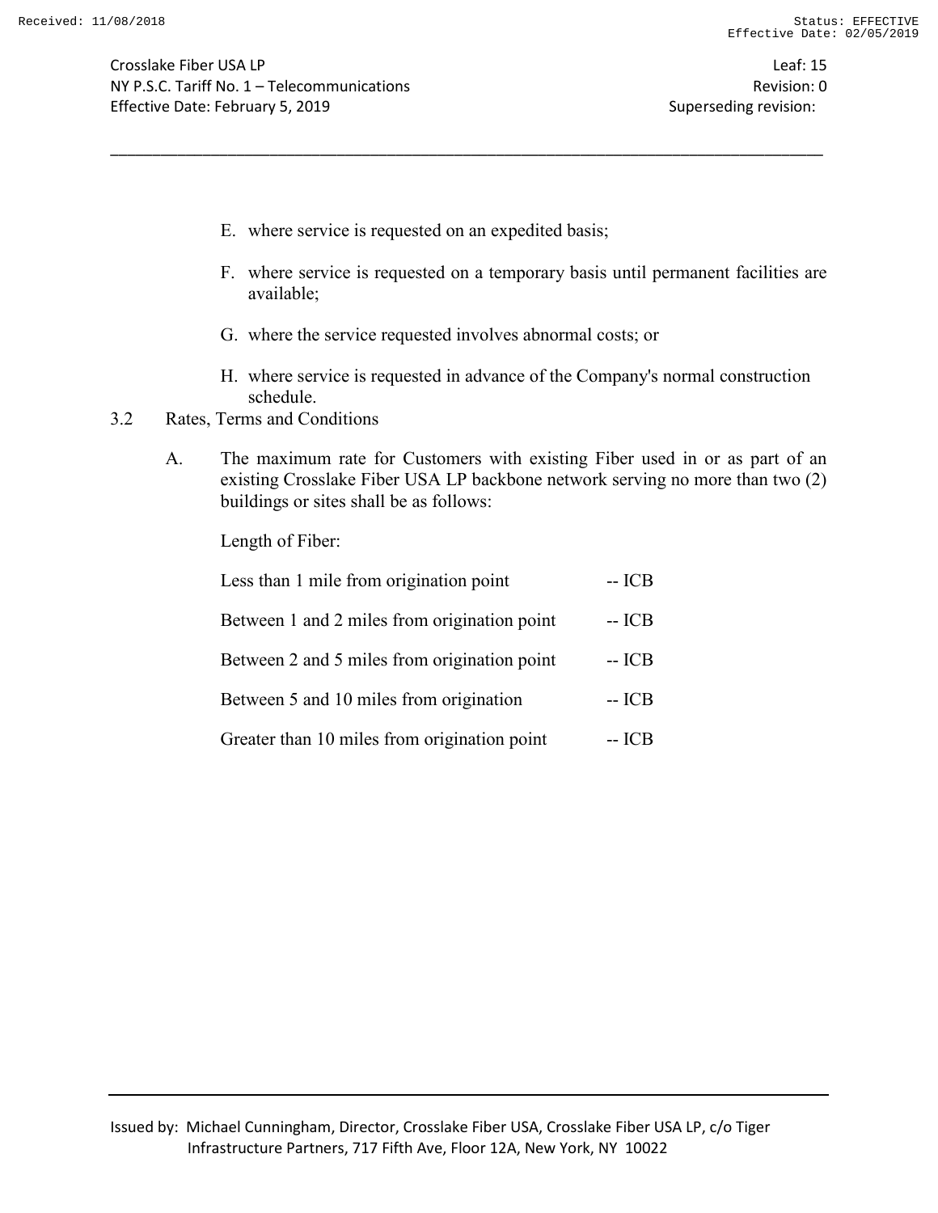E. where service is requested on an expedited basis;

F. where service is requested on a temporary basis until permanent facilities are available;

G. where the service requested involves abnormal costs; or

H. where service is requested in advance of the Company's normal construction schedule.

3.2 Rates, Terms and Conditions

A. The maximum rate for Customers with existing Fiber used in or as part of an existing Crosslake Fiber USA LP backbone network serving no more than two (2) buildings or sites shall be as follows:

Length of Fiber:

| | |
|---|---|
| Less than 1 mile from origination point | -- ICB |
| Between 1 and 2 miles from origination point | -- ICB |
| Between 2 and 5 miles from origination point | -- ICB |
| Between 5 and 10 miles from origination | -- ICB |
| Greater than 10 miles from origination point | -- ICB |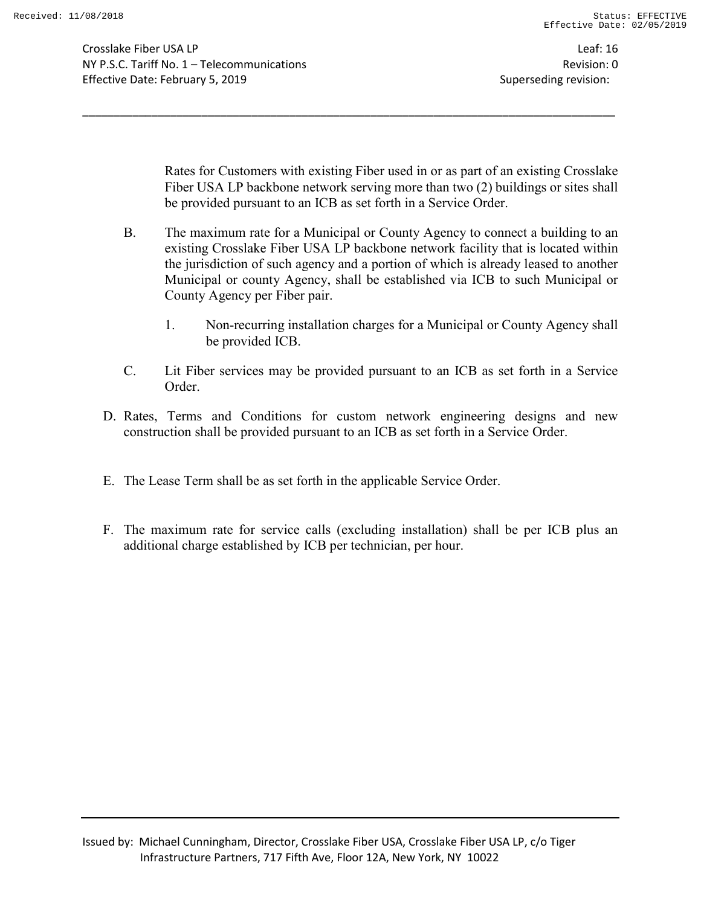Rates for Customers with existing Fiber used in or as part of an existing Crosslake Fiber USA LP backbone network serving more than two (2) buildings or sites shall be provided pursuant to an ICB as set forth in a Service Order.

B. The maximum rate for a Municipal or County Agency to connect a building to an existing Crosslake Fiber USA LP backbone network facility that is located within the jurisdiction of such agency and a portion of which is already leased to another Municipal or county Agency, shall be established via ICB to such Municipal or County Agency per Fiber pair.

   1. Non-recurring installation charges for a Municipal or County Agency shall be provided ICB.

C. Lit Fiber services may be provided pursuant to an ICB as set forth in a Service Order.

D. Rates, Terms and Conditions for custom network engineering designs and new construction shall be provided pursuant to an ICB as set forth in a Service Order.

E. The Lease Term shall be as set forth in the applicable Service Order.

F. The maximum rate for service calls (excluding installation) shall be per ICB plus an additional charge established by ICB per technician, per hour.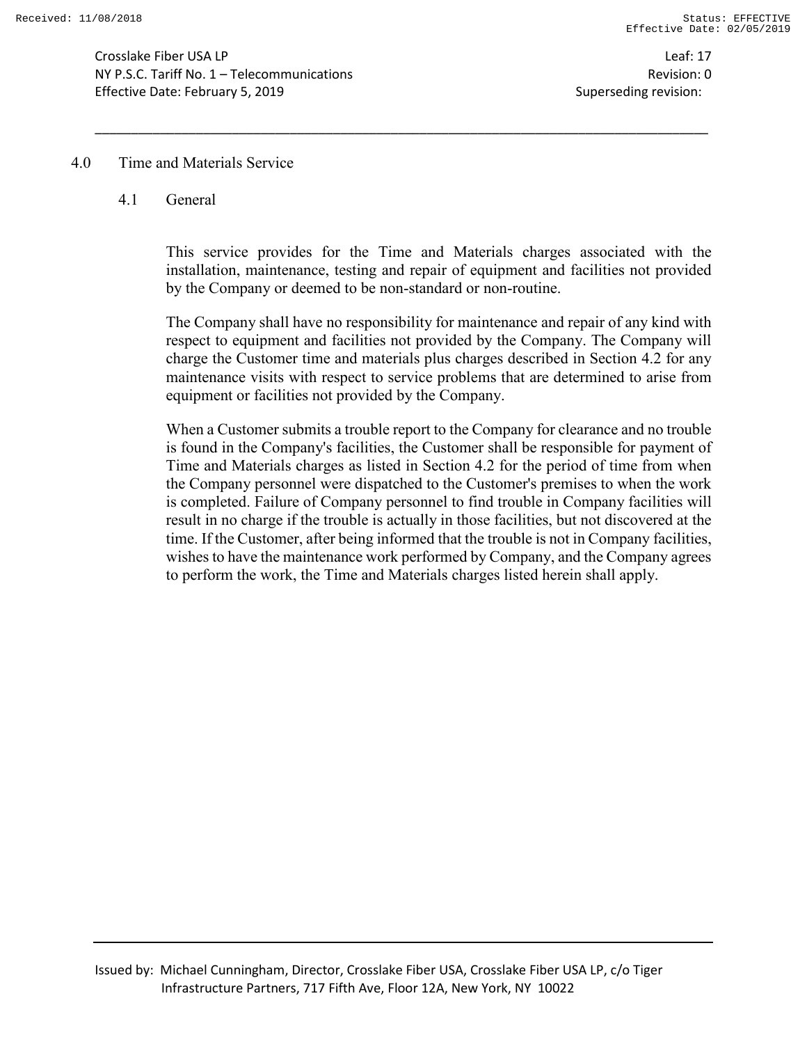## 4.0 Time and Materials Service

### 4.1 General

This service provides for the Time and Materials charges associated with the installation, maintenance, testing and repair of equipment and facilities not provided by the Company or deemed to be non-standard or non-routine.

The Company shall have no responsibility for maintenance and repair of any kind with respect to equipment and facilities not provided by the Company. The Company will charge the Customer time and materials plus charges described in Section 4.2 for any maintenance visits with respect to service problems that are determined to arise from equipment or facilities not provided by the Company.

When a Customer submits a trouble report to the Company for clearance and no trouble is found in the Company's facilities, the Customer shall be responsible for payment of Time and Materials charges as listed in Section 4.2 for the period of time from when the Company personnel were dispatched to the Customer's premises to when the work is completed. Failure of Company personnel to find trouble in Company facilities will result in no charge if the trouble is actually in those facilities, but not discovered at the time. If the Customer, after being informed that the trouble is not in Company facilities, wishes to have the maintenance work performed by Company, and the Company agrees to perform the work, the Time and Materials charges listed herein shall apply.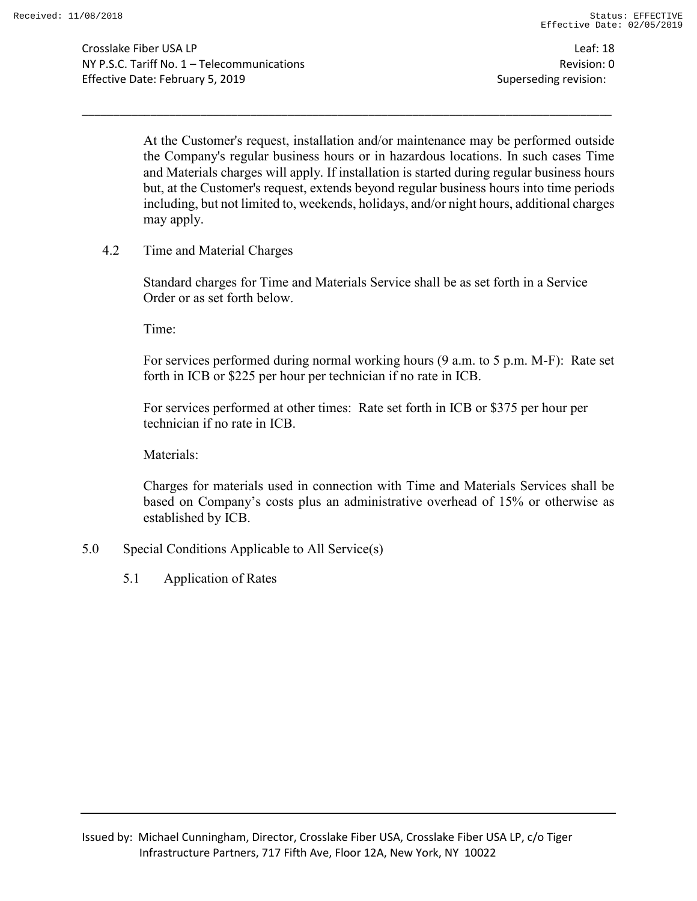At the Customer's request, installation and/or maintenance may be performed outside the Company's regular business hours or in hazardous locations. In such cases Time and Materials charges will apply. If installation is started during regular business hours but, at the Customer's request, extends beyond regular business hours into time periods including, but not limited to, weekends, holidays, and/or night hours, additional charges may apply.

4.2 Time and Material Charges

Standard charges for Time and Materials Service shall be as set forth in a Service Order or as set forth below.

Time:

For services performed during normal working hours (9 a.m. to 5 p.m. M-F): Rate set forth in ICB or $225 per hour per technician if no rate in ICB.

For services performed at other times: Rate set forth in ICB or $375 per hour per technician if no rate in ICB.

Materials:

Charges for materials used in connection with Time and Materials Services shall be based on Company's costs plus an administrative overhead of 15% or otherwise as established by ICB.

5.0 Special Conditions Applicable to All Service(s)

5.1 Application of Rates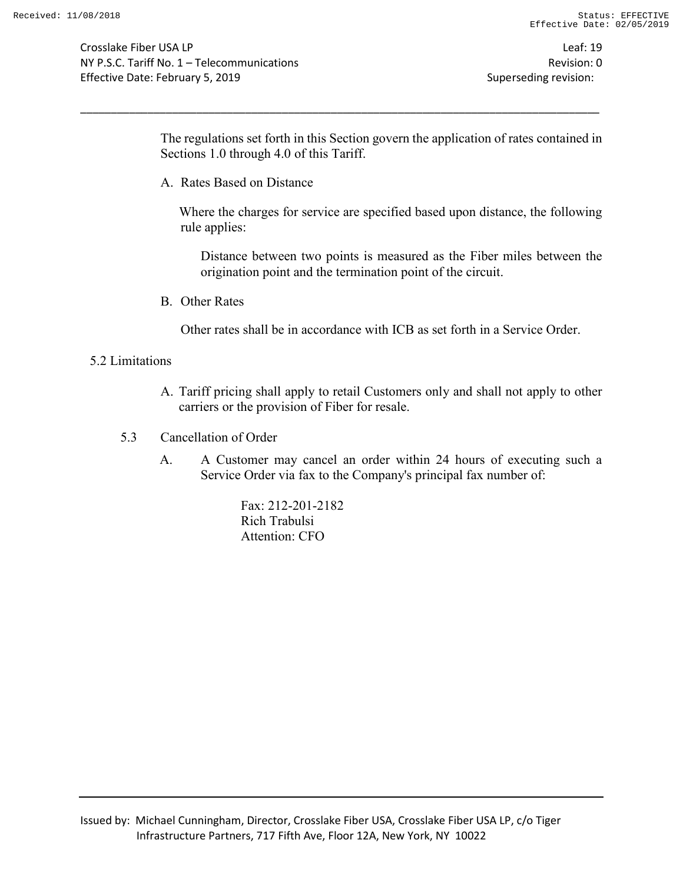The regulations set forth in this Section govern the application of rates contained in Sections 1.0 through 4.0 of this Tariff.

A. Rates Based on Distance

Where the charges for service are specified based upon distance, the following rule applies:

Distance between two points is measured as the Fiber miles between the origination point and the termination point of the circuit.

B. Other Rates

Other rates shall be in accordance with ICB as set forth in a Service Order.

5.2 Limitations

A. Tariff pricing shall apply to retail Customers only and shall not apply to other carriers or the provision of Fiber for resale.

5.3 Cancellation of Order

A. A Customer may cancel an order within 24 hours of executing such a Service Order via fax to the Company's principal fax number of:

Fax: 212-201-2182
Rich Trabulsi
Attention: CFO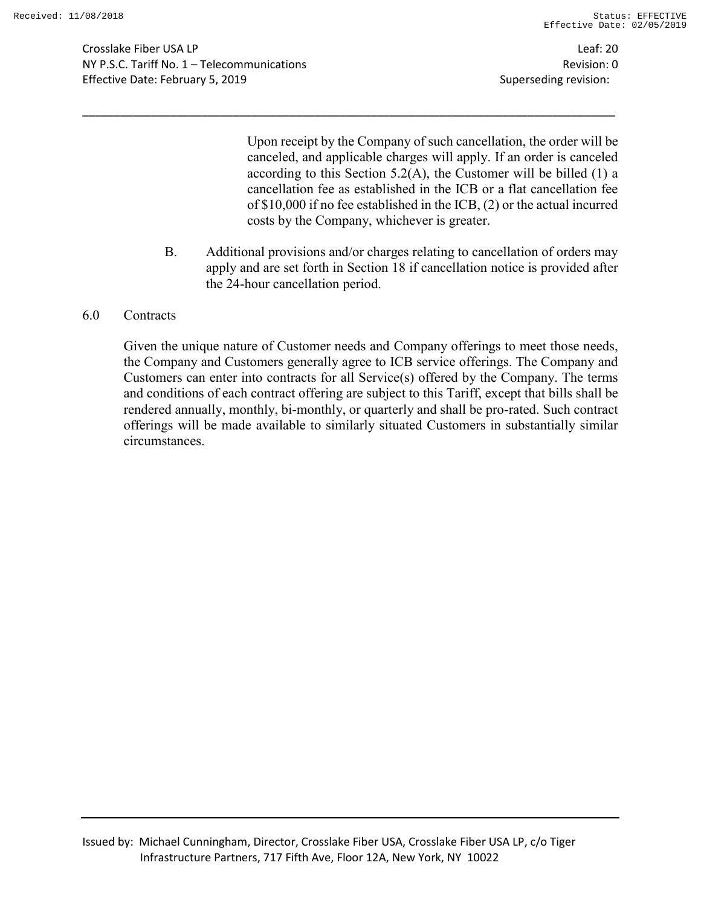Upon receipt by the Company of such cancellation, the order will be canceled, and applicable charges will apply. If an order is canceled according to this Section 5.2(A), the Customer will be billed (1) a cancellation fee as established in the ICB or a flat cancellation fee of $10,000 if no fee established in the ICB, (2) or the actual incurred costs by the Company, whichever is greater.

B. Additional provisions and/or charges relating to cancellation of orders may apply and are set forth in Section 18 if cancellation notice is provided after the 24-hour cancellation period.

## 6.0 Contracts

Given the unique nature of Customer needs and Company offerings to meet those needs, the Company and Customers generally agree to ICB service offerings. The Company and Customers can enter into contracts for all Service(s) offered by the Company. The terms and conditions of each contract offering are subject to this Tariff, except that bills shall be rendered annually, monthly, bi-monthly, or quarterly and shall be pro-rated. Such contract offerings will be made available to similarly situated Customers in substantially similar circumstances.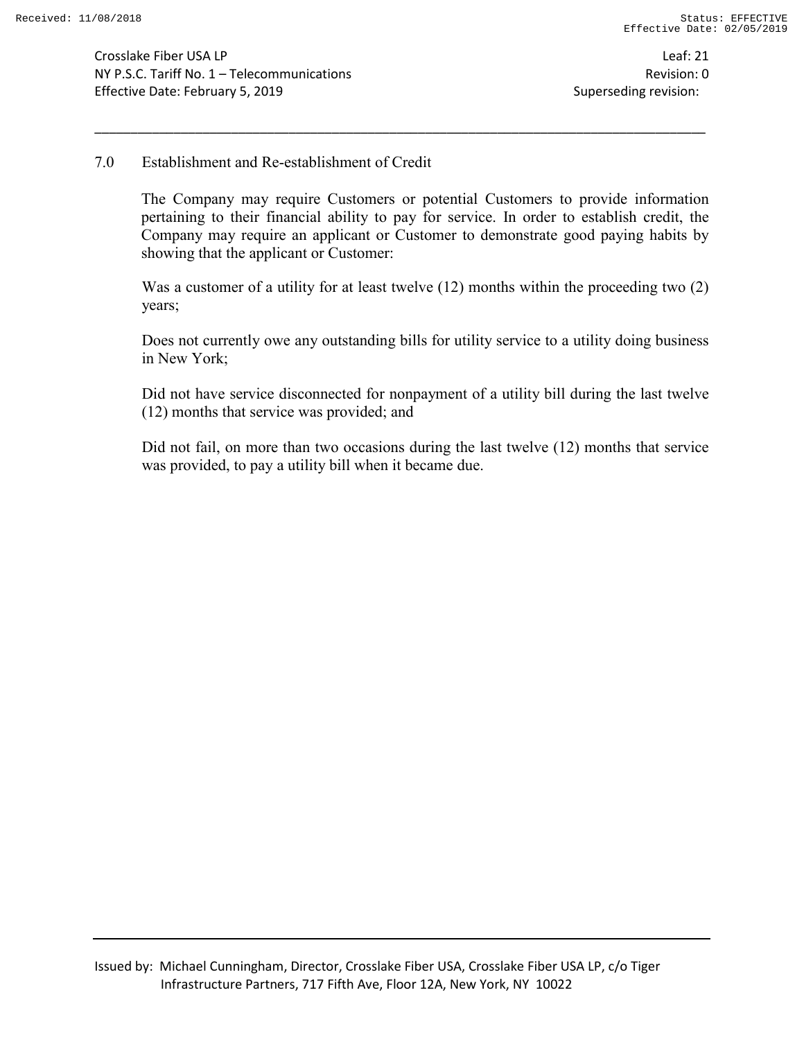## 7.0 Establishment and Re-establishment of Credit

The Company may require Customers or potential Customers to provide information pertaining to their financial ability to pay for service. In order to establish credit, the Company may require an applicant or Customer to demonstrate good paying habits by showing that the applicant or Customer:

Was a customer of a utility for at least twelve (12) months within the proceeding two (2) years;

Does not currently owe any outstanding bills for utility service to a utility doing business in New York;

Did not have service disconnected for nonpayment of a utility bill during the last twelve (12) months that service was provided; and

Did not fail, on more than two occasions during the last twelve (12) months that service was provided, to pay a utility bill when it became due.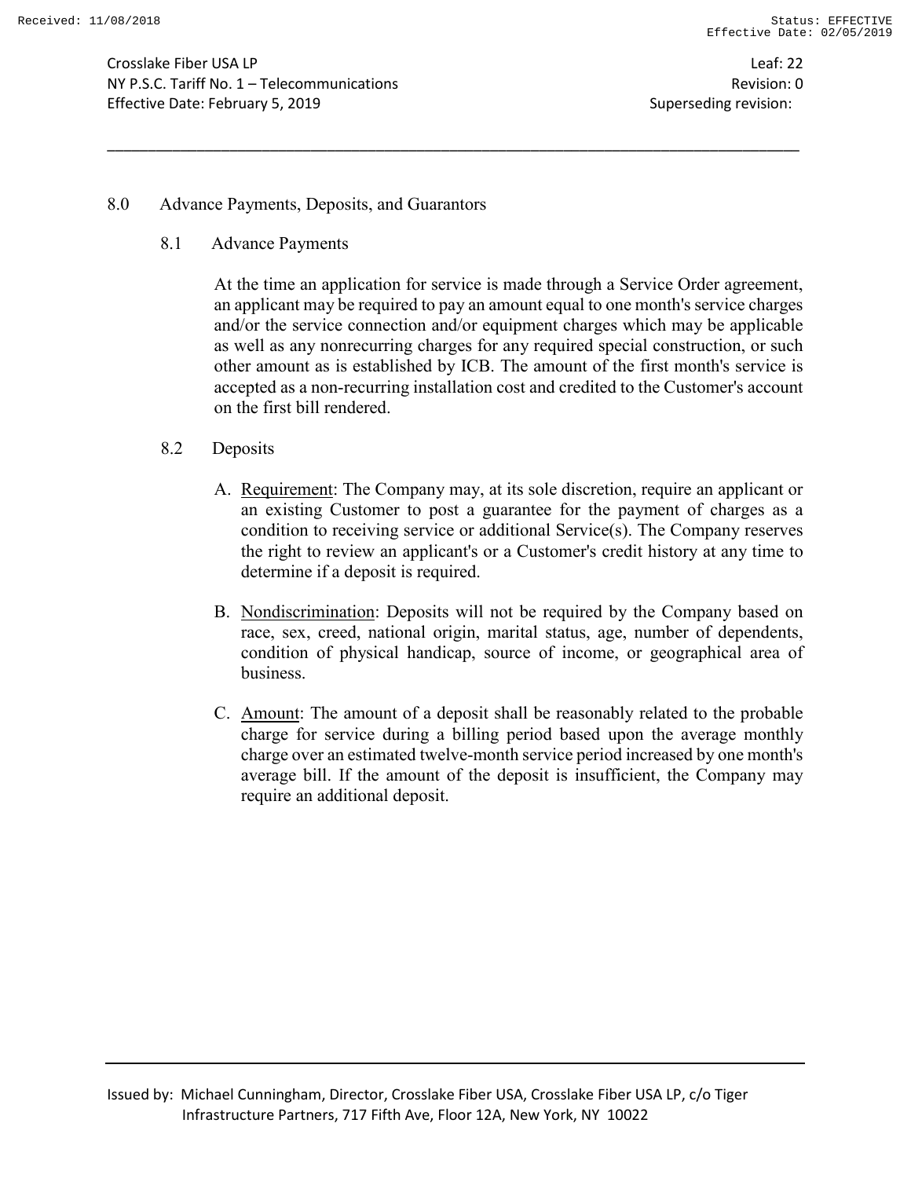## 8.0 Advance Payments, Deposits, and Guarantors

### 8.1 Advance Payments

At the time an application for service is made through a Service Order agreement, an applicant may be required to pay an amount equal to one month's service charges and/or the service connection and/or equipment charges which may be applicable as well as any nonrecurring charges for any required special construction, or such other amount as is established by ICB. The amount of the first month's service is accepted as a non-recurring installation cost and credited to the Customer's account on the first bill rendered.

### 8.2 Deposits

A. Requirement: The Company may, at its sole discretion, require an applicant or an existing Customer to post a guarantee for the payment of charges as a condition to receiving service or additional Service(s). The Company reserves the right to review an applicant's or a Customer's credit history at any time to determine if a deposit is required.

B. Nondiscrimination: Deposits will not be required by the Company based on race, sex, creed, national origin, marital status, age, number of dependents, condition of physical handicap, source of income, or geographical area of business.

C. Amount: The amount of a deposit shall be reasonably related to the probable charge for service during a billing period based upon the average monthly charge over an estimated twelve-month service period increased by one month's average bill. If the amount of the deposit is insufficient, the Company may require an additional deposit.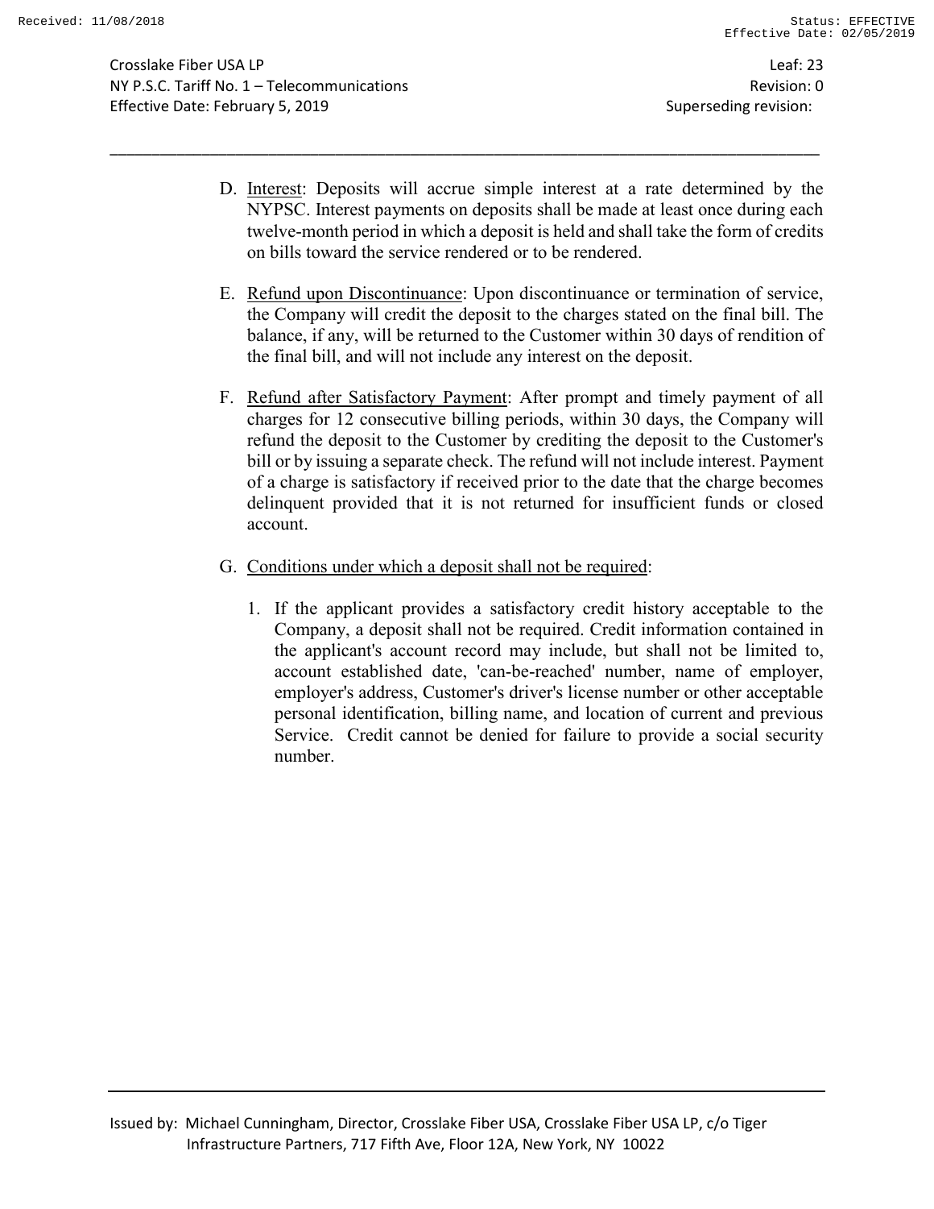D. Interest: Deposits will accrue simple interest at a rate determined by the NYPSC. Interest payments on deposits shall be made at least once during each twelve-month period in which a deposit is held and shall take the form of credits on bills toward the service rendered or to be rendered.

E. Refund upon Discontinuance: Upon discontinuance or termination of service, the Company will credit the deposit to the charges stated on the final bill. The balance, if any, will be returned to the Customer within 30 days of rendition of the final bill, and will not include any interest on the deposit.

F. Refund after Satisfactory Payment: After prompt and timely payment of all charges for 12 consecutive billing periods, within 30 days, the Company will refund the deposit to the Customer by crediting the deposit to the Customer's bill or by issuing a separate check. The refund will not include interest. Payment of a charge is satisfactory if received prior to the date that the charge becomes delinquent provided that it is not returned for insufficient funds or closed account.

G. Conditions under which a deposit shall not be required:

   1. If the applicant provides a satisfactory credit history acceptable to the Company, a deposit shall not be required. Credit information contained in the applicant's account record may include, but shall not be limited to, account established date, 'can-be-reached' number, name of employer, employer's address, Customer's driver's license number or other acceptable personal identification, billing name, and location of current and previous Service. Credit cannot be denied for failure to provide a social security number.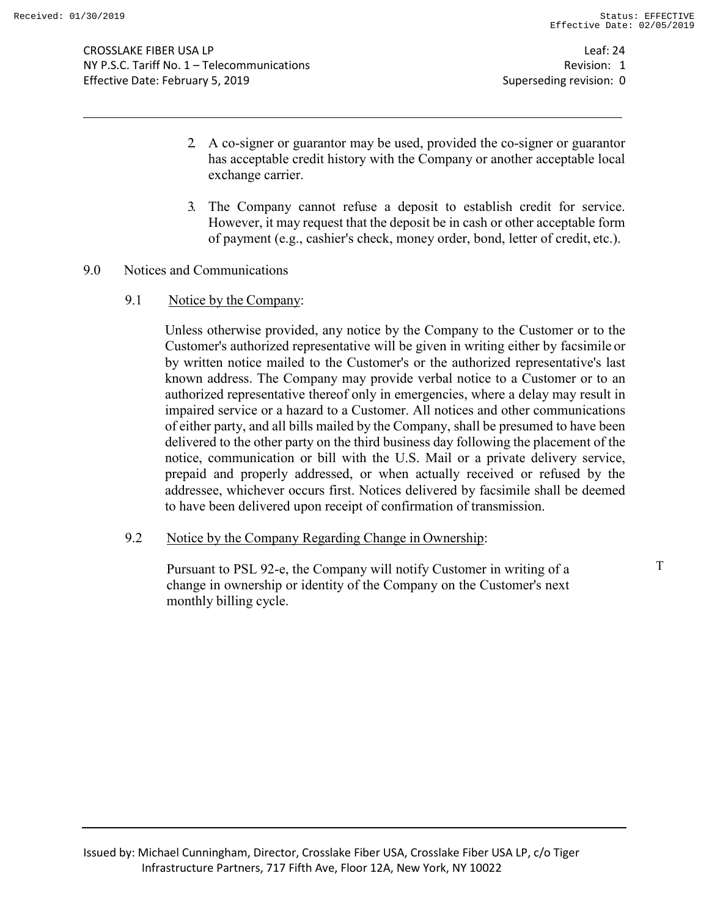2. A co-signer or guarantor may be used, provided the co-signer or guarantor has acceptable credit history with the Company or another acceptable local exchange carrier.

3. The Company cannot refuse a deposit to establish credit for service. However, it may request that the deposit be in cash or other acceptable form of payment (e.g., cashier's check, money order, bond, letter of credit, etc.).

## 9.0 Notices and Communications

### 9.1 Notice by the Company:

Unless otherwise provided, any notice by the Company to the Customer or to the Customer's authorized representative will be given in writing either by facsimile or by written notice mailed to the Customer's or the authorized representative's last known address. The Company may provide verbal notice to a Customer or to an authorized representative thereof only in emergencies, where a delay may result in impaired service or a hazard to a Customer. All notices and other communications of either party, and all bills mailed by the Company, shall be presumed to have been delivered to the other party on the third business day following the placement of the notice, communication or bill with the U.S. Mail or a private delivery service, prepaid and properly addressed, or when actually received or refused by the addressee, whichever occurs first. Notices delivered by facsimile shall be deemed to have been delivered upon receipt of confirmation of transmission.

### 9.2 Notice by the Company Regarding Change in Ownership:

Pursuant to PSL 92-e, the Company will notify Customer in writing of a change in ownership or identity of the Company on the Customer's next monthly billing cycle. T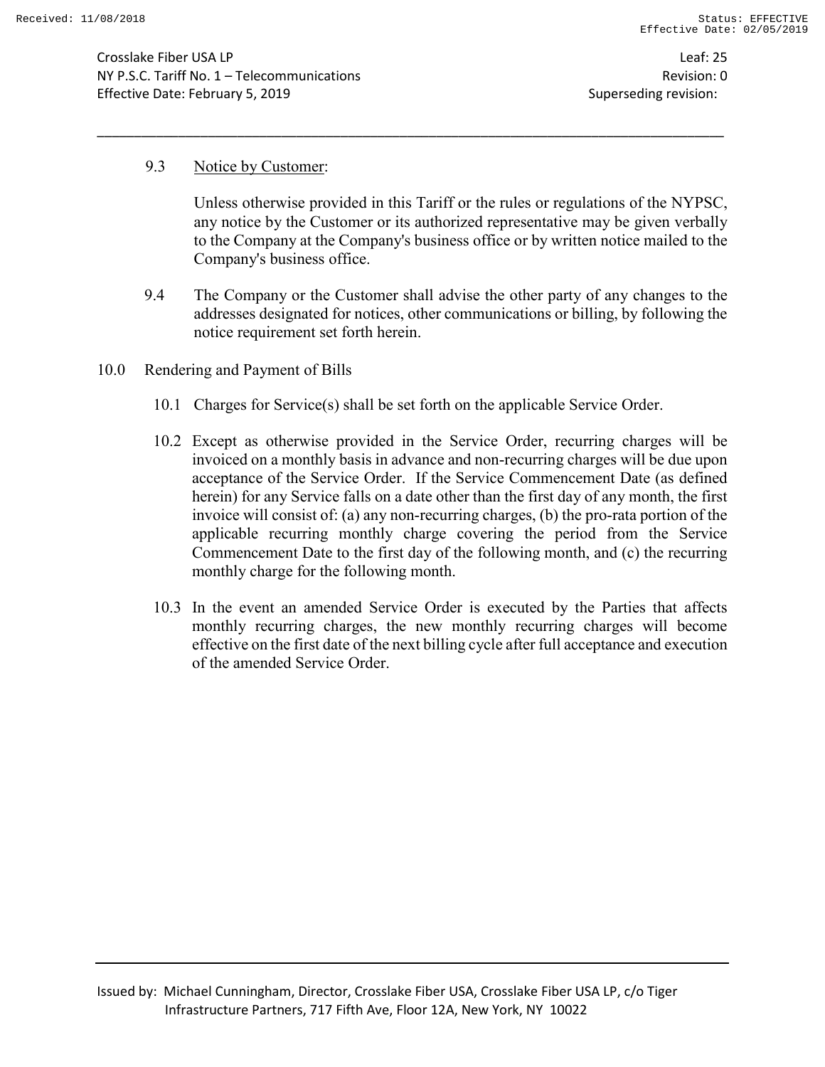9.3 Notice by Customer:

Unless otherwise provided in this Tariff or the rules or regulations of the NYPSC, any notice by the Customer or its authorized representative may be given verbally to the Company at the Company's business office or by written notice mailed to the Company's business office.

9.4 The Company or the Customer shall advise the other party of any changes to the addresses designated for notices, other communications or billing, by following the notice requirement set forth herein.

10.0 Rendering and Payment of Bills

10.1 Charges for Service(s) shall be set forth on the applicable Service Order.

10.2 Except as otherwise provided in the Service Order, recurring charges will be invoiced on a monthly basis in advance and non-recurring charges will be due upon acceptance of the Service Order. If the Service Commencement Date (as defined herein) for any Service falls on a date other than the first day of any month, the first invoice will consist of: (a) any non-recurring charges, (b) the pro-rata portion of the applicable recurring monthly charge covering the period from the Service Commencement Date to the first day of the following month, and (c) the recurring monthly charge for the following month.

10.3 In the event an amended Service Order is executed by the Parties that affects monthly recurring charges, the new monthly recurring charges will become effective on the first date of the next billing cycle after full acceptance and execution of the amended Service Order.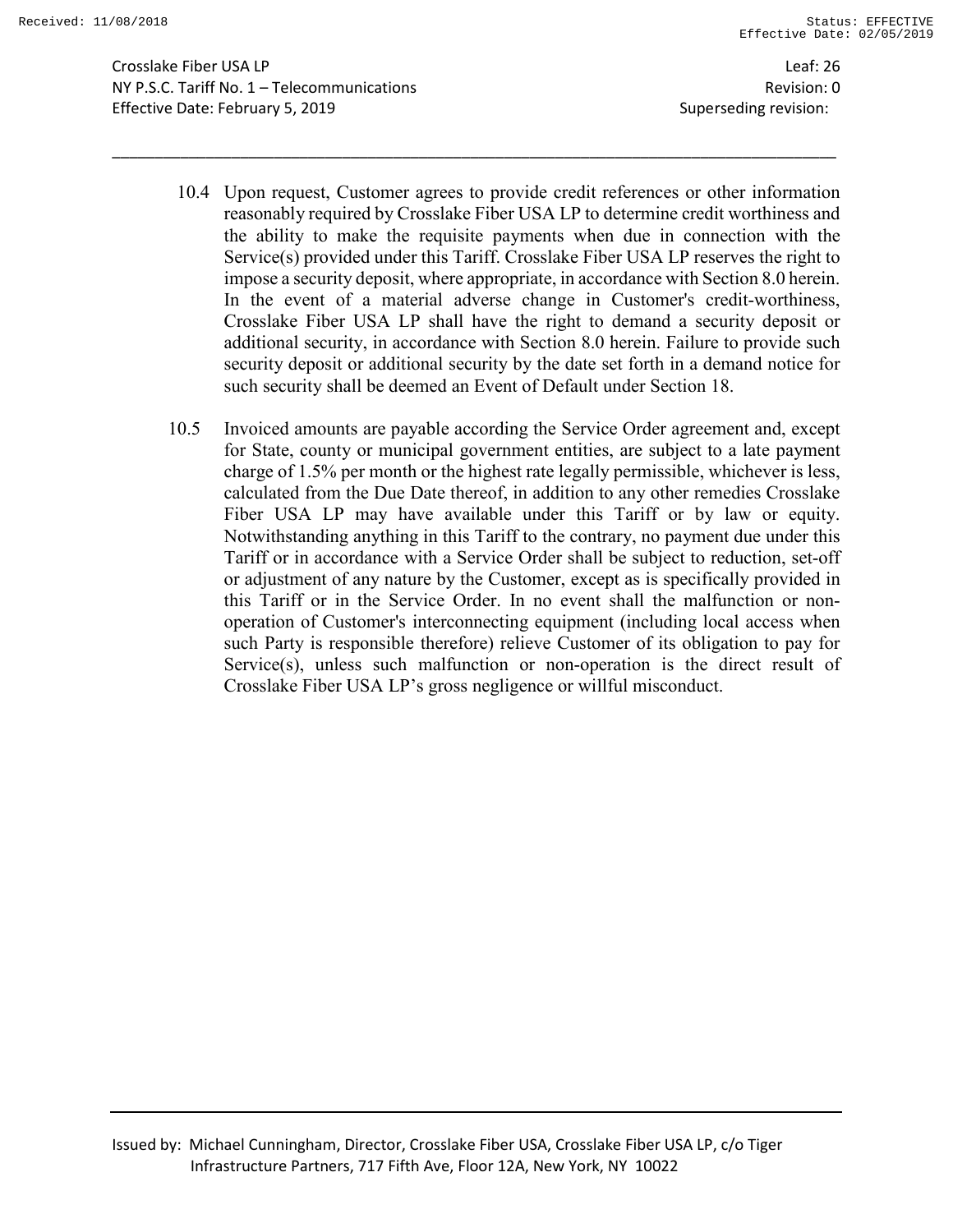10.4 Upon request, Customer agrees to provide credit references or other information reasonably required by Crosslake Fiber USA LP to determine credit worthiness and the ability to make the requisite payments when due in connection with the Service(s) provided under this Tariff. Crosslake Fiber USA LP reserves the right to impose a security deposit, where appropriate, in accordance with Section 8.0 herein. In the event of a material adverse change in Customer's credit-worthiness, Crosslake Fiber USA LP shall have the right to demand a security deposit or additional security, in accordance with Section 8.0 herein. Failure to provide such security deposit or additional security by the date set forth in a demand notice for such security shall be deemed an Event of Default under Section 18.

10.5 Invoiced amounts are payable according the Service Order agreement and, except for State, county or municipal government entities, are subject to a late payment charge of 1.5% per month or the highest rate legally permissible, whichever is less, calculated from the Due Date thereof, in addition to any other remedies Crosslake Fiber USA LP may have available under this Tariff or by law or equity. Notwithstanding anything in this Tariff to the contrary, no payment due under this Tariff or in accordance with a Service Order shall be subject to reduction, set-off or adjustment of any nature by the Customer, except as is specifically provided in this Tariff or in the Service Order. In no event shall the malfunction or non-operation of Customer's interconnecting equipment (including local access when such Party is responsible therefore) relieve Customer of its obligation to pay for Service(s), unless such malfunction or non-operation is the direct result of Crosslake Fiber USA LP's gross negligence or willful misconduct.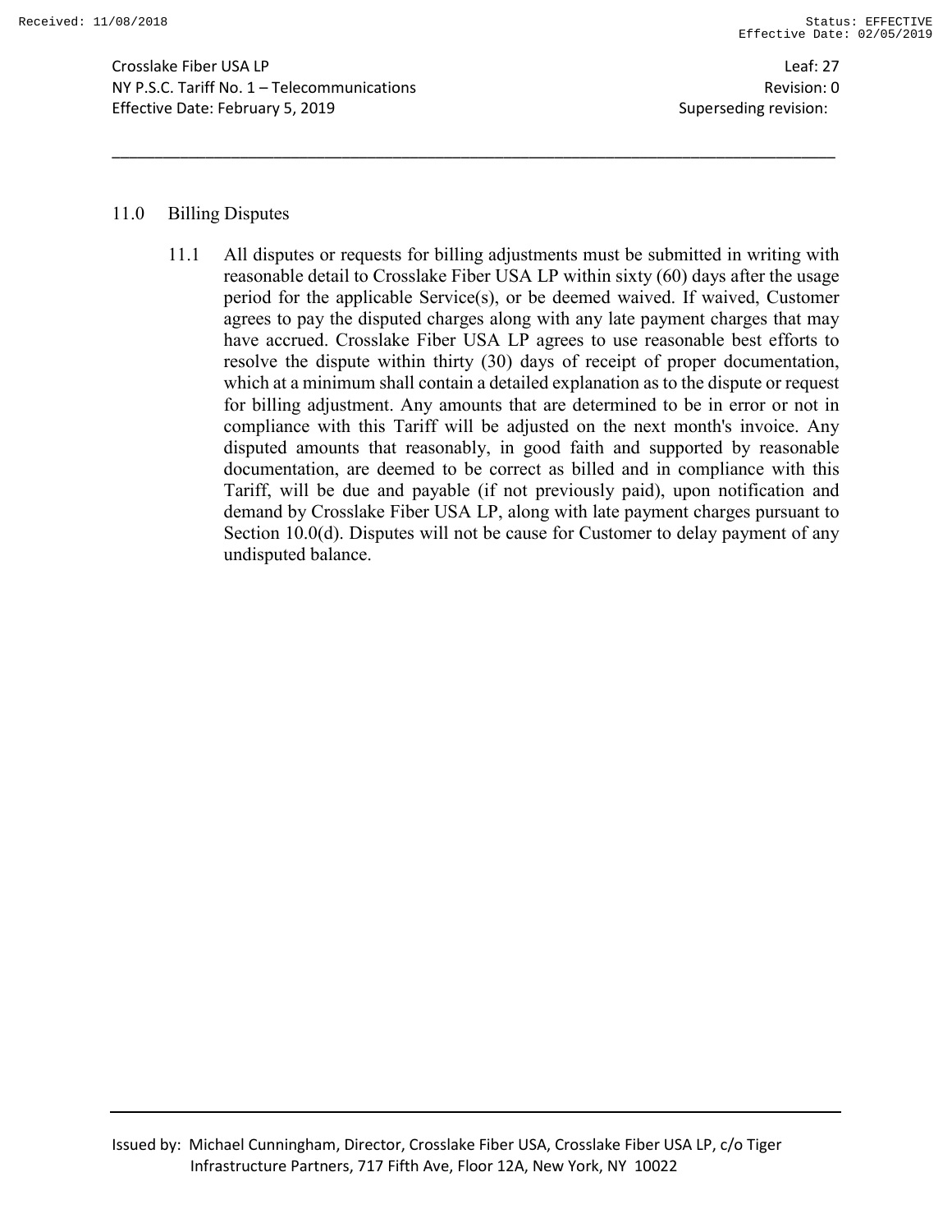## 11.0 Billing Disputes

11.1 All disputes or requests for billing adjustments must be submitted in writing with reasonable detail to Crosslake Fiber USA LP within sixty (60) days after the usage period for the applicable Service(s), or be deemed waived. If waived, Customer agrees to pay the disputed charges along with any late payment charges that may have accrued. Crosslake Fiber USA LP agrees to use reasonable best efforts to resolve the dispute within thirty (30) days of receipt of proper documentation, which at a minimum shall contain a detailed explanation as to the dispute or request for billing adjustment. Any amounts that are determined to be in error or not in compliance with this Tariff will be adjusted on the next month's invoice. Any disputed amounts that reasonably, in good faith and supported by reasonable documentation, are deemed to be correct as billed and in compliance with this Tariff, will be due and payable (if not previously paid), upon notification and demand by Crosslake Fiber USA LP, along with late payment charges pursuant to Section 10.0(d). Disputes will not be cause for Customer to delay payment of any undisputed balance.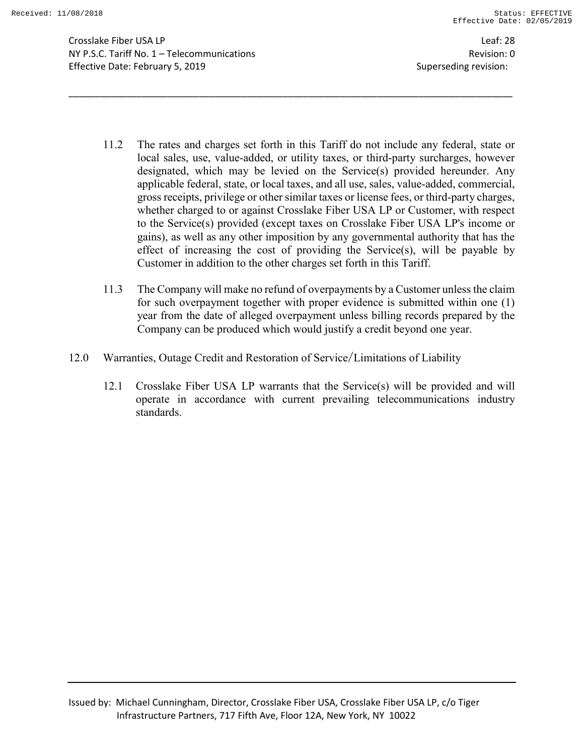11.2 The rates and charges set forth in this Tariff do not include any federal, state or local sales, use, value-added, or utility taxes, or third-party surcharges, however designated, which may be levied on the Service(s) provided hereunder. Any applicable federal, state, or local taxes, and all use, sales, value-added, commercial, gross receipts, privilege or other similar taxes or license fees, or third-party charges, whether charged to or against Crosslake Fiber USA LP or Customer, with respect to the Service(s) provided (except taxes on Crosslake Fiber USA LP's income or gains), as well as any other imposition by any governmental authority that has the effect of increasing the cost of providing the Service(s), will be payable by Customer in addition to the other charges set forth in this Tariff.

11.3 The Company will make no refund of overpayments by a Customer unless the claim for such overpayment together with proper evidence is submitted within one (1) year from the date of alleged overpayment unless billing records prepared by the Company can be produced which would justify a credit beyond one year.

## 12.0 Warranties, Outage Credit and Restoration of Service/Limitations of Liability

12.1 Crosslake Fiber USA LP warrants that the Service(s) will be provided and will operate in accordance with current prevailing telecommunications industry standards.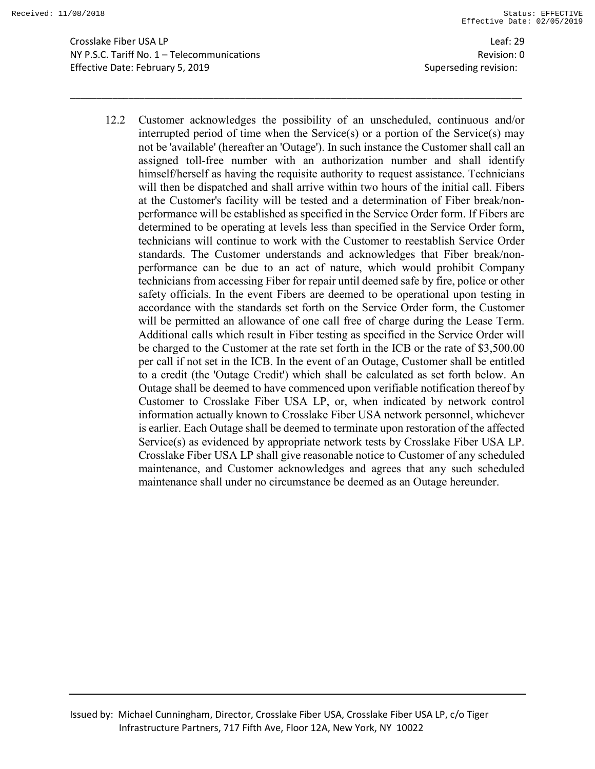12.2 Customer acknowledges the possibility of an unscheduled, continuous and/or interrupted period of time when the Service(s) or a portion of the Service(s) may not be 'available' (hereafter an 'Outage'). In such instance the Customer shall call an assigned toll-free number with an authorization number and shall identify himself/herself as having the requisite authority to request assistance. Technicians will then be dispatched and shall arrive within two hours of the initial call. Fibers at the Customer's facility will be tested and a determination of Fiber break/non-performance will be established as specified in the Service Order form. If Fibers are determined to be operating at levels less than specified in the Service Order form, technicians will continue to work with the Customer to reestablish Service Order standards. The Customer understands and acknowledges that Fiber break/non-performance can be due to an act of nature, which would prohibit Company technicians from accessing Fiber for repair until deemed safe by fire, police or other safety officials. In the event Fibers are deemed to be operational upon testing in accordance with the standards set forth on the Service Order form, the Customer will be permitted an allowance of one call free of charge during the Lease Term. Additional calls which result in Fiber testing as specified in the Service Order will be charged to the Customer at the rate set forth in the ICB or the rate of $3,500.00 per call if not set in the ICB. In the event of an Outage, Customer shall be entitled to a credit (the 'Outage Credit') which shall be calculated as set forth below. An Outage shall be deemed to have commenced upon verifiable notification thereof by Customer to Crosslake Fiber USA LP, or, when indicated by network control information actually known to Crosslake Fiber USA network personnel, whichever is earlier. Each Outage shall be deemed to terminate upon restoration of the affected Service(s) as evidenced by appropriate network tests by Crosslake Fiber USA LP. Crosslake Fiber USA LP shall give reasonable notice to Customer of any scheduled maintenance, and Customer acknowledges and agrees that any such scheduled maintenance shall under no circumstance be deemed as an Outage hereunder.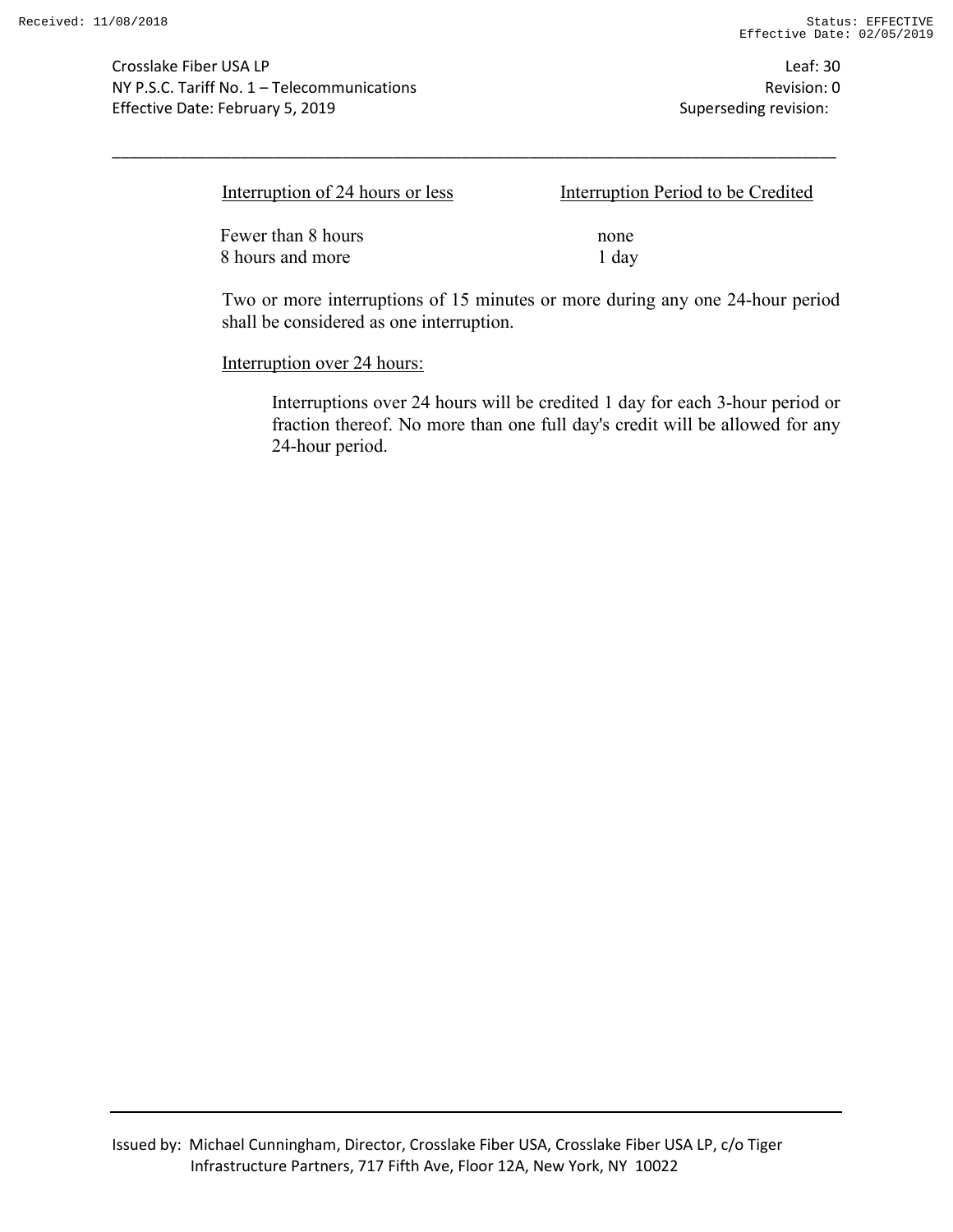| Interruption of 24 hours or less | Interruption Period to be Credited |
|---|---|
| Fewer than 8 hours | none |
| 8 hours and more | 1 day |

Two or more interruptions of 15 minutes or more during any one 24-hour period shall be considered as one interruption.

Interruption over 24 hours:

Interruptions over 24 hours will be credited 1 day for each 3-hour period or fraction thereof. No more than one full day's credit will be allowed for any 24-hour period.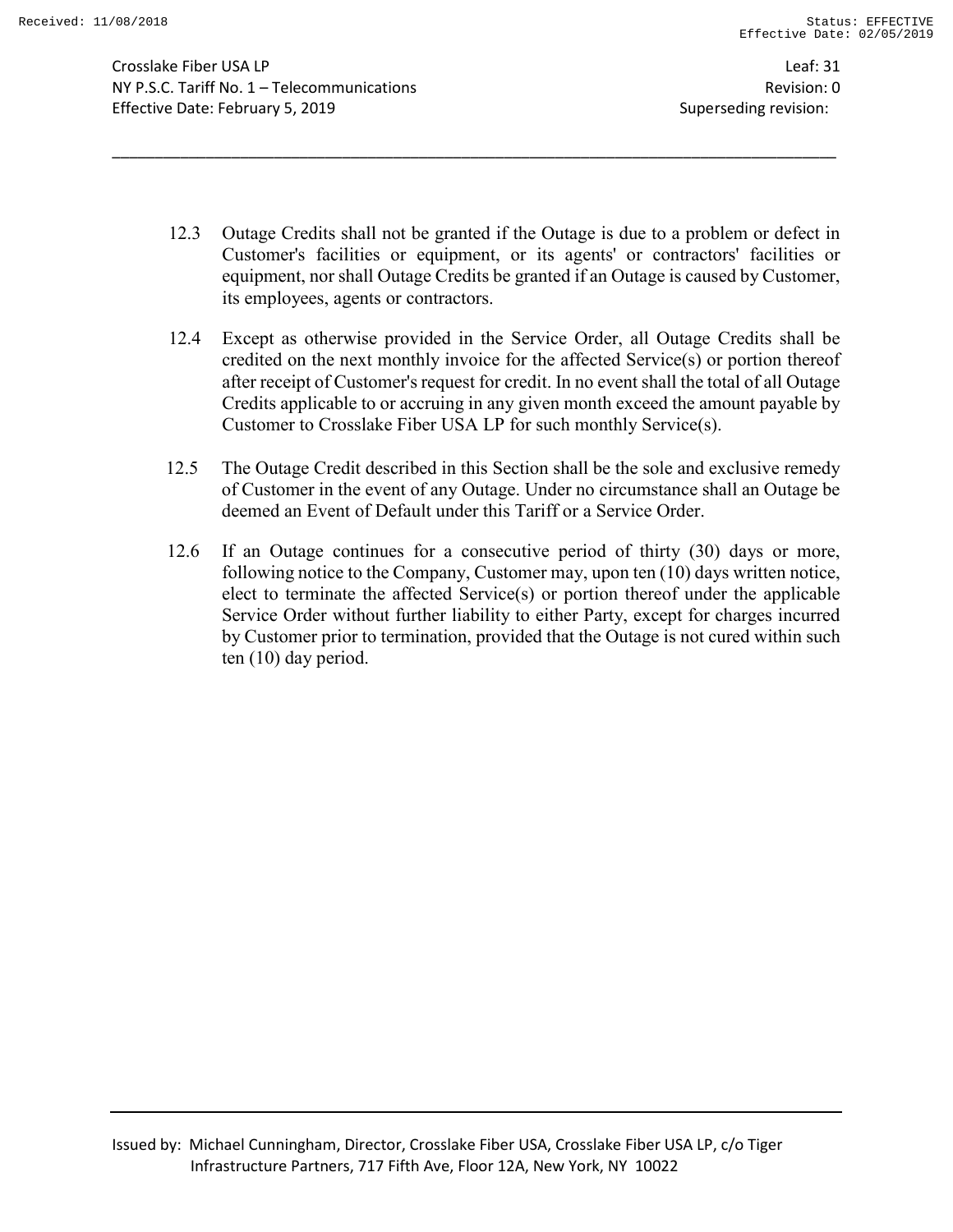12.3 Outage Credits shall not be granted if the Outage is due to a problem or defect in Customer's facilities or equipment, or its agents' or contractors' facilities or equipment, nor shall Outage Credits be granted if an Outage is caused by Customer, its employees, agents or contractors.

12.4 Except as otherwise provided in the Service Order, all Outage Credits shall be credited on the next monthly invoice for the affected Service(s) or portion thereof after receipt of Customer's request for credit. In no event shall the total of all Outage Credits applicable to or accruing in any given month exceed the amount payable by Customer to Crosslake Fiber USA LP for such monthly Service(s).

12.5 The Outage Credit described in this Section shall be the sole and exclusive remedy of Customer in the event of any Outage. Under no circumstance shall an Outage be deemed an Event of Default under this Tariff or a Service Order.

12.6 If an Outage continues for a consecutive period of thirty (30) days or more, following notice to the Company, Customer may, upon ten (10) days written notice, elect to terminate the affected Service(s) or portion thereof under the applicable Service Order without further liability to either Party, except for charges incurred by Customer prior to termination, provided that the Outage is not cured within such ten (10) day period.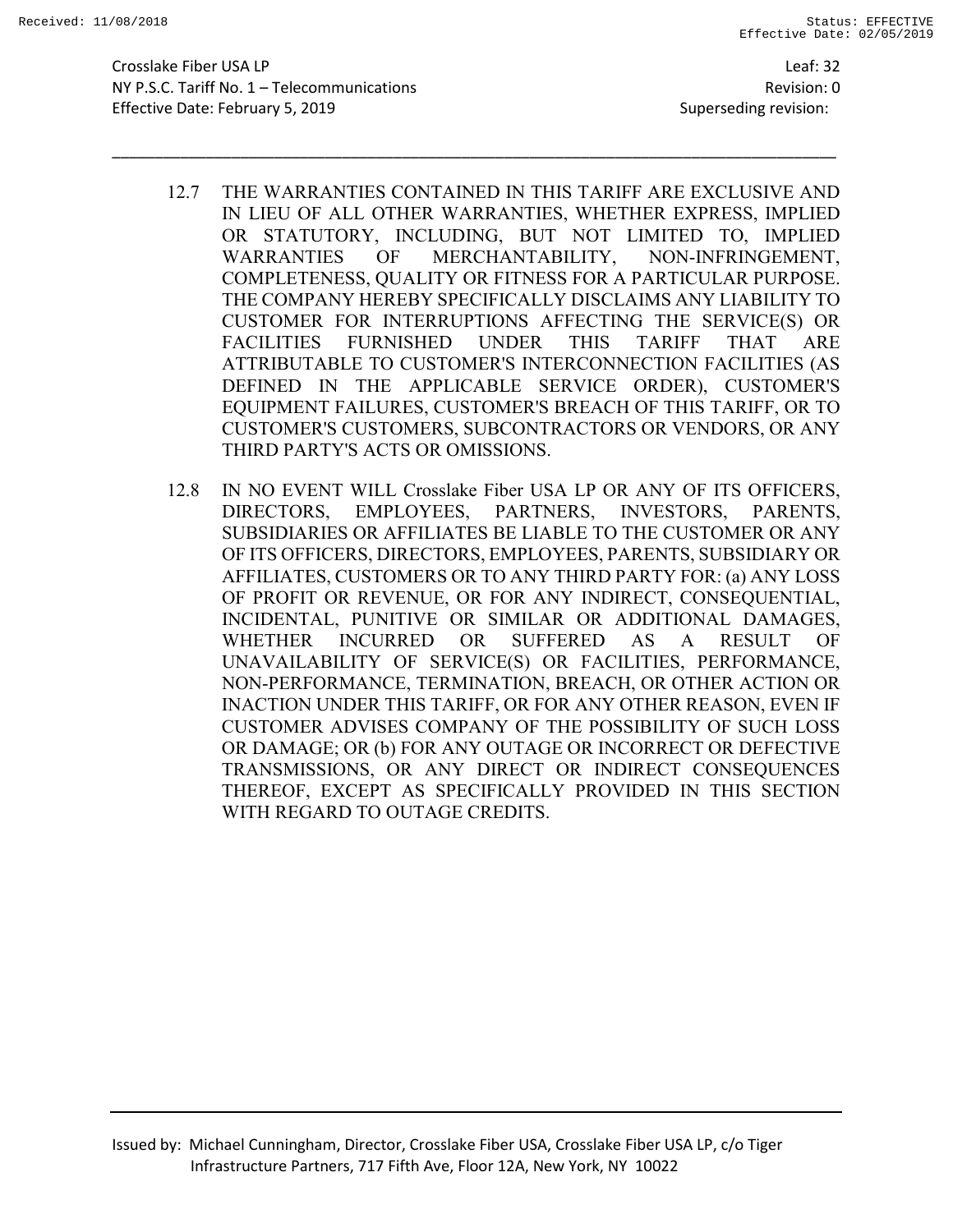12.7 THE WARRANTIES CONTAINED IN THIS TARIFF ARE EXCLUSIVE AND IN LIEU OF ALL OTHER WARRANTIES, WHETHER EXPRESS, IMPLIED OR STATUTORY, INCLUDING, BUT NOT LIMITED TO, IMPLIED WARRANTIES OF MERCHANTABILITY, NON-INFRINGEMENT, COMPLETENESS, QUALITY OR FITNESS FOR A PARTICULAR PURPOSE. THE COMPANY HEREBY SPECIFICALLY DISCLAIMS ANY LIABILITY TO CUSTOMER FOR INTERRUPTIONS AFFECTING THE SERVICE(S) OR FACILITIES FURNISHED UNDER THIS TARIFF THAT ARE ATTRIBUTABLE TO CUSTOMER'S INTERCONNECTION FACILITIES (AS DEFINED IN THE APPLICABLE SERVICE ORDER), CUSTOMER'S EQUIPMENT FAILURES, CUSTOMER'S BREACH OF THIS TARIFF, OR TO CUSTOMER'S CUSTOMERS, SUBCONTRACTORS OR VENDORS, OR ANY THIRD PARTY'S ACTS OR OMISSIONS.

12.8 IN NO EVENT WILL Crosslake Fiber USA LP OR ANY OF ITS OFFICERS, DIRECTORS, EMPLOYEES, PARTNERS, INVESTORS, PARENTS, SUBSIDIARIES OR AFFILIATES BE LIABLE TO THE CUSTOMER OR ANY OF ITS OFFICERS, DIRECTORS, EMPLOYEES, PARENTS, SUBSIDIARY OR AFFILIATES, CUSTOMERS OR TO ANY THIRD PARTY FOR: (a) ANY LOSS OF PROFIT OR REVENUE, OR FOR ANY INDIRECT, CONSEQUENTIAL, INCIDENTAL, PUNITIVE OR SIMILAR OR ADDITIONAL DAMAGES, WHETHER INCURRED OR SUFFERED AS A RESULT OF UNAVAILABILITY OF SERVICE(S) OR FACILITIES, PERFORMANCE, NON-PERFORMANCE, TERMINATION, BREACH, OR OTHER ACTION OR INACTION UNDER THIS TARIFF, OR FOR ANY OTHER REASON, EVEN IF CUSTOMER ADVISES COMPANY OF THE POSSIBILITY OF SUCH LOSS OR DAMAGE; OR (b) FOR ANY OUTAGE OR INCORRECT OR DEFECTIVE TRANSMISSIONS, OR ANY DIRECT OR INDIRECT CONSEQUENCES THEREOF, EXCEPT AS SPECIFICALLY PROVIDED IN THIS SECTION WITH REGARD TO OUTAGE CREDITS.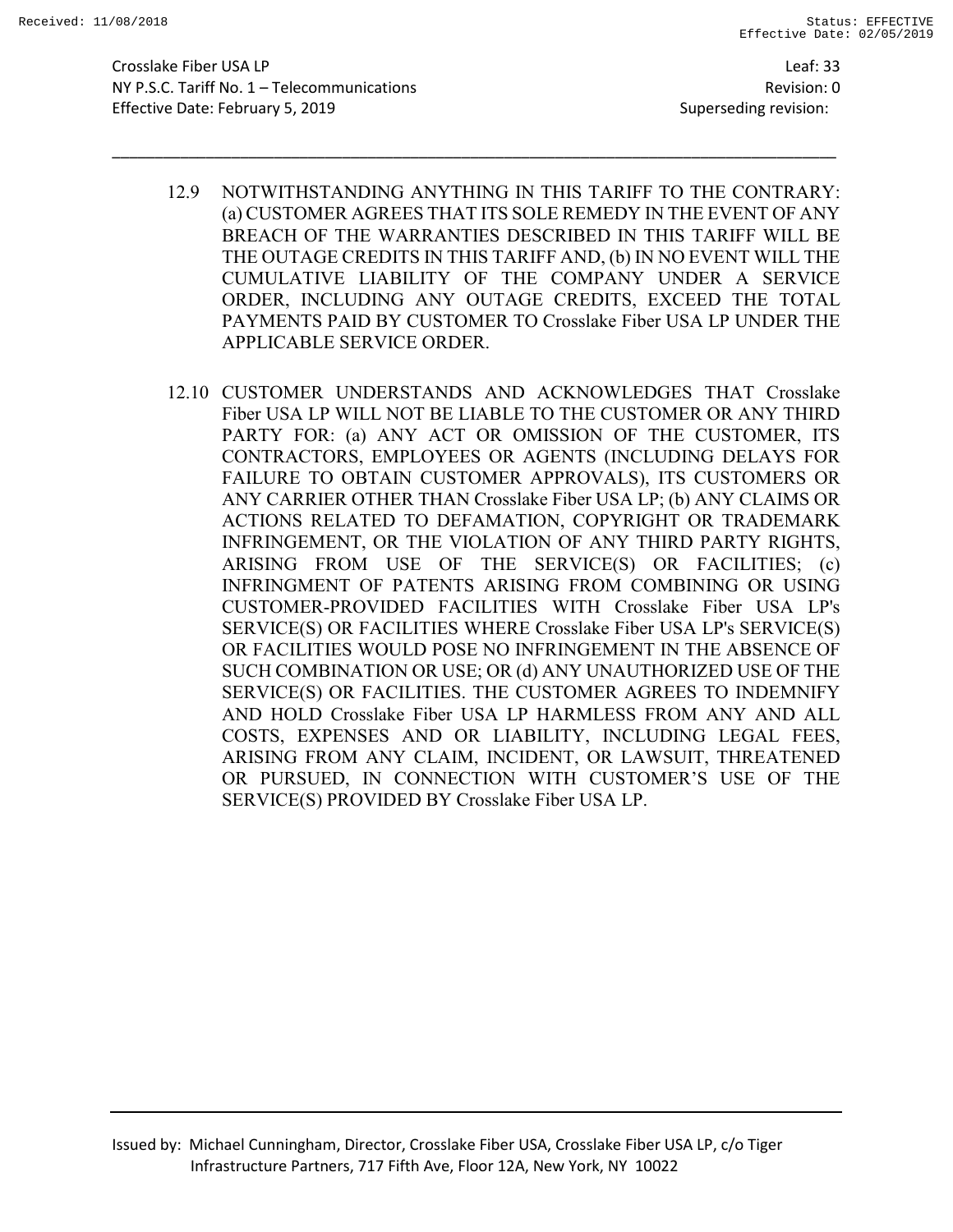12.9 NOTWITHSTANDING ANYTHING IN THIS TARIFF TO THE CONTRARY: (a) CUSTOMER AGREES THAT ITS SOLE REMEDY IN THE EVENT OF ANY BREACH OF THE WARRANTIES DESCRIBED IN THIS TARIFF WILL BE THE OUTAGE CREDITS IN THIS TARIFF AND, (b) IN NO EVENT WILL THE CUMULATIVE LIABILITY OF THE COMPANY UNDER A SERVICE ORDER, INCLUDING ANY OUTAGE CREDITS, EXCEED THE TOTAL PAYMENTS PAID BY CUSTOMER TO Crosslake Fiber USA LP UNDER THE APPLICABLE SERVICE ORDER.

12.10 CUSTOMER UNDERSTANDS AND ACKNOWLEDGES THAT Crosslake Fiber USA LP WILL NOT BE LIABLE TO THE CUSTOMER OR ANY THIRD PARTY FOR: (a) ANY ACT OR OMISSION OF THE CUSTOMER, ITS CONTRACTORS, EMPLOYEES OR AGENTS (INCLUDING DELAYS FOR FAILURE TO OBTAIN CUSTOMER APPROVALS), ITS CUSTOMERS OR ANY CARRIER OTHER THAN Crosslake Fiber USA LP; (b) ANY CLAIMS OR ACTIONS RELATED TO DEFAMATION, COPYRIGHT OR TRADEMARK INFRINGEMENT, OR THE VIOLATION OF ANY THIRD PARTY RIGHTS, ARISING FROM USE OF THE SERVICE(S) OR FACILITIES; (c) INFRINGMENT OF PATENTS ARISING FROM COMBINING OR USING CUSTOMER-PROVIDED FACILITIES WITH Crosslake Fiber USA LP's SERVICE(S) OR FACILITIES WHERE Crosslake Fiber USA LP's SERVICE(S) OR FACILITIES WOULD POSE NO INFRINGEMENT IN THE ABSENCE OF SUCH COMBINATION OR USE; OR (d) ANY UNAUTHORIZED USE OF THE SERVICE(S) OR FACILITIES. THE CUSTOMER AGREES TO INDEMNIFY AND HOLD Crosslake Fiber USA LP HARMLESS FROM ANY AND ALL COSTS, EXPENSES AND OR LIABILITY, INCLUDING LEGAL FEES, ARISING FROM ANY CLAIM, INCIDENT, OR LAWSUIT, THREATENED OR PURSUED, IN CONNECTION WITH CUSTOMER'S USE OF THE SERVICE(S) PROVIDED BY Crosslake Fiber USA LP.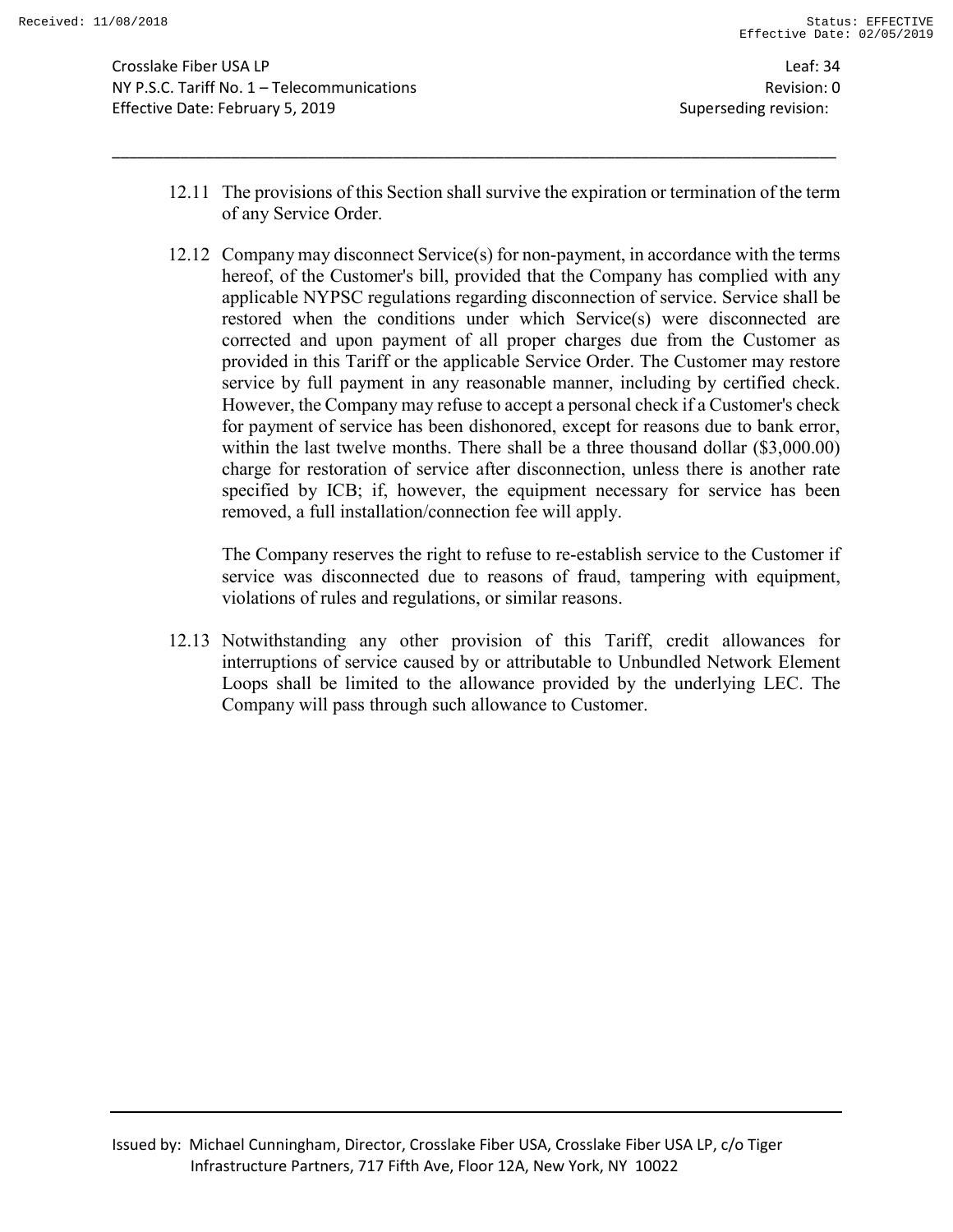12.11 The provisions of this Section shall survive the expiration or termination of the term of any Service Order.

12.12 Company may disconnect Service(s) for non-payment, in accordance with the terms hereof, of the Customer's bill, provided that the Company has complied with any applicable NYPSC regulations regarding disconnection of service. Service shall be restored when the conditions under which Service(s) were disconnected are corrected and upon payment of all proper charges due from the Customer as provided in this Tariff or the applicable Service Order. The Customer may restore service by full payment in any reasonable manner, including by certified check. However, the Company may refuse to accept a personal check if a Customer's check for payment of service has been dishonored, except for reasons due to bank error, within the last twelve months. There shall be a three thousand dollar ($3,000.00) charge for restoration of service after disconnection, unless there is another rate specified by ICB; if, however, the equipment necessary for service has been removed, a full installation/connection fee will apply.

The Company reserves the right to refuse to re-establish service to the Customer if service was disconnected due to reasons of fraud, tampering with equipment, violations of rules and regulations, or similar reasons.

12.13 Notwithstanding any other provision of this Tariff, credit allowances for interruptions of service caused by or attributable to Unbundled Network Element Loops shall be limited to the allowance provided by the underlying LEC. The Company will pass through such allowance to Customer.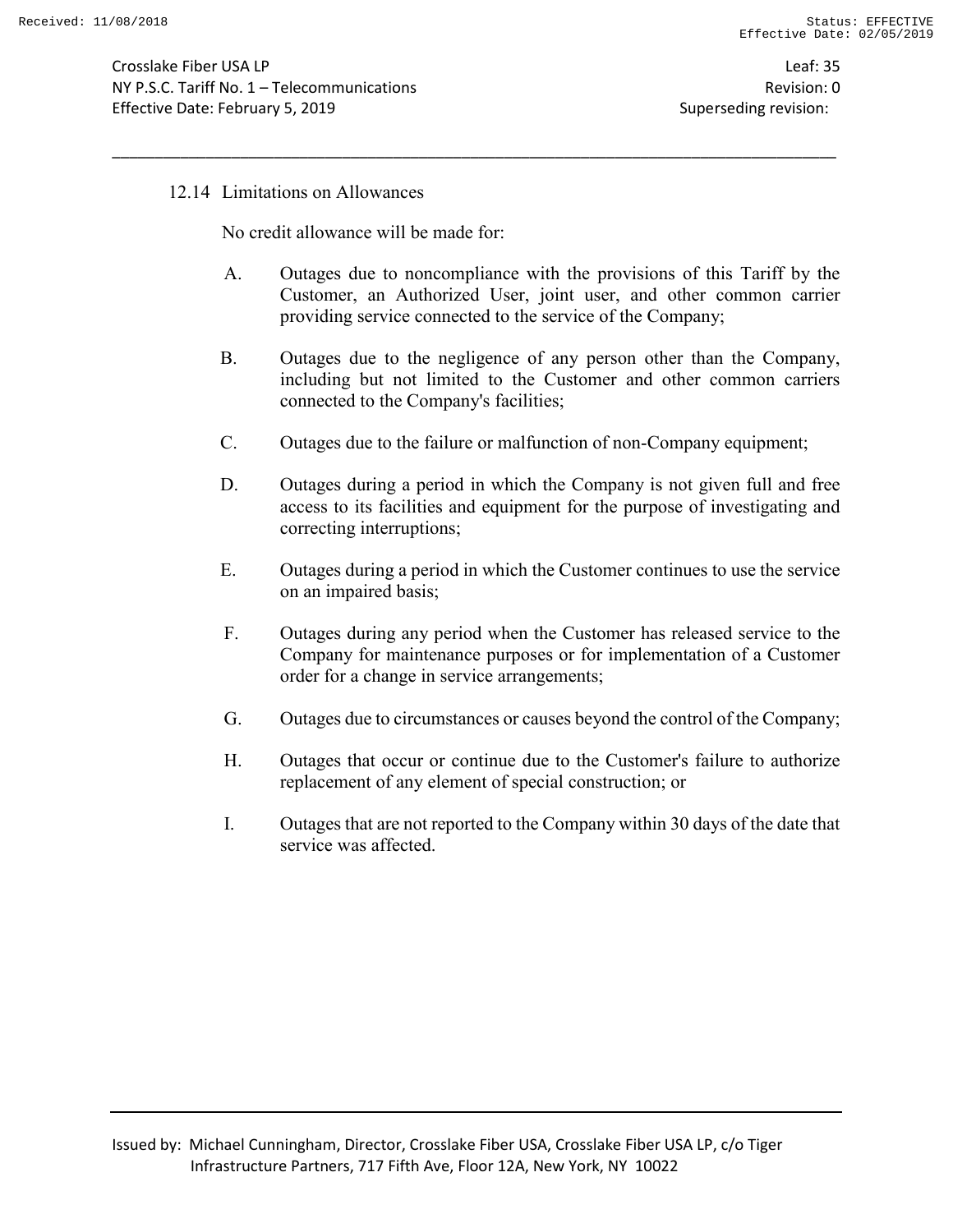### 12.14 Limitations on Allowances

No credit allowance will be made for:

A. Outages due to noncompliance with the provisions of this Tariff by the Customer, an Authorized User, joint user, and other common carrier providing service connected to the service of the Company;

B. Outages due to the negligence of any person other than the Company, including but not limited to the Customer and other common carriers connected to the Company's facilities;

C. Outages due to the failure or malfunction of non-Company equipment;

D. Outages during a period in which the Company is not given full and free access to its facilities and equipment for the purpose of investigating and correcting interruptions;

E. Outages during a period in which the Customer continues to use the service on an impaired basis;

F. Outages during any period when the Customer has released service to the Company for maintenance purposes or for implementation of a Customer order for a change in service arrangements;

G. Outages due to circumstances or causes beyond the control of the Company;

H. Outages that occur or continue due to the Customer's failure to authorize replacement of any element of special construction; or

I. Outages that are not reported to the Company within 30 days of the date that service was affected.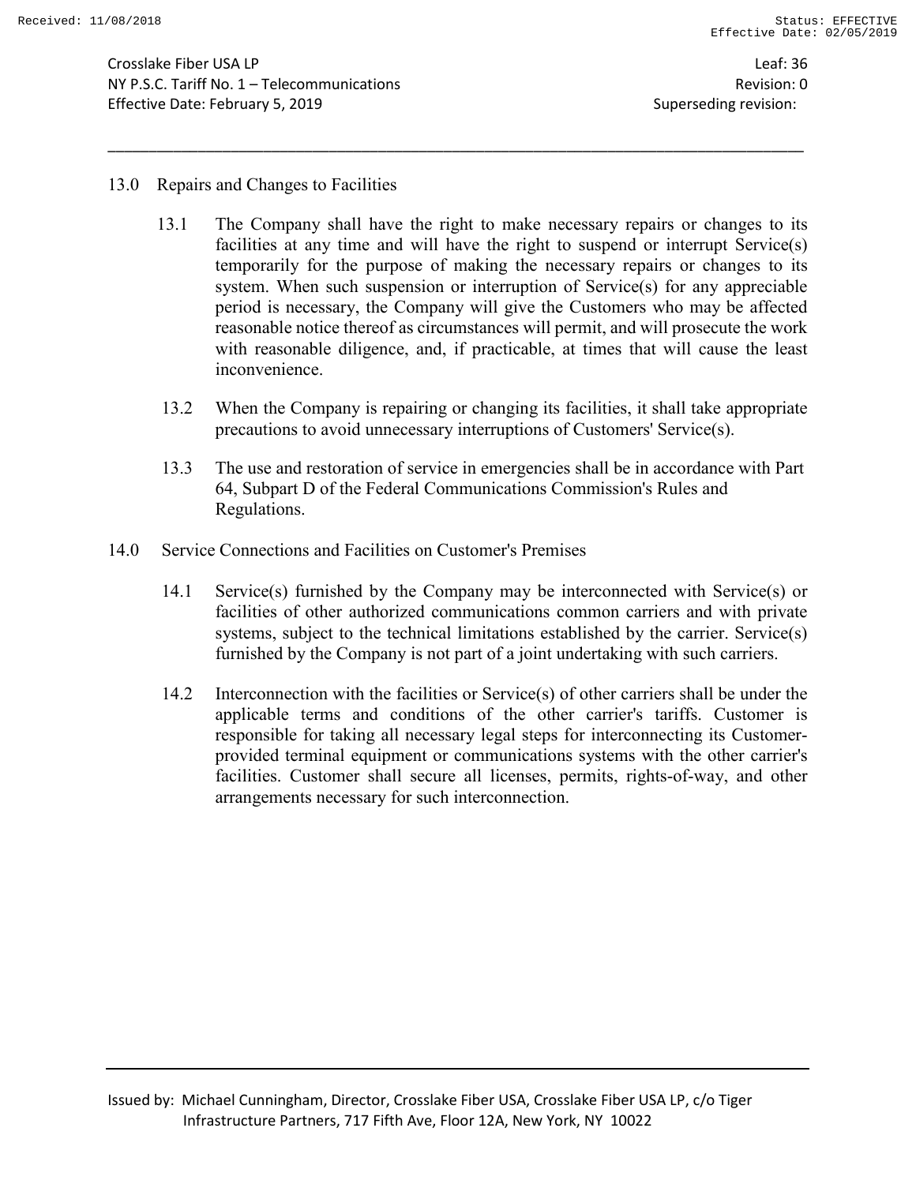## 13.0 Repairs and Changes to Facilities

13.1 The Company shall have the right to make necessary repairs or changes to its facilities at any time and will have the right to suspend or interrupt Service(s) temporarily for the purpose of making the necessary repairs or changes to its system. When such suspension or interruption of Service(s) for any appreciable period is necessary, the Company will give the Customers who may be affected reasonable notice thereof as circumstances will permit, and will prosecute the work with reasonable diligence, and, if practicable, at times that will cause the least inconvenience.

13.2 When the Company is repairing or changing its facilities, it shall take appropriate precautions to avoid unnecessary interruptions of Customers' Service(s).

13.3 The use and restoration of service in emergencies shall be in accordance with Part 64, Subpart D of the Federal Communications Commission's Rules and Regulations.

## 14.0 Service Connections and Facilities on Customer's Premises

14.1 Service(s) furnished by the Company may be interconnected with Service(s) or facilities of other authorized communications common carriers and with private systems, subject to the technical limitations established by the carrier. Service(s) furnished by the Company is not part of a joint undertaking with such carriers.

14.2 Interconnection with the facilities or Service(s) of other carriers shall be under the applicable terms and conditions of the other carrier's tariffs. Customer is responsible for taking all necessary legal steps for interconnecting its Customer-provided terminal equipment or communications systems with the other carrier's facilities. Customer shall secure all licenses, permits, rights-of-way, and other arrangements necessary for such interconnection.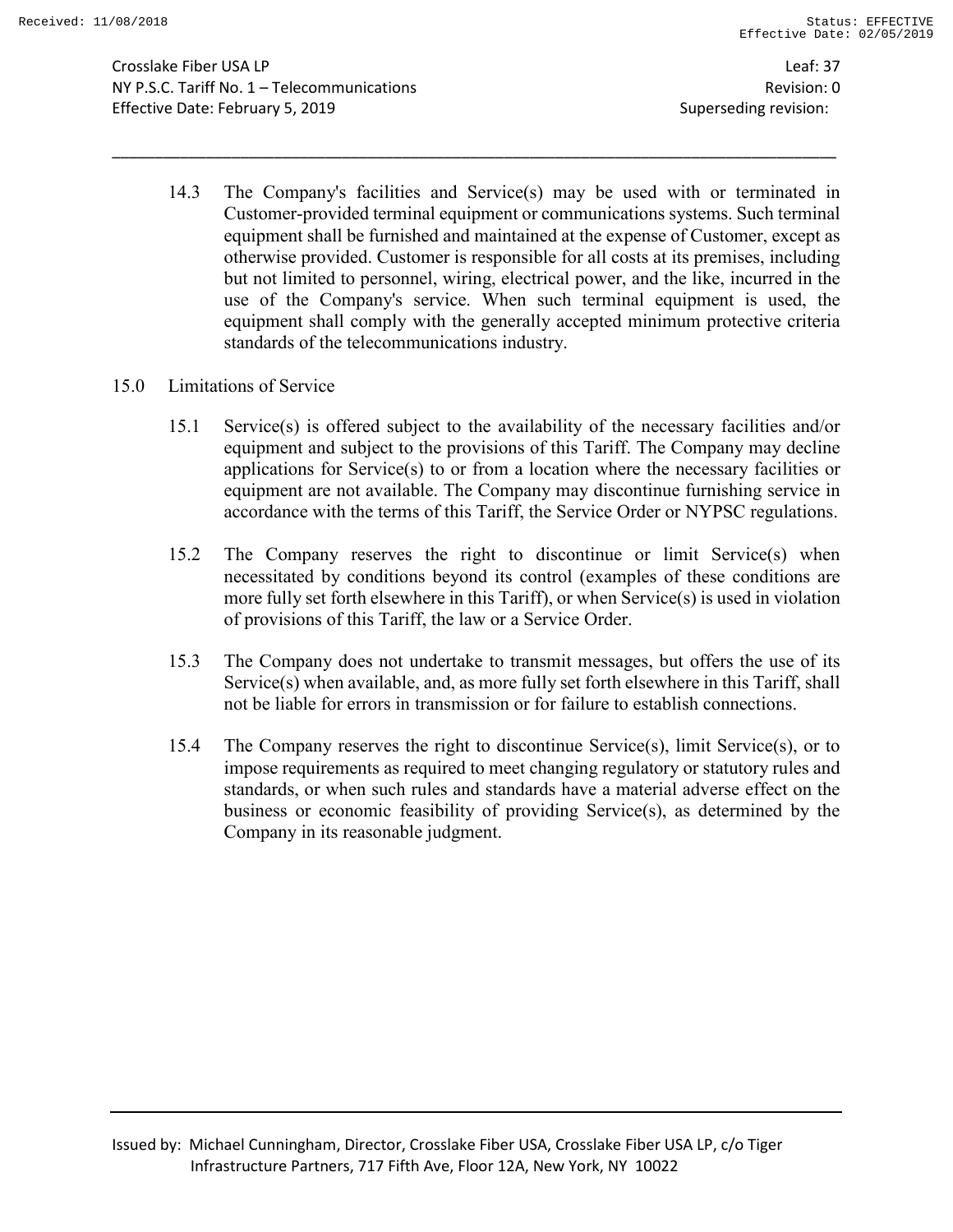14.3 The Company's facilities and Service(s) may be used with or terminated in Customer-provided terminal equipment or communications systems. Such terminal equipment shall be furnished and maintained at the expense of Customer, except as otherwise provided. Customer is responsible for all costs at its premises, including but not limited to personnel, wiring, electrical power, and the like, incurred in the use of the Company's service. When such terminal equipment is used, the equipment shall comply with the generally accepted minimum protective criteria standards of the telecommunications industry.

## 15.0 Limitations of Service

15.1 Service(s) is offered subject to the availability of the necessary facilities and/or equipment and subject to the provisions of this Tariff. The Company may decline applications for Service(s) to or from a location where the necessary facilities or equipment are not available. The Company may discontinue furnishing service in accordance with the terms of this Tariff, the Service Order or NYPSC regulations.

15.2 The Company reserves the right to discontinue or limit Service(s) when necessitated by conditions beyond its control (examples of these conditions are more fully set forth elsewhere in this Tariff), or when Service(s) is used in violation of provisions of this Tariff, the law or a Service Order.

15.3 The Company does not undertake to transmit messages, but offers the use of its Service(s) when available, and, as more fully set forth elsewhere in this Tariff, shall not be liable for errors in transmission or for failure to establish connections.

15.4 The Company reserves the right to discontinue Service(s), limit Service(s), or to impose requirements as required to meet changing regulatory or statutory rules and standards, or when such rules and standards have a material adverse effect on the business or economic feasibility of providing Service(s), as determined by the Company in its reasonable judgment.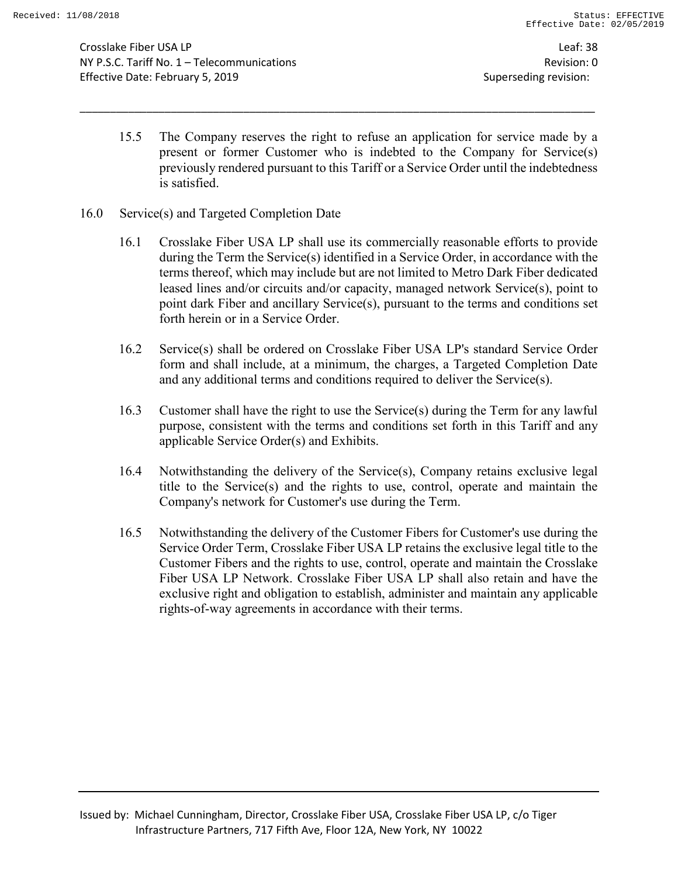15.5 The Company reserves the right to refuse an application for service made by a present or former Customer who is indebted to the Company for Service(s) previously rendered pursuant to this Tariff or a Service Order until the indebtedness is satisfied.

## 16.0 Service(s) and Targeted Completion Date

16.1 Crosslake Fiber USA LP shall use its commercially reasonable efforts to provide during the Term the Service(s) identified in a Service Order, in accordance with the terms thereof, which may include but are not limited to Metro Dark Fiber dedicated leased lines and/or circuits and/or capacity, managed network Service(s), point to point dark Fiber and ancillary Service(s), pursuant to the terms and conditions set forth herein or in a Service Order.

16.2 Service(s) shall be ordered on Crosslake Fiber USA LP's standard Service Order form and shall include, at a minimum, the charges, a Targeted Completion Date and any additional terms and conditions required to deliver the Service(s).

16.3 Customer shall have the right to use the Service(s) during the Term for any lawful purpose, consistent with the terms and conditions set forth in this Tariff and any applicable Service Order(s) and Exhibits.

16.4 Notwithstanding the delivery of the Service(s), Company retains exclusive legal title to the Service(s) and the rights to use, control, operate and maintain the Company's network for Customer's use during the Term.

16.5 Notwithstanding the delivery of the Customer Fibers for Customer's use during the Service Order Term, Crosslake Fiber USA LP retains the exclusive legal title to the Customer Fibers and the rights to use, control, operate and maintain the Crosslake Fiber USA LP Network. Crosslake Fiber USA LP shall also retain and have the exclusive right and obligation to establish, administer and maintain any applicable rights-of-way agreements in accordance with their terms.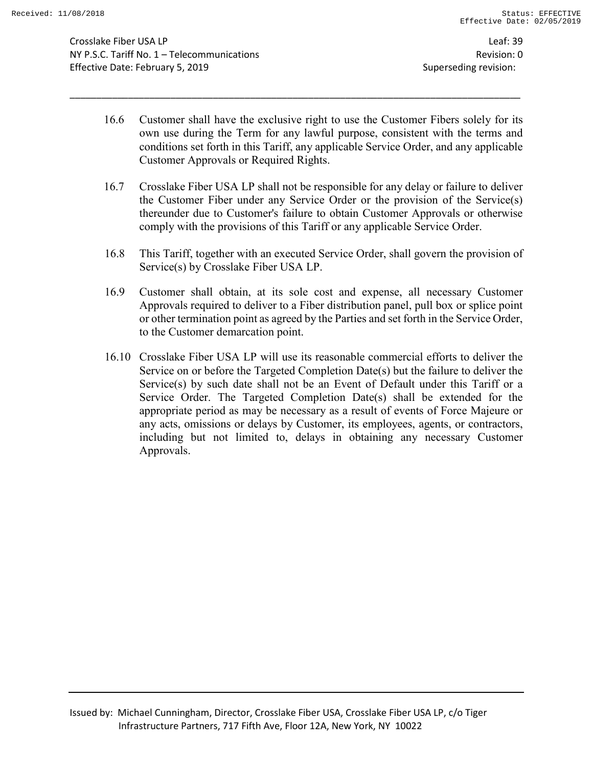16.6 Customer shall have the exclusive right to use the Customer Fibers solely for its own use during the Term for any lawful purpose, consistent with the terms and conditions set forth in this Tariff, any applicable Service Order, and any applicable Customer Approvals or Required Rights.

16.7 Crosslake Fiber USA LP shall not be responsible for any delay or failure to deliver the Customer Fiber under any Service Order or the provision of the Service(s) thereunder due to Customer's failure to obtain Customer Approvals or otherwise comply with the provisions of this Tariff or any applicable Service Order.

16.8 This Tariff, together with an executed Service Order, shall govern the provision of Service(s) by Crosslake Fiber USA LP.

16.9 Customer shall obtain, at its sole cost and expense, all necessary Customer Approvals required to deliver to a Fiber distribution panel, pull box or splice point or other termination point as agreed by the Parties and set forth in the Service Order, to the Customer demarcation point.

16.10 Crosslake Fiber USA LP will use its reasonable commercial efforts to deliver the Service on or before the Targeted Completion Date(s) but the failure to deliver the Service(s) by such date shall not be an Event of Default under this Tariff or a Service Order. The Targeted Completion Date(s) shall be extended for the appropriate period as may be necessary as a result of events of Force Majeure or any acts, omissions or delays by Customer, its employees, agents, or contractors, including but not limited to, delays in obtaining any necessary Customer Approvals.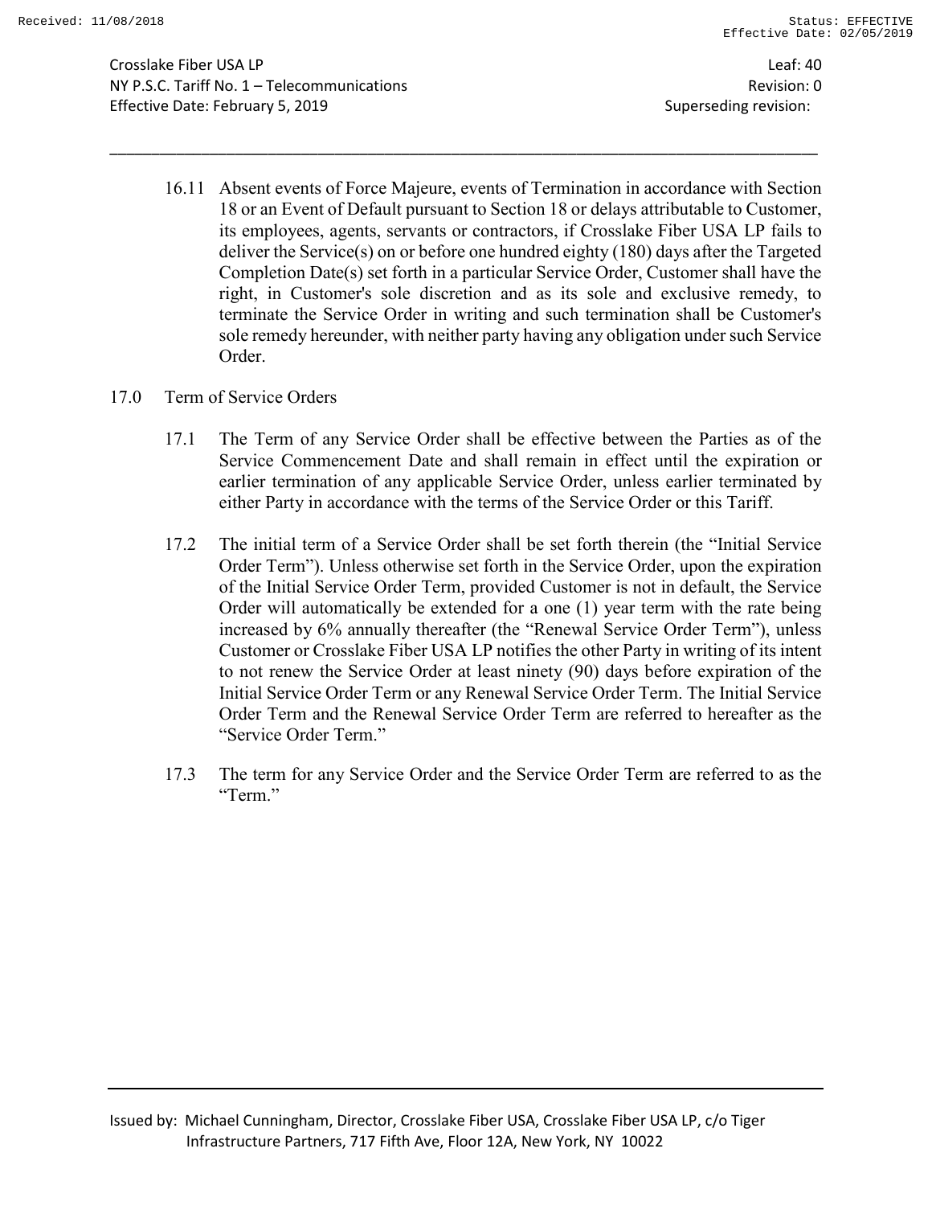16.11 Absent events of Force Majeure, events of Termination in accordance with Section 18 or an Event of Default pursuant to Section 18 or delays attributable to Customer, its employees, agents, servants or contractors, if Crosslake Fiber USA LP fails to deliver the Service(s) on or before one hundred eighty (180) days after the Targeted Completion Date(s) set forth in a particular Service Order, Customer shall have the right, in Customer's sole discretion and as its sole and exclusive remedy, to terminate the Service Order in writing and such termination shall be Customer's sole remedy hereunder, with neither party having any obligation under such Service Order.

## 17.0 Term of Service Orders

17.1 The Term of any Service Order shall be effective between the Parties as of the Service Commencement Date and shall remain in effect until the expiration or earlier termination of any applicable Service Order, unless earlier terminated by either Party in accordance with the terms of the Service Order or this Tariff.

17.2 The initial term of a Service Order shall be set forth therein (the "Initial Service Order Term"). Unless otherwise set forth in the Service Order, upon the expiration of the Initial Service Order Term, provided Customer is not in default, the Service Order will automatically be extended for a one (1) year term with the rate being increased by 6% annually thereafter (the "Renewal Service Order Term"), unless Customer or Crosslake Fiber USA LP notifies the other Party in writing of its intent to not renew the Service Order at least ninety (90) days before expiration of the Initial Service Order Term or any Renewal Service Order Term. The Initial Service Order Term and the Renewal Service Order Term are referred to hereafter as the "Service Order Term."

17.3 The term for any Service Order and the Service Order Term are referred to as the "Term."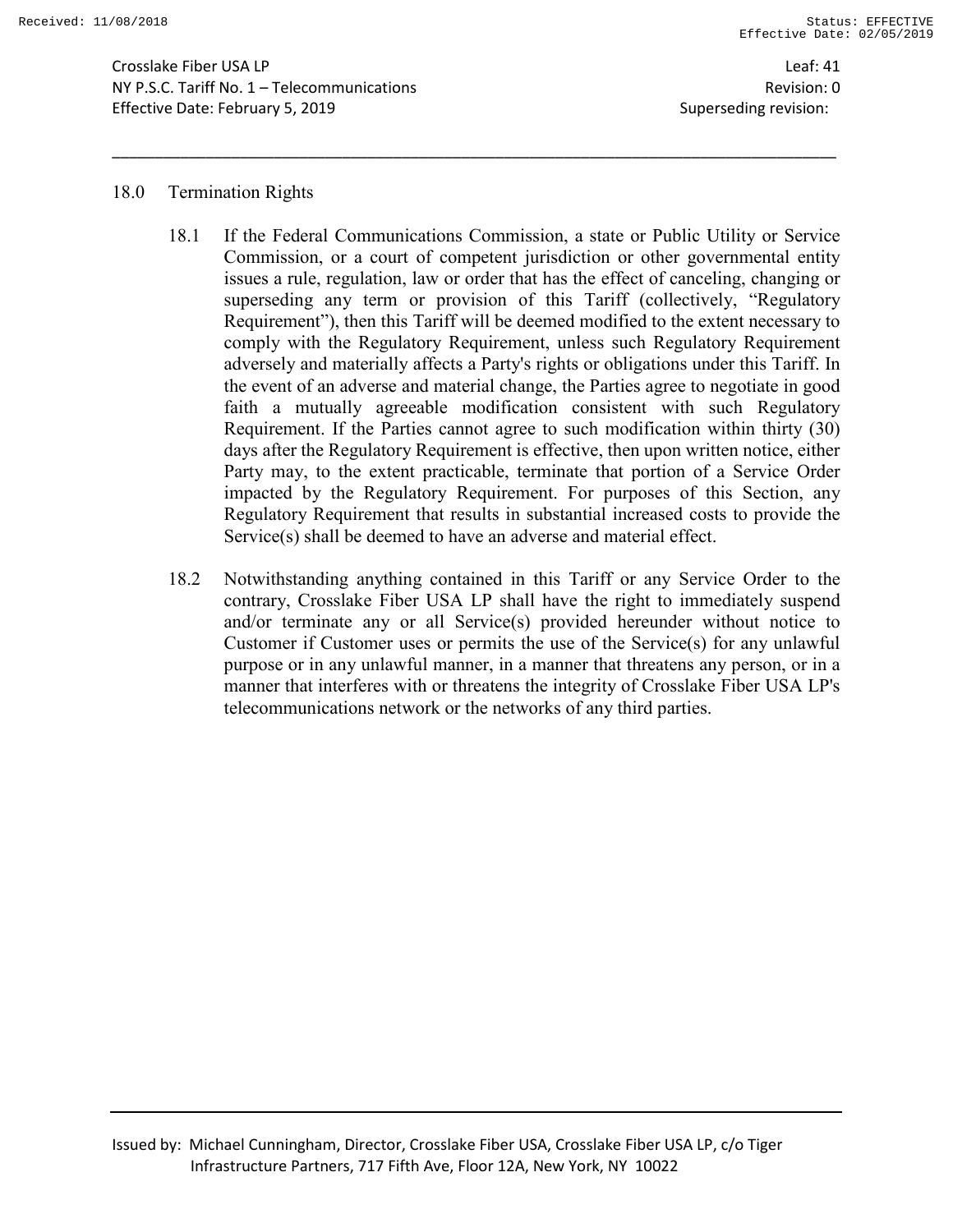## 18.0 Termination Rights

18.1 If the Federal Communications Commission, a state or Public Utility or Service Commission, or a court of competent jurisdiction or other governmental entity issues a rule, regulation, law or order that has the effect of canceling, changing or superseding any term or provision of this Tariff (collectively, "Regulatory Requirement"), then this Tariff will be deemed modified to the extent necessary to comply with the Regulatory Requirement, unless such Regulatory Requirement adversely and materially affects a Party's rights or obligations under this Tariff. In the event of an adverse and material change, the Parties agree to negotiate in good faith a mutually agreeable modification consistent with such Regulatory Requirement. If the Parties cannot agree to such modification within thirty (30) days after the Regulatory Requirement is effective, then upon written notice, either Party may, to the extent practicable, terminate that portion of a Service Order impacted by the Regulatory Requirement. For purposes of this Section, any Regulatory Requirement that results in substantial increased costs to provide the Service(s) shall be deemed to have an adverse and material effect.

18.2 Notwithstanding anything contained in this Tariff or any Service Order to the contrary, Crosslake Fiber USA LP shall have the right to immediately suspend and/or terminate any or all Service(s) provided hereunder without notice to Customer if Customer uses or permits the use of the Service(s) for any unlawful purpose or in any unlawful manner, in a manner that threatens any person, or in a manner that interferes with or threatens the integrity of Crosslake Fiber USA LP's telecommunications network or the networks of any third parties.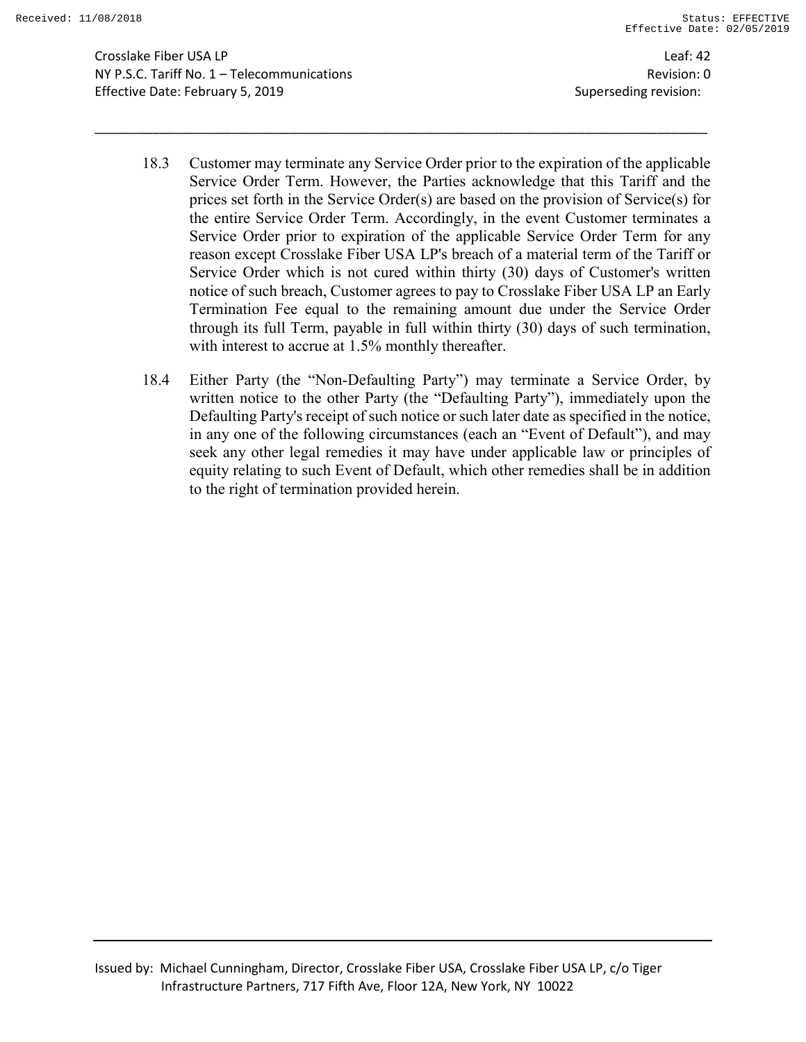18.3 Customer may terminate any Service Order prior to the expiration of the applicable Service Order Term. However, the Parties acknowledge that this Tariff and the prices set forth in the Service Order(s) are based on the provision of Service(s) for the entire Service Order Term. Accordingly, in the event Customer terminates a Service Order prior to expiration of the applicable Service Order Term for any reason except Crosslake Fiber USA LP's breach of a material term of the Tariff or Service Order which is not cured within thirty (30) days of Customer's written notice of such breach, Customer agrees to pay to Crosslake Fiber USA LP an Early Termination Fee equal to the remaining amount due under the Service Order through its full Term, payable in full within thirty (30) days of such termination, with interest to accrue at 1.5% monthly thereafter.

18.4 Either Party (the "Non-Defaulting Party") may terminate a Service Order, by written notice to the other Party (the "Defaulting Party"), immediately upon the Defaulting Party's receipt of such notice or such later date as specified in the notice, in any one of the following circumstances (each an "Event of Default"), and may seek any other legal remedies it may have under applicable law or principles of equity relating to such Event of Default, which other remedies shall be in addition to the right of termination provided herein.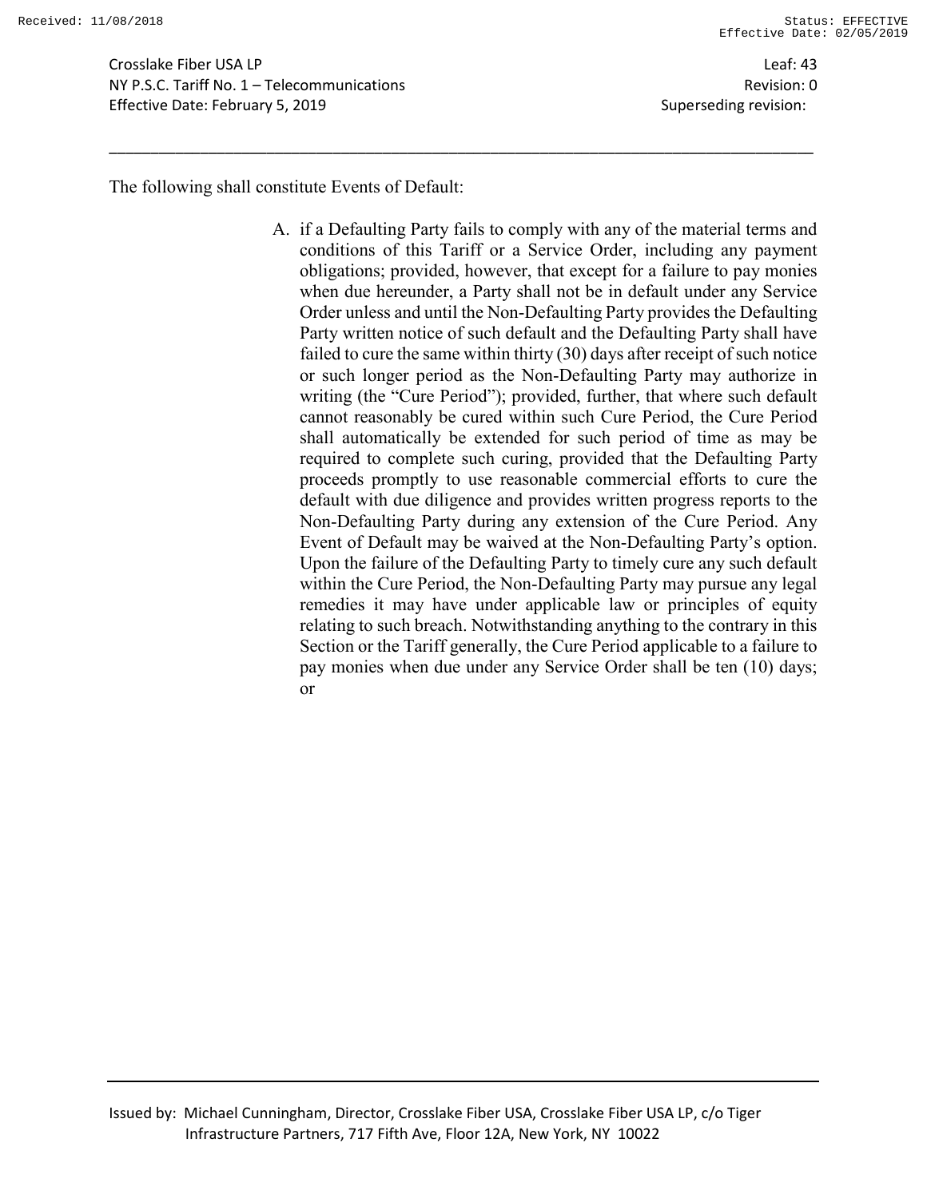The following shall constitute Events of Default:

A. if a Defaulting Party fails to comply with any of the material terms and conditions of this Tariff or a Service Order, including any payment obligations; provided, however, that except for a failure to pay monies when due hereunder, a Party shall not be in default under any Service Order unless and until the Non-Defaulting Party provides the Defaulting Party written notice of such default and the Defaulting Party shall have failed to cure the same within thirty (30) days after receipt of such notice or such longer period as the Non-Defaulting Party may authorize in writing (the "Cure Period"); provided, further, that where such default cannot reasonably be cured within such Cure Period, the Cure Period shall automatically be extended for such period of time as may be required to complete such curing, provided that the Defaulting Party proceeds promptly to use reasonable commercial efforts to cure the default with due diligence and provides written progress reports to the Non-Defaulting Party during any extension of the Cure Period. Any Event of Default may be waived at the Non-Defaulting Party's option. Upon the failure of the Defaulting Party to timely cure any such default within the Cure Period, the Non-Defaulting Party may pursue any legal remedies it may have under applicable law or principles of equity relating to such breach. Notwithstanding anything to the contrary in this Section or the Tariff generally, the Cure Period applicable to a failure to pay monies when due under any Service Order shall be ten (10) days; or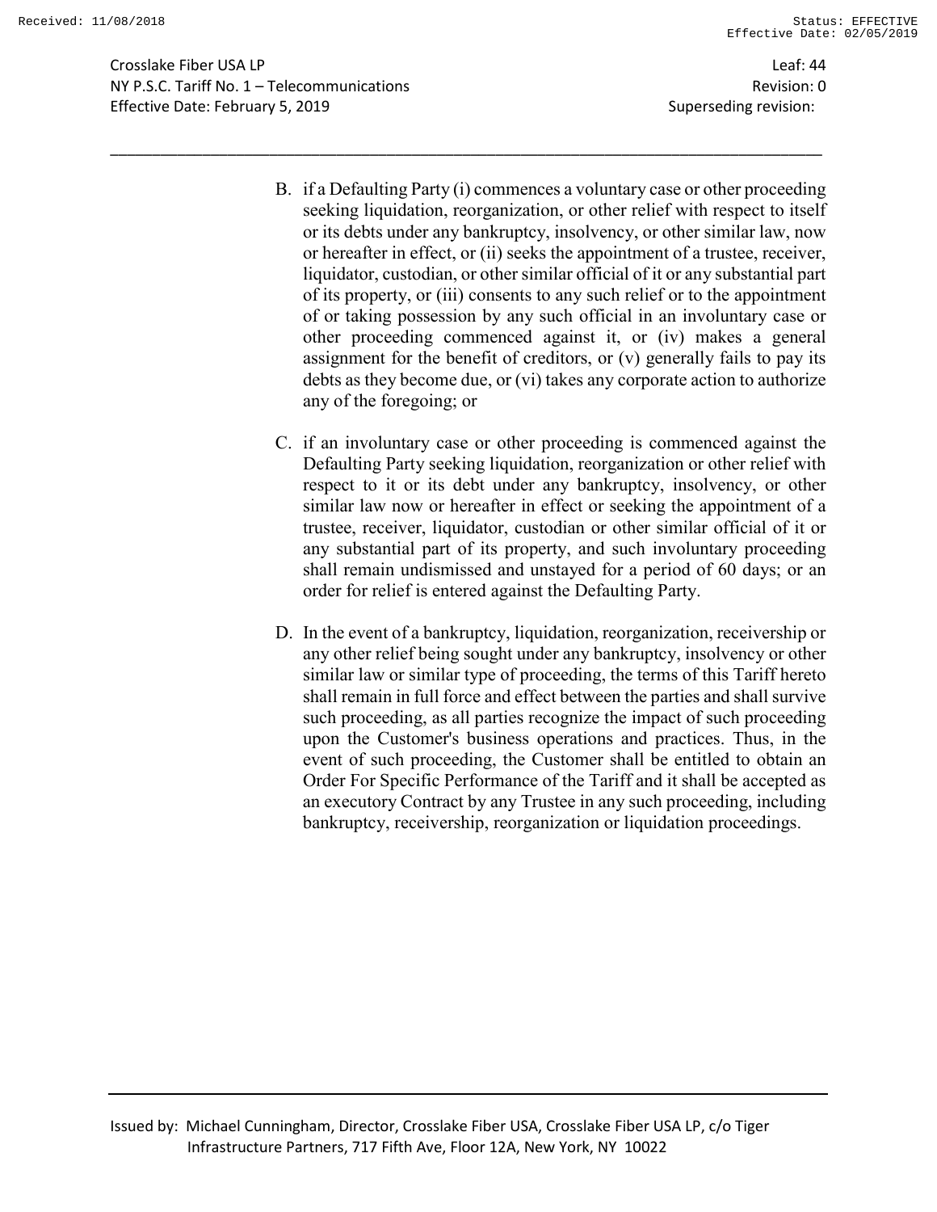B. if a Defaulting Party (i) commences a voluntary case or other proceeding seeking liquidation, reorganization, or other relief with respect to itself or its debts under any bankruptcy, insolvency, or other similar law, now or hereafter in effect, or (ii) seeks the appointment of a trustee, receiver, liquidator, custodian, or other similar official of it or any substantial part of its property, or (iii) consents to any such relief or to the appointment of or taking possession by any such official in an involuntary case or other proceeding commenced against it, or (iv) makes a general assignment for the benefit of creditors, or (v) generally fails to pay its debts as they become due, or (vi) takes any corporate action to authorize any of the foregoing; or

C. if an involuntary case or other proceeding is commenced against the Defaulting Party seeking liquidation, reorganization or other relief with respect to it or its debt under any bankruptcy, insolvency, or other similar law now or hereafter in effect or seeking the appointment of a trustee, receiver, liquidator, custodian or other similar official of it or any substantial part of its property, and such involuntary proceeding shall remain undismissed and unstayed for a period of 60 days; or an order for relief is entered against the Defaulting Party.

D. In the event of a bankruptcy, liquidation, reorganization, receivership or any other relief being sought under any bankruptcy, insolvency or other similar law or similar type of proceeding, the terms of this Tariff hereto shall remain in full force and effect between the parties and shall survive such proceeding, as all parties recognize the impact of such proceeding upon the Customer's business operations and practices. Thus, in the event of such proceeding, the Customer shall be entitled to obtain an Order For Specific Performance of the Tariff and it shall be accepted as an executory Contract by any Trustee in any such proceeding, including bankruptcy, receivership, reorganization or liquidation proceedings.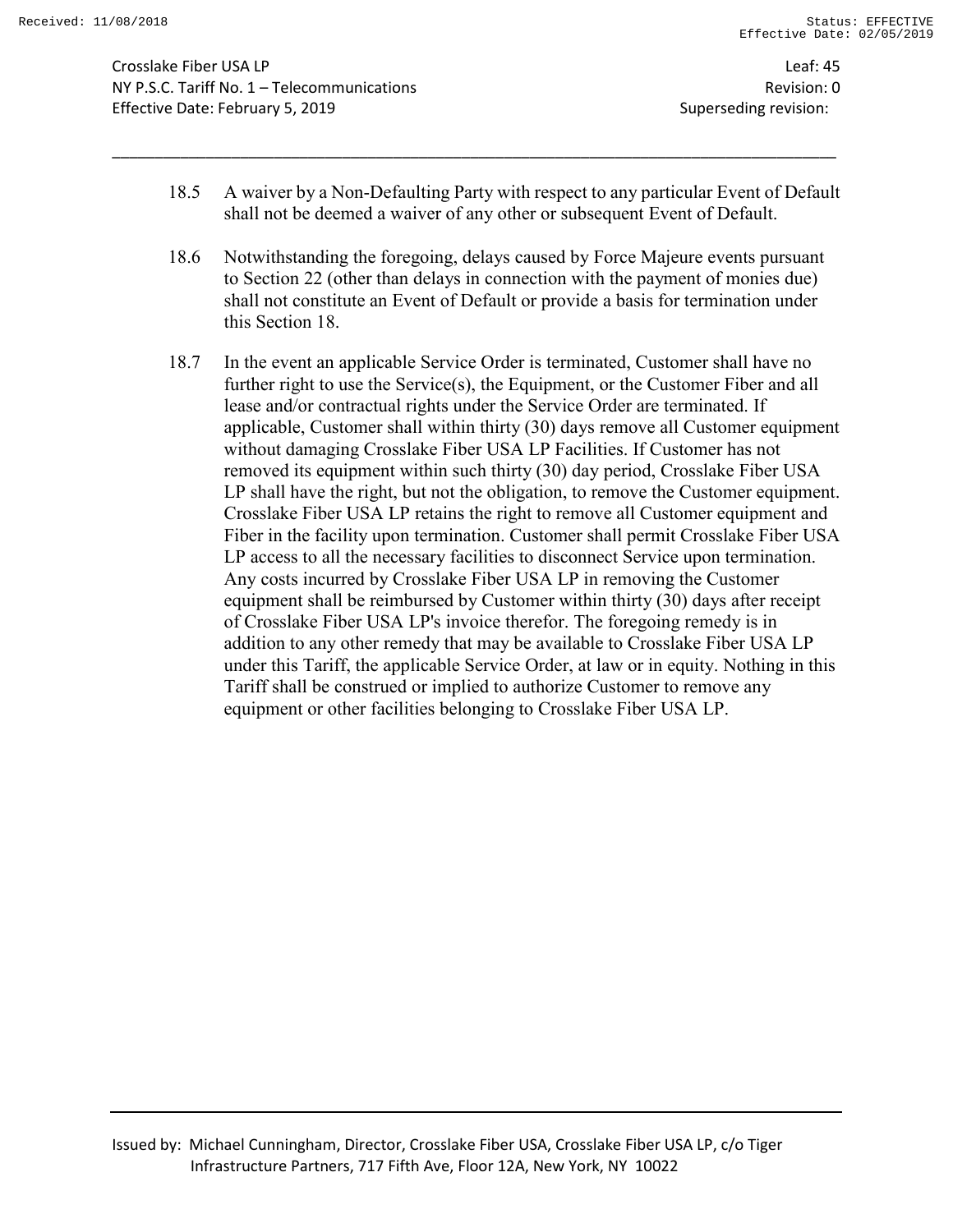18.5 A waiver by a Non-Defaulting Party with respect to any particular Event of Default shall not be deemed a waiver of any other or subsequent Event of Default.

18.6 Notwithstanding the foregoing, delays caused by Force Majeure events pursuant to Section 22 (other than delays in connection with the payment of monies due) shall not constitute an Event of Default or provide a basis for termination under this Section 18.

18.7 In the event an applicable Service Order is terminated, Customer shall have no further right to use the Service(s), the Equipment, or the Customer Fiber and all lease and/or contractual rights under the Service Order are terminated. If applicable, Customer shall within thirty (30) days remove all Customer equipment without damaging Crosslake Fiber USA LP Facilities. If Customer has not removed its equipment within such thirty (30) day period, Crosslake Fiber USA LP shall have the right, but not the obligation, to remove the Customer equipment. Crosslake Fiber USA LP retains the right to remove all Customer equipment and Fiber in the facility upon termination. Customer shall permit Crosslake Fiber USA LP access to all the necessary facilities to disconnect Service upon termination. Any costs incurred by Crosslake Fiber USA LP in removing the Customer equipment shall be reimbursed by Customer within thirty (30) days after receipt of Crosslake Fiber USA LP's invoice therefor. The foregoing remedy is in addition to any other remedy that may be available to Crosslake Fiber USA LP under this Tariff, the applicable Service Order, at law or in equity. Nothing in this Tariff shall be construed or implied to authorize Customer to remove any equipment or other facilities belonging to Crosslake Fiber USA LP.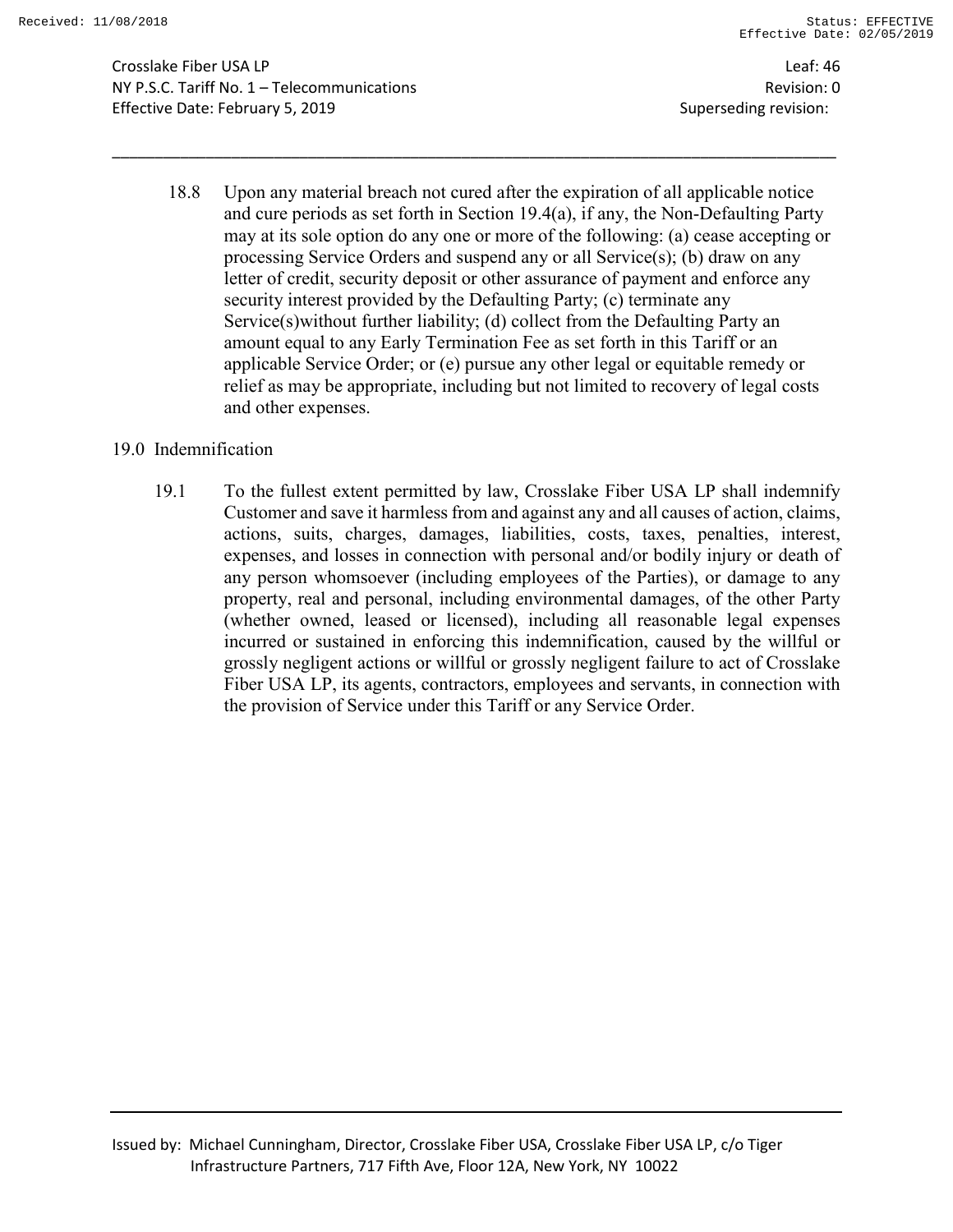18.8 Upon any material breach not cured after the expiration of all applicable notice and cure periods as set forth in Section 19.4(a), if any, the Non-Defaulting Party may at its sole option do any one or more of the following: (a) cease accepting or processing Service Orders and suspend any or all Service(s); (b) draw on any letter of credit, security deposit or other assurance of payment and enforce any security interest provided by the Defaulting Party; (c) terminate any Service(s)without further liability; (d) collect from the Defaulting Party an amount equal to any Early Termination Fee as set forth in this Tariff or an applicable Service Order; or (e) pursue any other legal or equitable remedy or relief as may be appropriate, including but not limited to recovery of legal costs and other expenses.

## 19.0 Indemnification

19.1 To the fullest extent permitted by law, Crosslake Fiber USA LP shall indemnify Customer and save it harmless from and against any and all causes of action, claims, actions, suits, charges, damages, liabilities, costs, taxes, penalties, interest, expenses, and losses in connection with personal and/or bodily injury or death of any person whomsoever (including employees of the Parties), or damage to any property, real and personal, including environmental damages, of the other Party (whether owned, leased or licensed), including all reasonable legal expenses incurred or sustained in enforcing this indemnification, caused by the willful or grossly negligent actions or willful or grossly negligent failure to act of Crosslake Fiber USA LP, its agents, contractors, employees and servants, in connection with the provision of Service under this Tariff or any Service Order.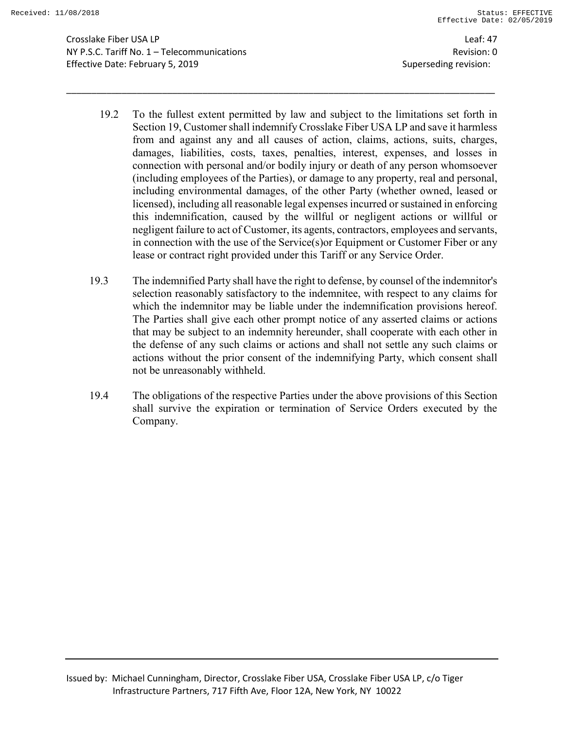19.2 To the fullest extent permitted by law and subject to the limitations set forth in Section 19, Customer shall indemnify Crosslake Fiber USA LP and save it harmless from and against any and all causes of action, claims, actions, suits, charges, damages, liabilities, costs, taxes, penalties, interest, expenses, and losses in connection with personal and/or bodily injury or death of any person whomsoever (including employees of the Parties), or damage to any property, real and personal, including environmental damages, of the other Party (whether owned, leased or licensed), including all reasonable legal expenses incurred or sustained in enforcing this indemnification, caused by the willful or negligent actions or willful or negligent failure to act of Customer, its agents, contractors, employees and servants, in connection with the use of the Service(s)or Equipment or Customer Fiber or any lease or contract right provided under this Tariff or any Service Order.

19.3 The indemnified Party shall have the right to defense, by counsel of the indemnitor's selection reasonably satisfactory to the indemnitee, with respect to any claims for which the indemnitor may be liable under the indemnification provisions hereof. The Parties shall give each other prompt notice of any asserted claims or actions that may be subject to an indemnity hereunder, shall cooperate with each other in the defense of any such claims or actions and shall not settle any such claims or actions without the prior consent of the indemnifying Party, which consent shall not be unreasonably withheld.

19.4 The obligations of the respective Parties under the above provisions of this Section shall survive the expiration or termination of Service Orders executed by the Company.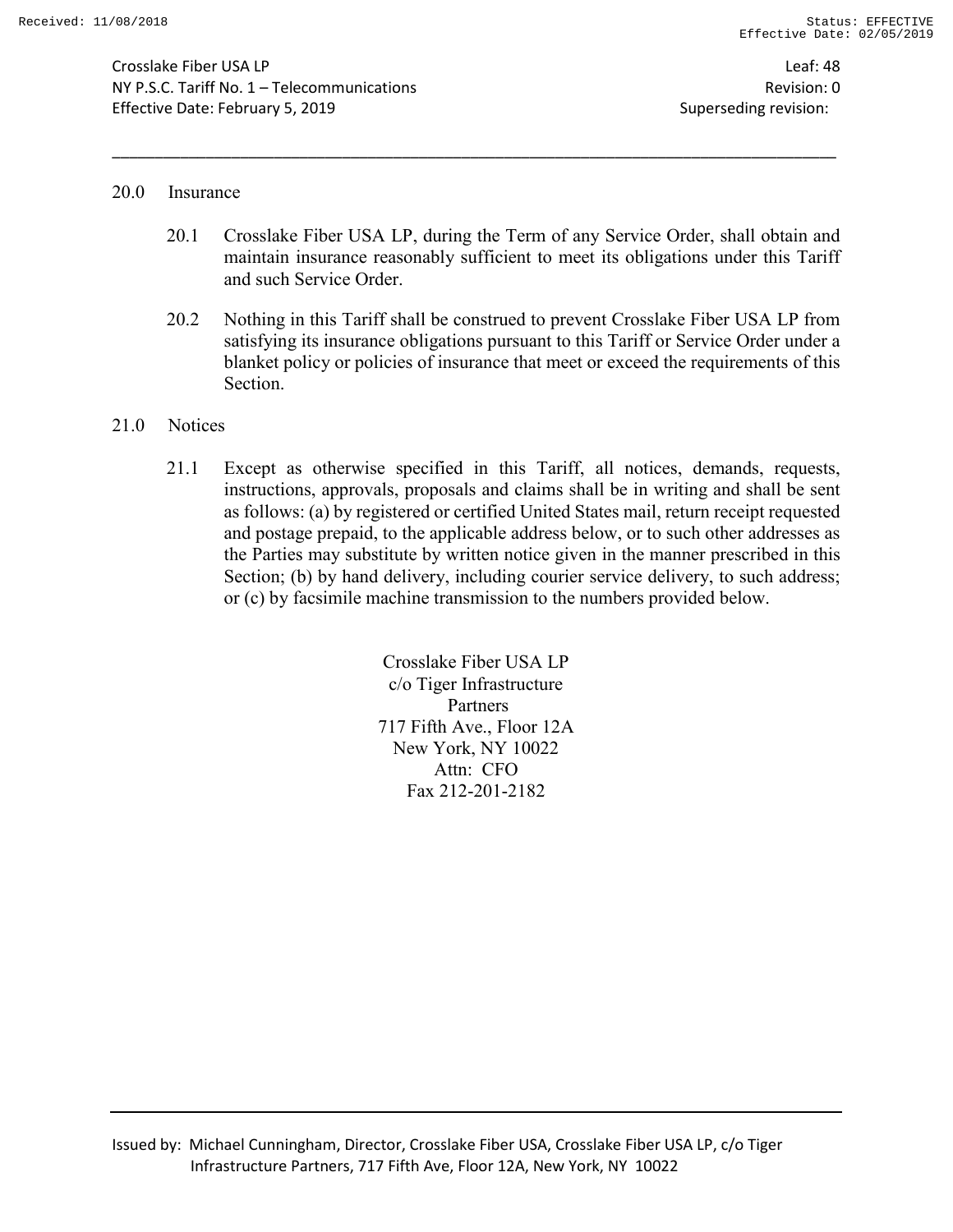## 20.0 Insurance

20.1 Crosslake Fiber USA LP, during the Term of any Service Order, shall obtain and maintain insurance reasonably sufficient to meet its obligations under this Tariff and such Service Order.

20.2 Nothing in this Tariff shall be construed to prevent Crosslake Fiber USA LP from satisfying its insurance obligations pursuant to this Tariff or Service Order under a blanket policy or policies of insurance that meet or exceed the requirements of this Section.

## 21.0 Notices

21.1 Except as otherwise specified in this Tariff, all notices, demands, requests, instructions, approvals, proposals and claims shall be in writing and shall be sent as follows: (a) by registered or certified United States mail, return receipt requested and postage prepaid, to the applicable address below, or to such other addresses as the Parties may substitute by written notice given in the manner prescribed in this Section; (b) by hand delivery, including courier service delivery, to such address; or (c) by facsimile machine transmission to the numbers provided below.

Crosslake Fiber USA LP
c/o Tiger Infrastructure Partners
717 Fifth Ave., Floor 12A
New York, NY 10022
Attn: CFO
Fax 212-201-2182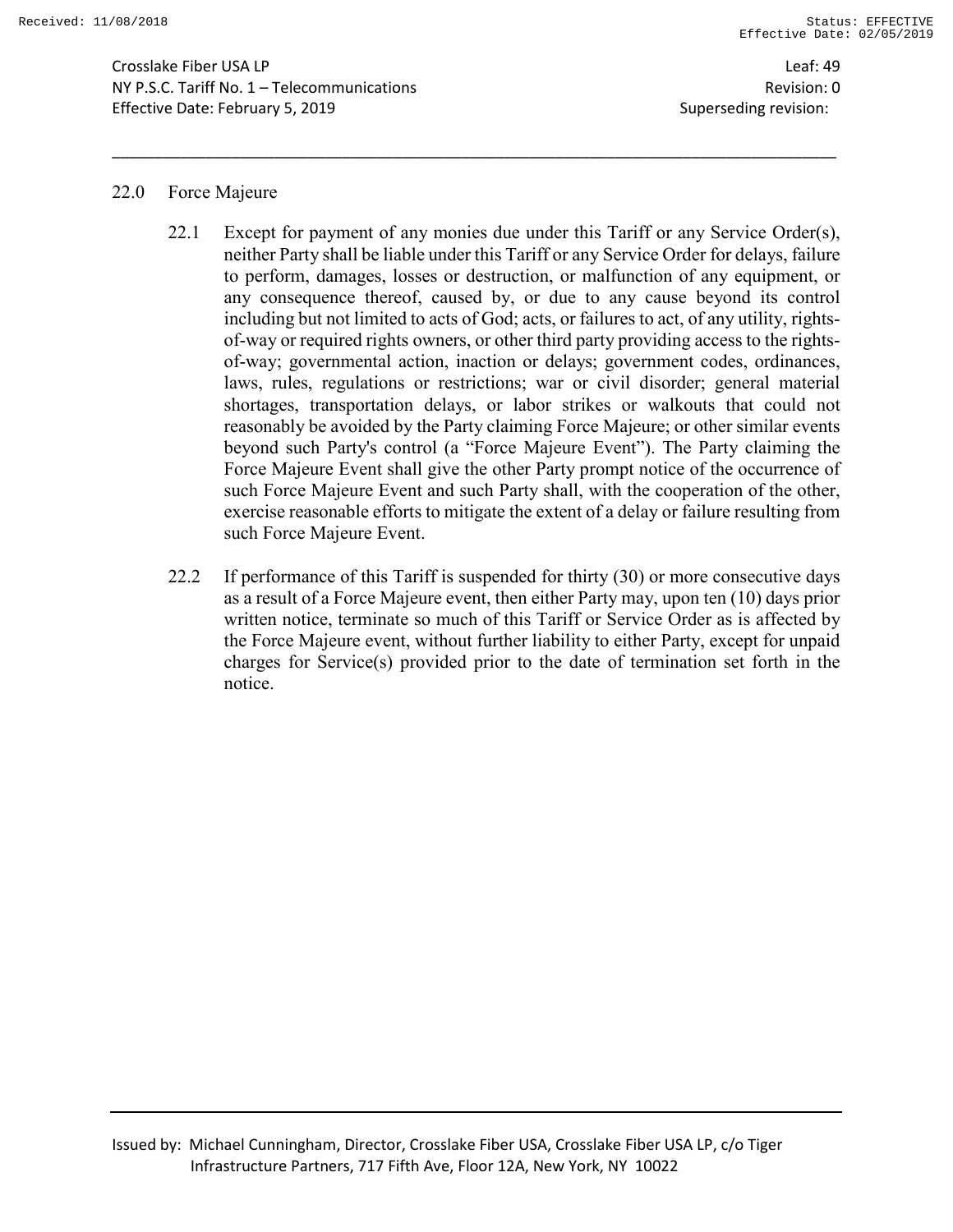## 22.0 Force Majeure

22.1 Except for payment of any monies due under this Tariff or any Service Order(s), neither Party shall be liable under this Tariff or any Service Order for delays, failure to perform, damages, losses or destruction, or malfunction of any equipment, or any consequence thereof, caused by, or due to any cause beyond its control including but not limited to acts of God; acts, or failures to act, of any utility, rights-of-way or required rights owners, or other third party providing access to the rights-of-way; governmental action, inaction or delays; government codes, ordinances, laws, rules, regulations or restrictions; war or civil disorder; general material shortages, transportation delays, or labor strikes or walkouts that could not reasonably be avoided by the Party claiming Force Majeure; or other similar events beyond such Party's control (a "Force Majeure Event"). The Party claiming the Force Majeure Event shall give the other Party prompt notice of the occurrence of such Force Majeure Event and such Party shall, with the cooperation of the other, exercise reasonable efforts to mitigate the extent of a delay or failure resulting from such Force Majeure Event.

22.2 If performance of this Tariff is suspended for thirty (30) or more consecutive days as a result of a Force Majeure event, then either Party may, upon ten (10) days prior written notice, terminate so much of this Tariff or Service Order as is affected by the Force Majeure event, without further liability to either Party, except for unpaid charges for Service(s) provided prior to the date of termination set forth in the notice.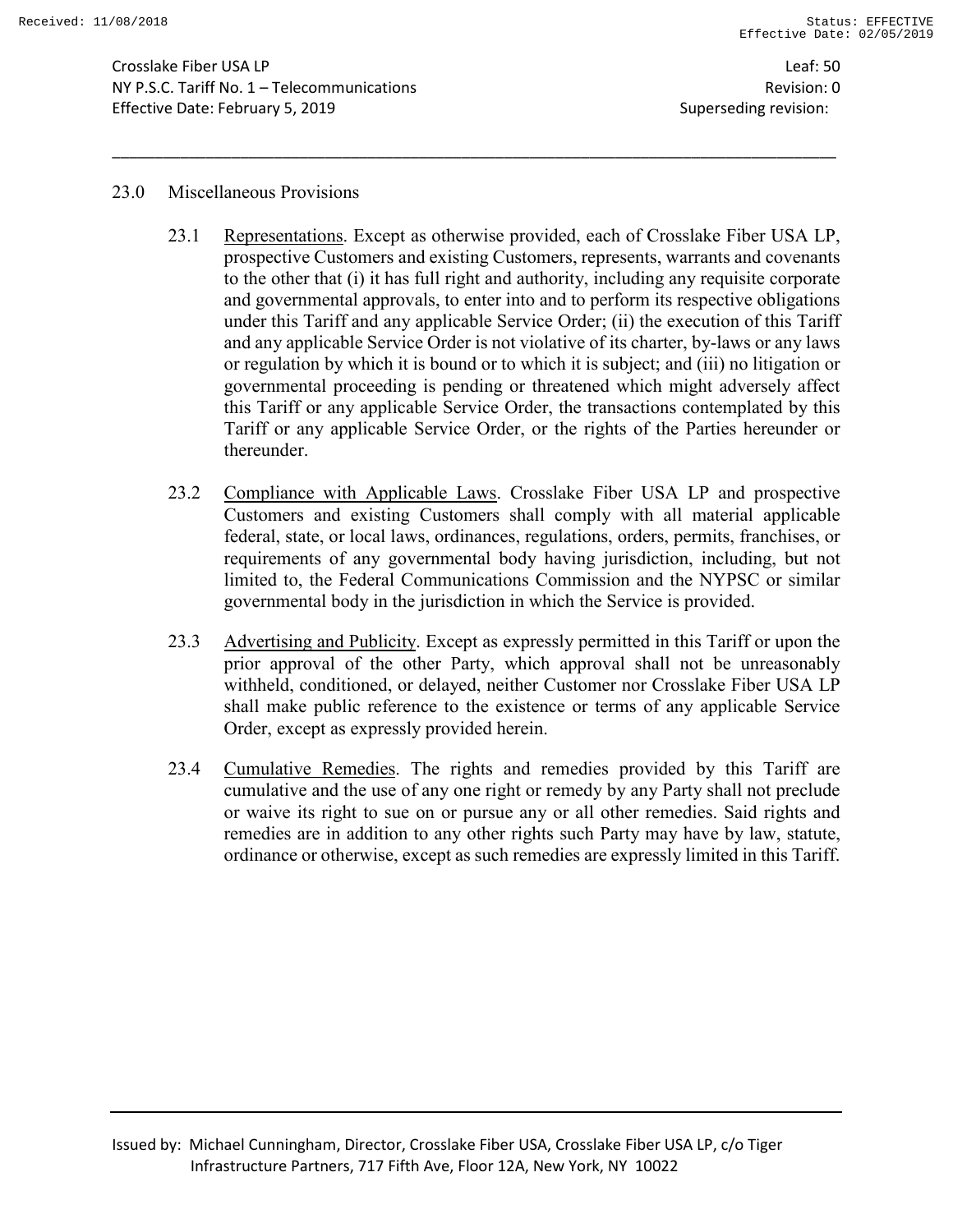## 23.0 Miscellaneous Provisions

23.1 Representations. Except as otherwise provided, each of Crosslake Fiber USA LP, prospective Customers and existing Customers, represents, warrants and covenants to the other that (i) it has full right and authority, including any requisite corporate and governmental approvals, to enter into and to perform its respective obligations under this Tariff and any applicable Service Order; (ii) the execution of this Tariff and any applicable Service Order is not violative of its charter, by-laws or any laws or regulation by which it is bound or to which it is subject; and (iii) no litigation or governmental proceeding is pending or threatened which might adversely affect this Tariff or any applicable Service Order, the transactions contemplated by this Tariff or any applicable Service Order, or the rights of the Parties hereunder or thereunder.

23.2 Compliance with Applicable Laws. Crosslake Fiber USA LP and prospective Customers and existing Customers shall comply with all material applicable federal, state, or local laws, ordinances, regulations, orders, permits, franchises, or requirements of any governmental body having jurisdiction, including, but not limited to, the Federal Communications Commission and the NYPSC or similar governmental body in the jurisdiction in which the Service is provided.

23.3 Advertising and Publicity. Except as expressly permitted in this Tariff or upon the prior approval of the other Party, which approval shall not be unreasonably withheld, conditioned, or delayed, neither Customer nor Crosslake Fiber USA LP shall make public reference to the existence or terms of any applicable Service Order, except as expressly provided herein.

23.4 Cumulative Remedies. The rights and remedies provided by this Tariff are cumulative and the use of any one right or remedy by any Party shall not preclude or waive its right to sue on or pursue any or all other remedies. Said rights and remedies are in addition to any other rights such Party may have by law, statute, ordinance or otherwise, except as such remedies are expressly limited in this Tariff.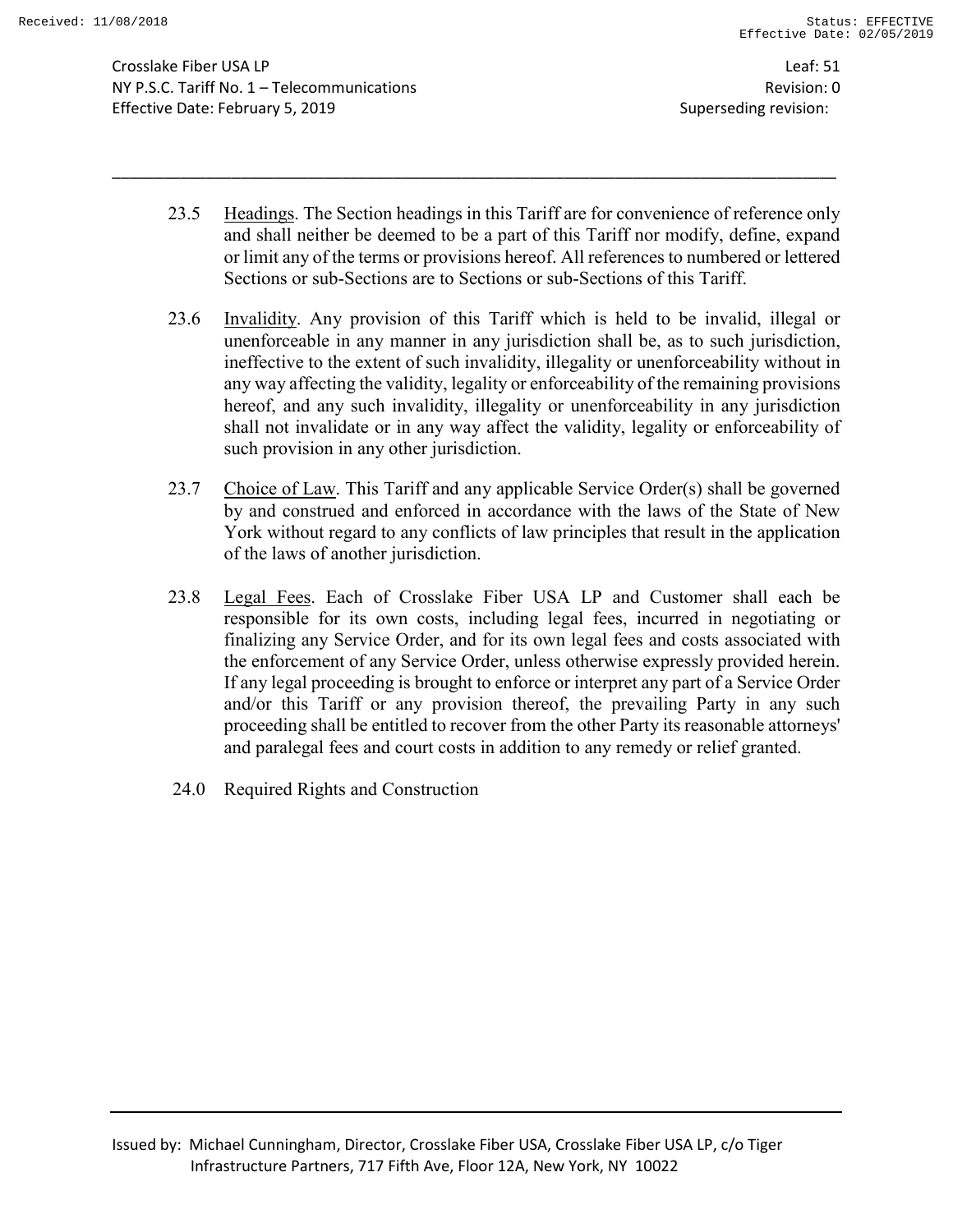23.5 Headings. The Section headings in this Tariff are for convenience of reference only and shall neither be deemed to be a part of this Tariff nor modify, define, expand or limit any of the terms or provisions hereof. All references to numbered or lettered Sections or sub-Sections are to Sections or sub-Sections of this Tariff.

23.6 Invalidity. Any provision of this Tariff which is held to be invalid, illegal or unenforceable in any manner in any jurisdiction shall be, as to such jurisdiction, ineffective to the extent of such invalidity, illegality or unenforceability without in any way affecting the validity, legality or enforceability of the remaining provisions hereof, and any such invalidity, illegality or unenforceability in any jurisdiction shall not invalidate or in any way affect the validity, legality or enforceability of such provision in any other jurisdiction.

23.7 Choice of Law. This Tariff and any applicable Service Order(s) shall be governed by and construed and enforced in accordance with the laws of the State of New York without regard to any conflicts of law principles that result in the application of the laws of another jurisdiction.

23.8 Legal Fees. Each of Crosslake Fiber USA LP and Customer shall each be responsible for its own costs, including legal fees, incurred in negotiating or finalizing any Service Order, and for its own legal fees and costs associated with the enforcement of any Service Order, unless otherwise expressly provided herein. If any legal proceeding is brought to enforce or interpret any part of a Service Order and/or this Tariff or any provision thereof, the prevailing Party in any such proceeding shall be entitled to recover from the other Party its reasonable attorneys' and paralegal fees and court costs in addition to any remedy or relief granted.

## 24.0 Required Rights and Construction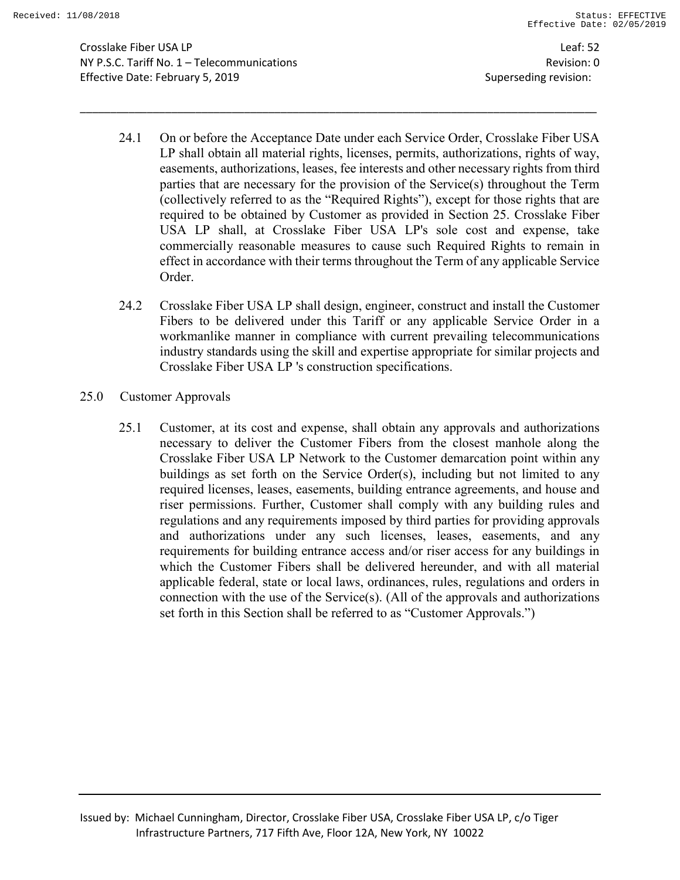24.1 On or before the Acceptance Date under each Service Order, Crosslake Fiber USA LP shall obtain all material rights, licenses, permits, authorizations, rights of way, easements, authorizations, leases, fee interests and other necessary rights from third parties that are necessary for the provision of the Service(s) throughout the Term (collectively referred to as the "Required Rights"), except for those rights that are required to be obtained by Customer as provided in Section 25. Crosslake Fiber USA LP shall, at Crosslake Fiber USA LP's sole cost and expense, take commercially reasonable measures to cause such Required Rights to remain in effect in accordance with their terms throughout the Term of any applicable Service Order.

24.2 Crosslake Fiber USA LP shall design, engineer, construct and install the Customer Fibers to be delivered under this Tariff or any applicable Service Order in a workmanlike manner in compliance with current prevailing telecommunications industry standards using the skill and expertise appropriate for similar projects and Crosslake Fiber USA LP 's construction specifications.

## 25.0 Customer Approvals

25.1 Customer, at its cost and expense, shall obtain any approvals and authorizations necessary to deliver the Customer Fibers from the closest manhole along the Crosslake Fiber USA LP Network to the Customer demarcation point within any buildings as set forth on the Service Order(s), including but not limited to any required licenses, leases, easements, building entrance agreements, and house and riser permissions. Further, Customer shall comply with any building rules and regulations and any requirements imposed by third parties for providing approvals and authorizations under any such licenses, leases, easements, and any requirements for building entrance access and/or riser access for any buildings in which the Customer Fibers shall be delivered hereunder, and with all material applicable federal, state or local laws, ordinances, rules, regulations and orders in connection with the use of the Service(s). (All of the approvals and authorizations set forth in this Section shall be referred to as "Customer Approvals.")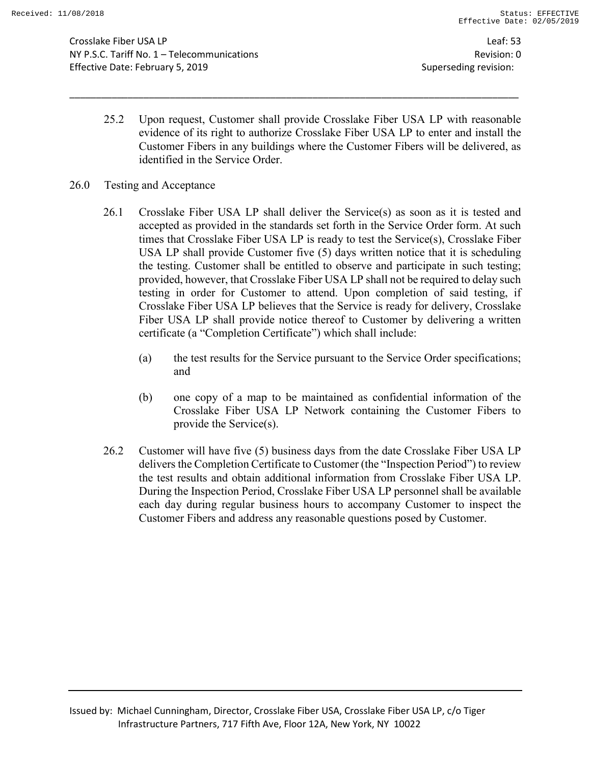25.2 Upon request, Customer shall provide Crosslake Fiber USA LP with reasonable evidence of its right to authorize Crosslake Fiber USA LP to enter and install the Customer Fibers in any buildings where the Customer Fibers will be delivered, as identified in the Service Order.

## 26.0 Testing and Acceptance

26.1 Crosslake Fiber USA LP shall deliver the Service(s) as soon as it is tested and accepted as provided in the standards set forth in the Service Order form. At such times that Crosslake Fiber USA LP is ready to test the Service(s), Crosslake Fiber USA LP shall provide Customer five (5) days written notice that it is scheduling the testing. Customer shall be entitled to observe and participate in such testing; provided, however, that Crosslake Fiber USA LP shall not be required to delay such testing in order for Customer to attend. Upon completion of said testing, if Crosslake Fiber USA LP believes that the Service is ready for delivery, Crosslake Fiber USA LP shall provide notice thereof to Customer by delivering a written certificate (a "Completion Certificate") which shall include:

(a) the test results for the Service pursuant to the Service Order specifications; and

(b) one copy of a map to be maintained as confidential information of the Crosslake Fiber USA LP Network containing the Customer Fibers to provide the Service(s).

26.2 Customer will have five (5) business days from the date Crosslake Fiber USA LP delivers the Completion Certificate to Customer (the "Inspection Period") to review the test results and obtain additional information from Crosslake Fiber USA LP. During the Inspection Period, Crosslake Fiber USA LP personnel shall be available each day during regular business hours to accompany Customer to inspect the Customer Fibers and address any reasonable questions posed by Customer.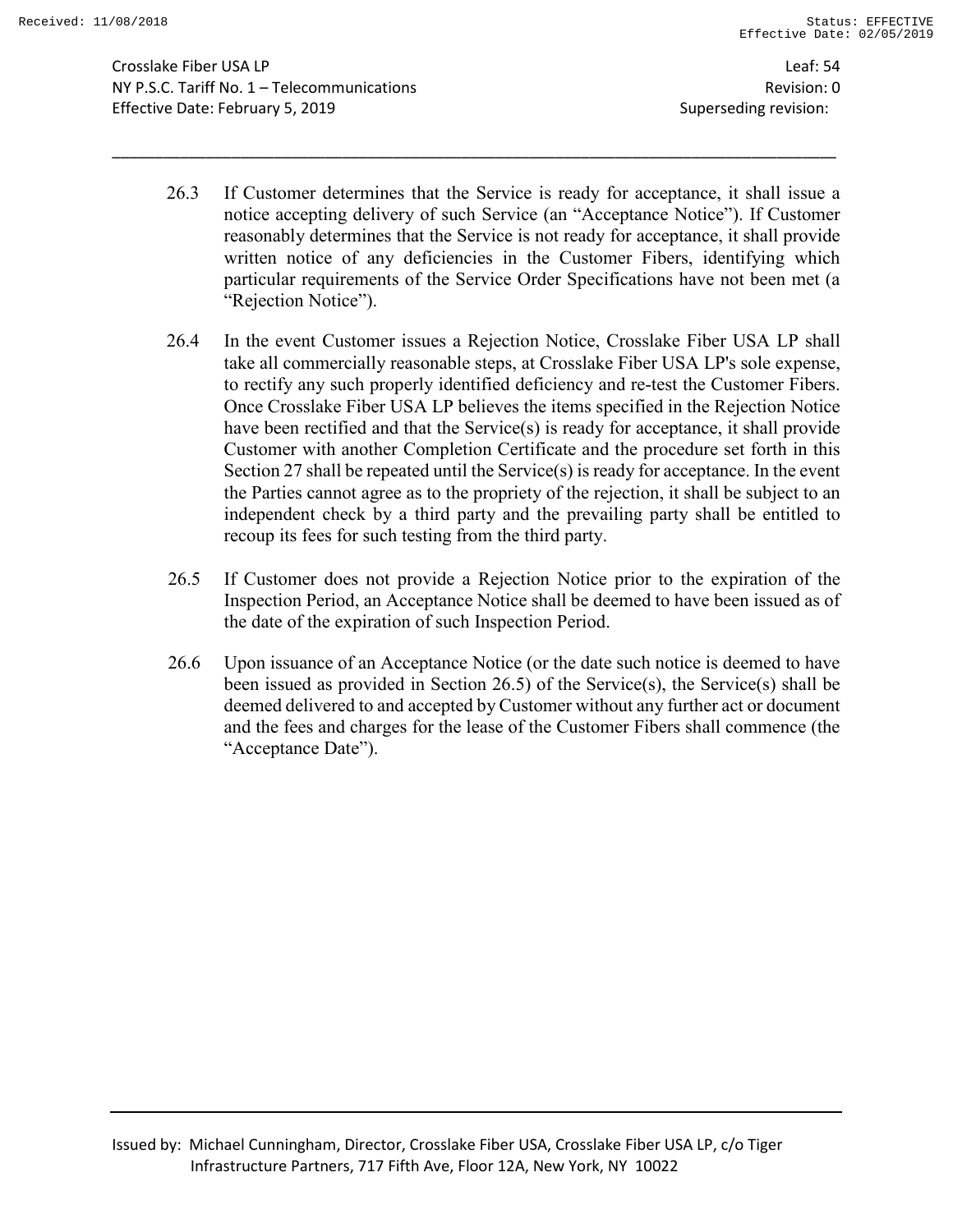26.3 If Customer determines that the Service is ready for acceptance, it shall issue a notice accepting delivery of such Service (an "Acceptance Notice"). If Customer reasonably determines that the Service is not ready for acceptance, it shall provide written notice of any deficiencies in the Customer Fibers, identifying which particular requirements of the Service Order Specifications have not been met (a "Rejection Notice").

26.4 In the event Customer issues a Rejection Notice, Crosslake Fiber USA LP shall take all commercially reasonable steps, at Crosslake Fiber USA LP's sole expense, to rectify any such properly identified deficiency and re-test the Customer Fibers. Once Crosslake Fiber USA LP believes the items specified in the Rejection Notice have been rectified and that the Service(s) is ready for acceptance, it shall provide Customer with another Completion Certificate and the procedure set forth in this Section 27 shall be repeated until the Service(s) is ready for acceptance. In the event the Parties cannot agree as to the propriety of the rejection, it shall be subject to an independent check by a third party and the prevailing party shall be entitled to recoup its fees for such testing from the third party.

26.5 If Customer does not provide a Rejection Notice prior to the expiration of the Inspection Period, an Acceptance Notice shall be deemed to have been issued as of the date of the expiration of such Inspection Period.

26.6 Upon issuance of an Acceptance Notice (or the date such notice is deemed to have been issued as provided in Section 26.5) of the Service(s), the Service(s) shall be deemed delivered to and accepted by Customer without any further act or document and the fees and charges for the lease of the Customer Fibers shall commence (the "Acceptance Date").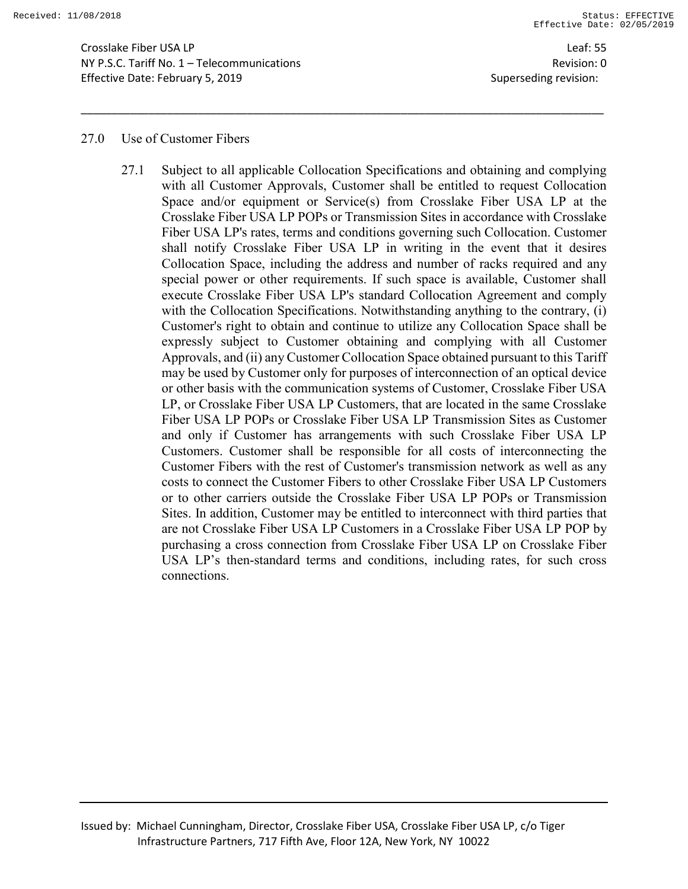## 27.0 Use of Customer Fibers

27.1 Subject to all applicable Collocation Specifications and obtaining and complying with all Customer Approvals, Customer shall be entitled to request Collocation Space and/or equipment or Service(s) from Crosslake Fiber USA LP at the Crosslake Fiber USA LP POPs or Transmission Sites in accordance with Crosslake Fiber USA LP's rates, terms and conditions governing such Collocation. Customer shall notify Crosslake Fiber USA LP in writing in the event that it desires Collocation Space, including the address and number of racks required and any special power or other requirements. If such space is available, Customer shall execute Crosslake Fiber USA LP's standard Collocation Agreement and comply with the Collocation Specifications. Notwithstanding anything to the contrary, (i) Customer's right to obtain and continue to utilize any Collocation Space shall be expressly subject to Customer obtaining and complying with all Customer Approvals, and (ii) any Customer Collocation Space obtained pursuant to this Tariff may be used by Customer only for purposes of interconnection of an optical device or other basis with the communication systems of Customer, Crosslake Fiber USA LP, or Crosslake Fiber USA LP Customers, that are located in the same Crosslake Fiber USA LP POPs or Crosslake Fiber USA LP Transmission Sites as Customer and only if Customer has arrangements with such Crosslake Fiber USA LP Customers. Customer shall be responsible for all costs of interconnecting the Customer Fibers with the rest of Customer's transmission network as well as any costs to connect the Customer Fibers to other Crosslake Fiber USA LP Customers or to other carriers outside the Crosslake Fiber USA LP POPs or Transmission Sites. In addition, Customer may be entitled to interconnect with third parties that are not Crosslake Fiber USA LP Customers in a Crosslake Fiber USA LP POP by purchasing a cross connection from Crosslake Fiber USA LP on Crosslake Fiber USA LP's then-standard terms and conditions, including rates, for such cross connections.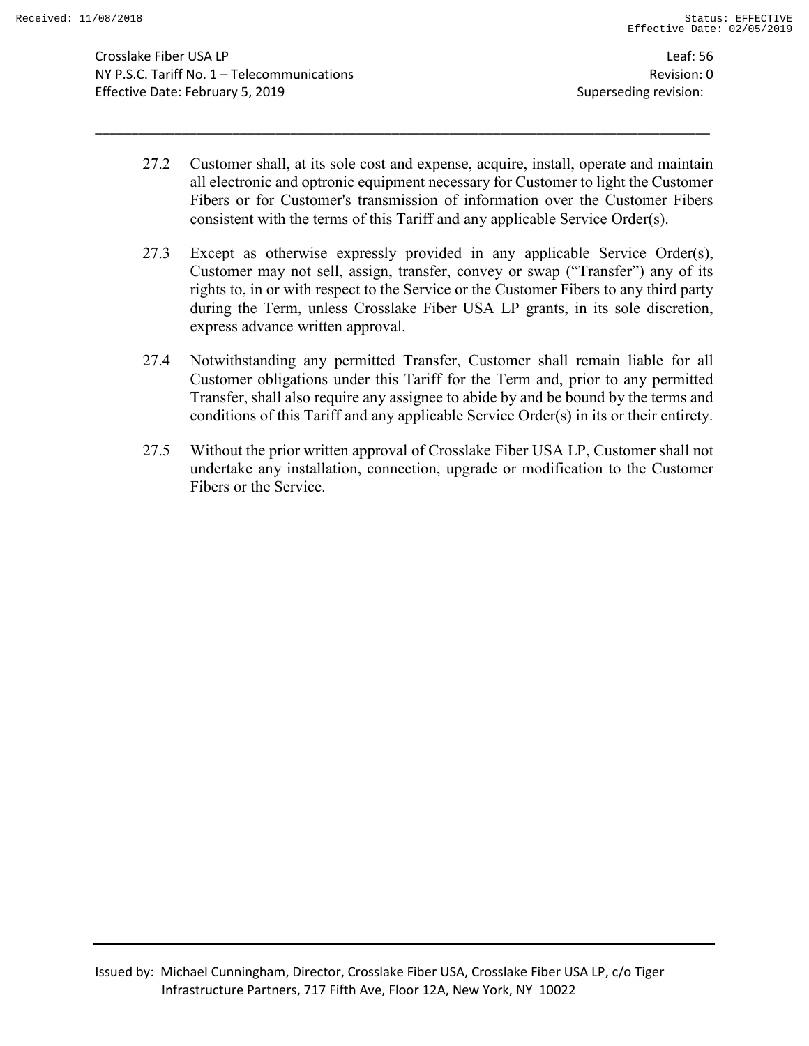27.2 Customer shall, at its sole cost and expense, acquire, install, operate and maintain all electronic and optronic equipment necessary for Customer to light the Customer Fibers or for Customer's transmission of information over the Customer Fibers consistent with the terms of this Tariff and any applicable Service Order(s).

27.3 Except as otherwise expressly provided in any applicable Service Order(s), Customer may not sell, assign, transfer, convey or swap ("Transfer") any of its rights to, in or with respect to the Service or the Customer Fibers to any third party during the Term, unless Crosslake Fiber USA LP grants, in its sole discretion, express advance written approval.

27.4 Notwithstanding any permitted Transfer, Customer shall remain liable for all Customer obligations under this Tariff for the Term and, prior to any permitted Transfer, shall also require any assignee to abide by and be bound by the terms and conditions of this Tariff and any applicable Service Order(s) in its or their entirety.

27.5 Without the prior written approval of Crosslake Fiber USA LP, Customer shall not undertake any installation, connection, upgrade or modification to the Customer Fibers or the Service.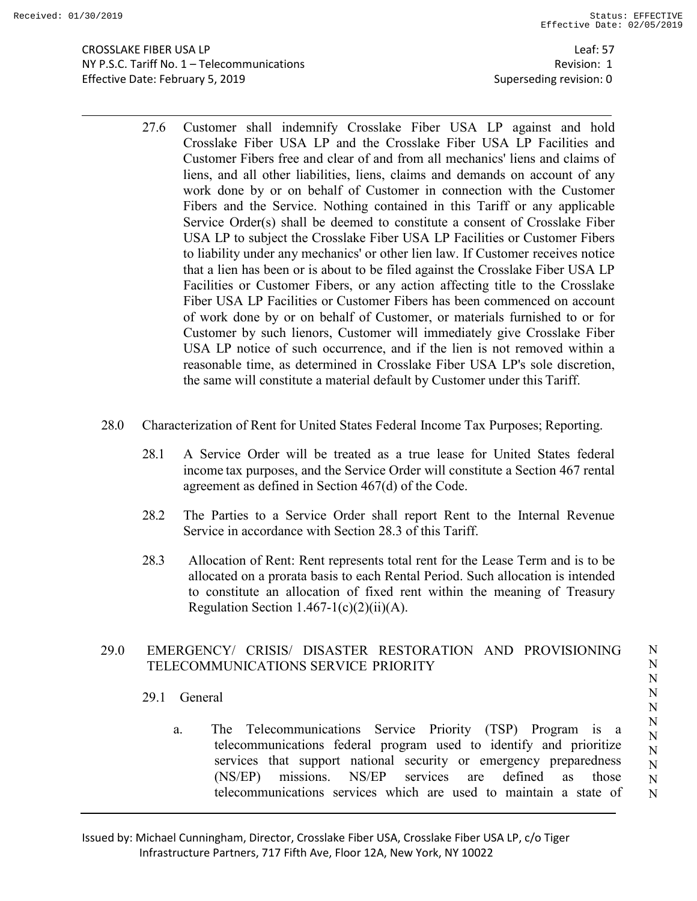27.6 Customer shall indemnify Crosslake Fiber USA LP against and hold Crosslake Fiber USA LP and the Crosslake Fiber USA LP Facilities and Customer Fibers free and clear of and from all mechanics' liens and claims of liens, and all other liabilities, liens, claims and demands on account of any work done by or on behalf of Customer in connection with the Customer Fibers and the Service. Nothing contained in this Tariff or any applicable Service Order(s) shall be deemed to constitute a consent of Crosslake Fiber USA LP to subject the Crosslake Fiber USA LP Facilities or Customer Fibers to liability under any mechanics' or other lien law. If Customer receives notice that a lien has been or is about to be filed against the Crosslake Fiber USA LP Facilities or Customer Fibers, or any action affecting title to the Crosslake Fiber USA LP Facilities or Customer Fibers has been commenced on account of work done by or on behalf of Customer, or materials furnished to or for Customer by such lienors, Customer will immediately give Crosslake Fiber USA LP notice of such occurrence, and if the lien is not removed within a reasonable time, as determined in Crosslake Fiber USA LP's sole discretion, the same will constitute a material default by Customer under this Tariff.

## 28.0 Characterization of Rent for United States Federal Income Tax Purposes; Reporting.

28.1 A Service Order will be treated as a true lease for United States federal income tax purposes, and the Service Order will constitute a Section 467 rental agreement as defined in Section 467(d) of the Code.

28.2 The Parties to a Service Order shall report Rent to the Internal Revenue Service in accordance with Section 28.3 of this Tariff.

28.3 Allocation of Rent: Rent represents total rent for the Lease Term and is to be allocated on a prorata basis to each Rental Period. Such allocation is intended to constitute an allocation of fixed rent within the meaning of Treasury Regulation Section 1.467-1(c)(2)(ii)(A).

## 29.0 EMERGENCY/ CRISIS/ DISASTER RESTORATION AND PROVISIONING TELECOMMUNICATIONS SERVICE PRIORITY (N)

### 29.1 General

a. The Telecommunications Service Priority (TSP) Program is a telecommunications federal program used to identify and prioritize services that support national security or emergency preparedness (NS/EP) missions. NS/EP services are defined as those telecommunications services which are used to maintain a state of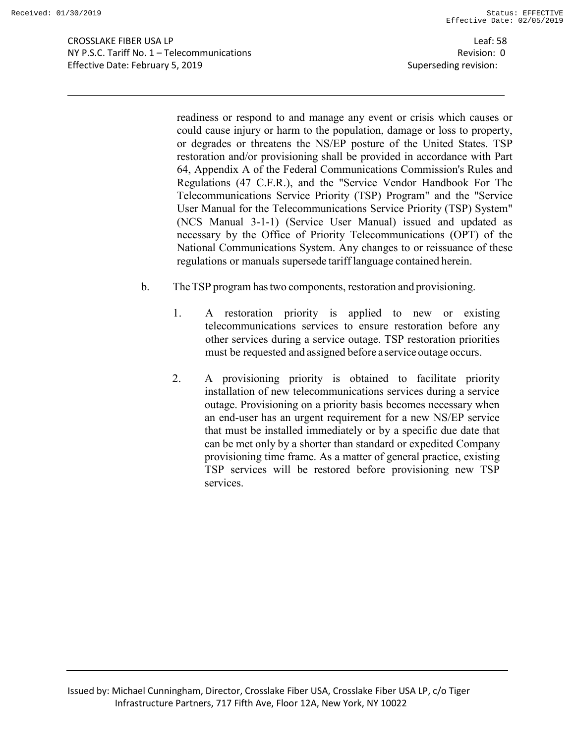readiness or respond to and manage any event or crisis which causes or could cause injury or harm to the population, damage or loss to property, or degrades or threatens the NS/EP posture of the United States. TSP restoration and/or provisioning shall be provided in accordance with Part 64, Appendix A of the Federal Communications Commission's Rules and Regulations (47 C.F.R.), and the "Service Vendor Handbook For The Telecommunications Service Priority (TSP) Program" and the "Service User Manual for the Telecommunications Service Priority (TSP) System" (NCS Manual 3-1-1) (Service User Manual) issued and updated as necessary by the Office of Priority Telecommunications (OPT) of the National Communications System. Any changes to or reissuance of these regulations or manuals supersede tariff language contained herein.

b. The TSP program has two components, restoration and provisioning.

1. A restoration priority is applied to new or existing telecommunications services to ensure restoration before any other services during a service outage. TSP restoration priorities must be requested and assigned before a service outage occurs.

2. A provisioning priority is obtained to facilitate priority installation of new telecommunications services during a service outage. Provisioning on a priority basis becomes necessary when an end-user has an urgent requirement for a new NS/EP service that must be installed immediately or by a specific due date that can be met only by a shorter than standard or expedited Company provisioning time frame. As a matter of general practice, existing TSP services will be restored before provisioning new TSP services.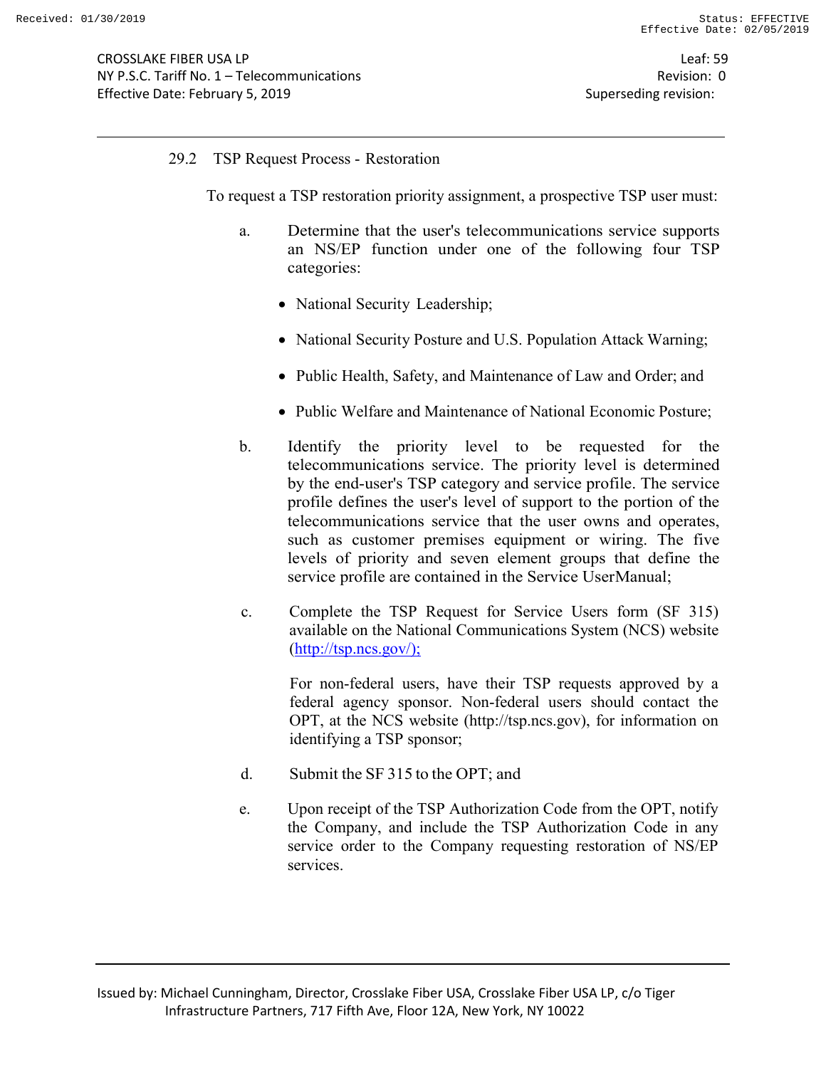## 29.2 TSP Request Process - Restoration

To request a TSP restoration priority assignment, a prospective TSP user must:

a. Determine that the user's telecommunications service supports an NS/EP function under one of the following four TSP categories:

- National Security Leadership;
- National Security Posture and U.S. Population Attack Warning;
- Public Health, Safety, and Maintenance of Law and Order; and
- Public Welfare and Maintenance of National Economic Posture;

b. Identify the priority level to be requested for the telecommunications service. The priority level is determined by the end-user's TSP category and service profile. The service profile defines the user's level of support to the portion of the telecommunications service that the user owns and operates, such as customer premises equipment or wiring. The five levels of priority and seven element groups that define the service profile are contained in the Service UserManual;

c. Complete the TSP Request for Service Users form (SF 315) available on the National Communications System (NCS) website (http://tsp.ncs.gov/);

   For non-federal users, have their TSP requests approved by a federal agency sponsor. Non-federal users should contact the OPT, at the NCS website (http://tsp.ncs.gov), for information on identifying a TSP sponsor;

d. Submit the SF 315 to the OPT; and

e. Upon receipt of the TSP Authorization Code from the OPT, notify the Company, and include the TSP Authorization Code in any service order to the Company requesting restoration of NS/EP services.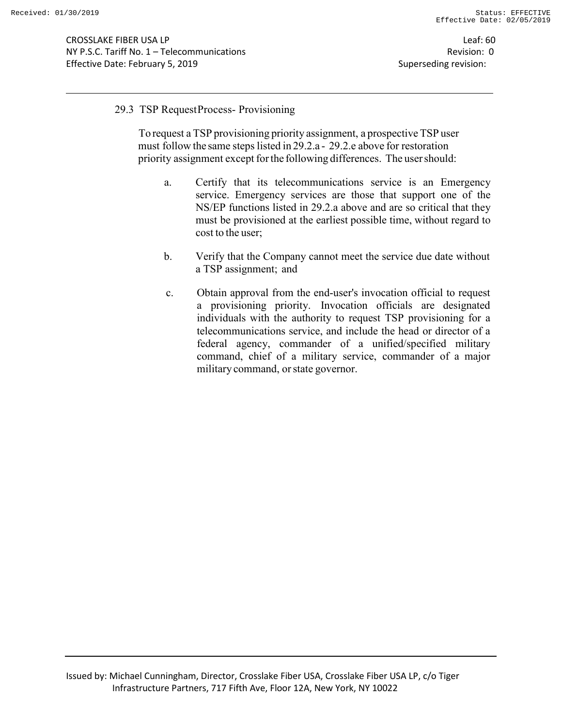### 29.3 TSP Request Process- Provisioning

To request a TSP provisioning priority assignment, a prospective TSP user must follow the same steps listed in 29.2.a - 29.2.e above for restoration priority assignment except for the following differences. The user should:

a. Certify that its telecommunications service is an Emergency service. Emergency services are those that support one of the NS/EP functions listed in 29.2.a above and are so critical that they must be provisioned at the earliest possible time, without regard to cost to the user;

b. Verify that the Company cannot meet the service due date without a TSP assignment; and

c. Obtain approval from the end-user's invocation official to request a provisioning priority. Invocation officials are designated individuals with the authority to request TSP provisioning for a telecommunications service, and include the head or director of a federal agency, commander of a unified/specified military command, chief of a military service, commander of a major military command, or state governor.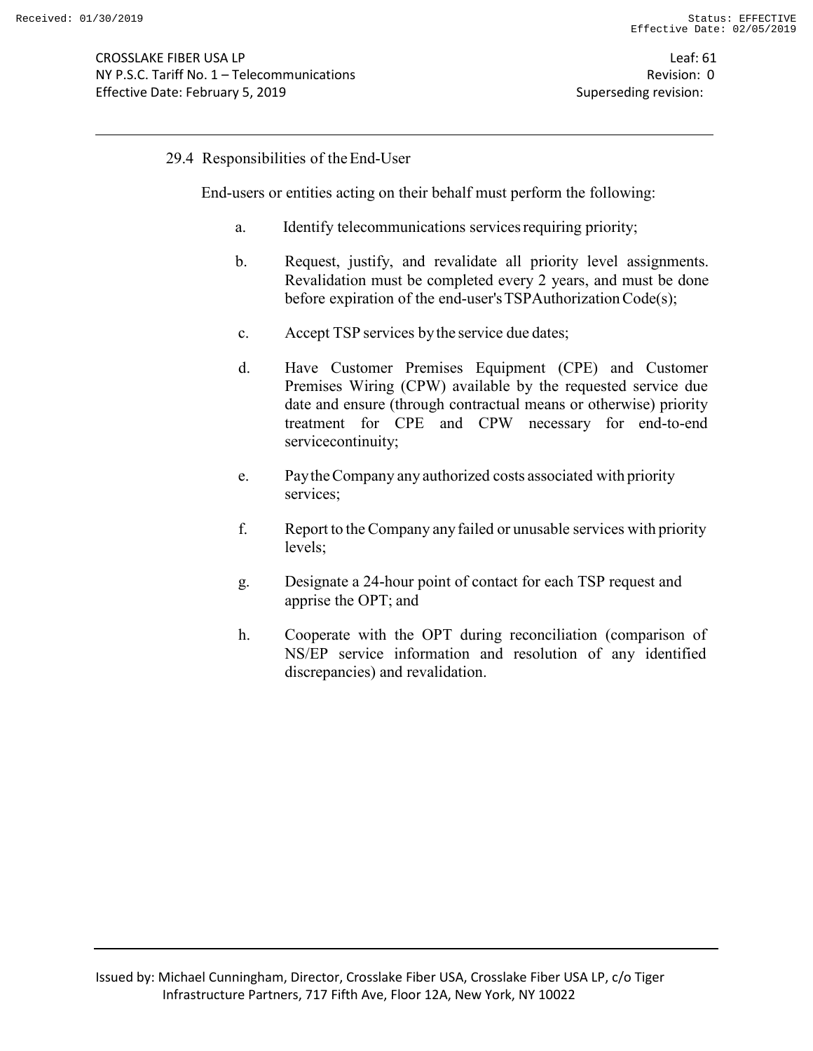29.4 Responsibilities of the End-User

End-users or entities acting on their behalf must perform the following:

a. Identify telecommunications services requiring priority;

b. Request, justify, and revalidate all priority level assignments. Revalidation must be completed every 2 years, and must be done before expiration of the end-user's TSP Authorization Code(s);

c. Accept TSP services by the service due dates;

d. Have Customer Premises Equipment (CPE) and Customer Premises Wiring (CPW) available by the requested service due date and ensure (through contractual means or otherwise) priority treatment for CPE and CPW necessary for end-to-end servicecontinuity;

e. Pay the Company any authorized costs associated with priority services;

f. Report to the Company any failed or unusable services with priority levels;

g. Designate a 24-hour point of contact for each TSP request and apprise the OPT; and

h. Cooperate with the OPT during reconciliation (comparison of NS/EP service information and resolution of any identified discrepancies) and revalidation.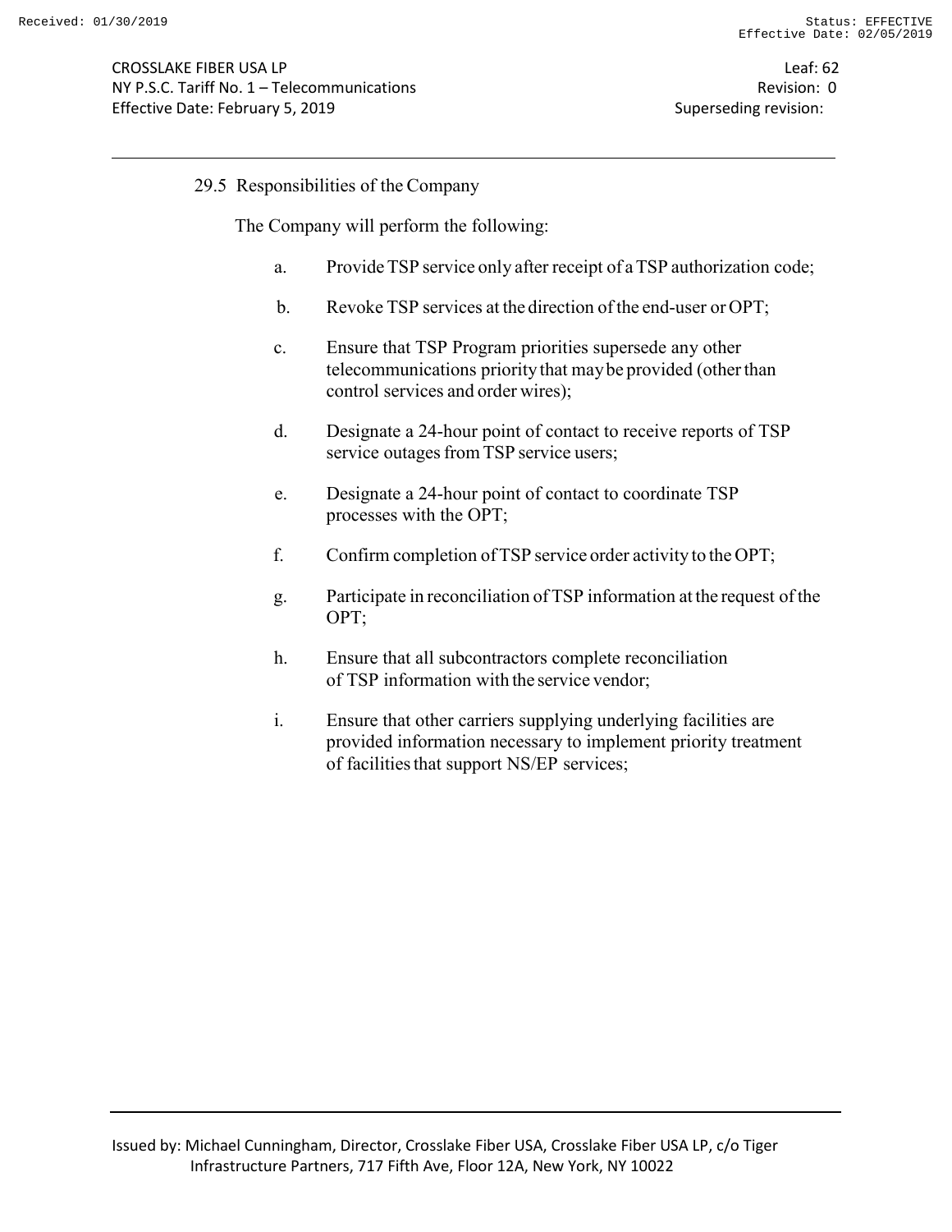## 29.5 Responsibilities of the Company

The Company will perform the following:

a. Provide TSP service only after receipt of a TSP authorization code;

b. Revoke TSP services at the direction of the end-user or OPT;

c. Ensure that TSP Program priorities supersede any other telecommunications priority that may be provided (other than control services and order wires);

d. Designate a 24-hour point of contact to receive reports of TSP service outages from TSP service users;

e. Designate a 24-hour point of contact to coordinate TSP processes with the OPT;

f. Confirm completion of TSP service order activity to the OPT;

g. Participate in reconciliation of TSP information at the request of the OPT;

h. Ensure that all subcontractors complete reconciliation of TSP information with the service vendor;

i. Ensure that other carriers supplying underlying facilities are provided information necessary to implement priority treatment of facilities that support NS/EP services;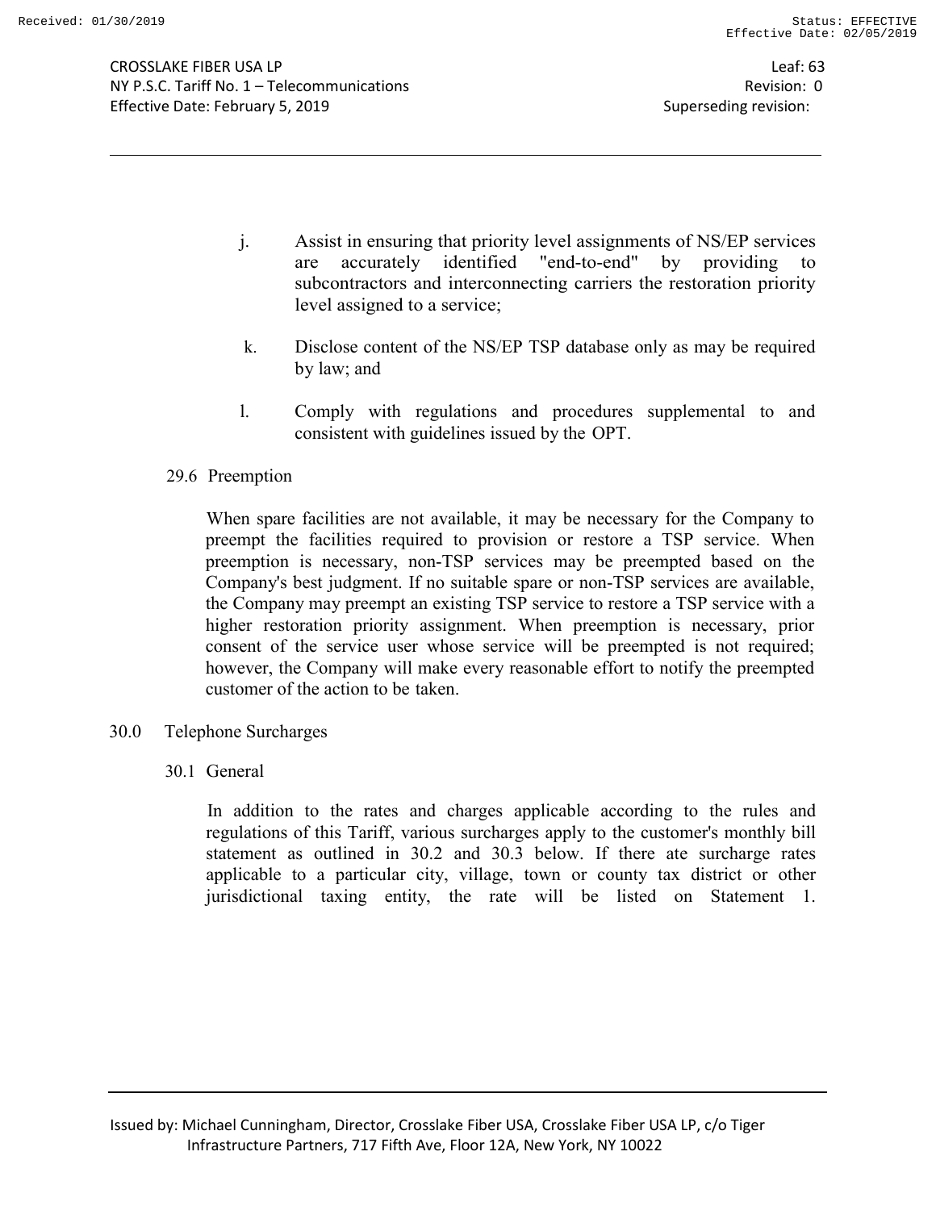j. Assist in ensuring that priority level assignments of NS/EP services are accurately identified "end-to-end" by providing to subcontractors and interconnecting carriers the restoration priority level assigned to a service;

k. Disclose content of the NS/EP TSP database only as may be required by law; and

l. Comply with regulations and procedures supplemental to and consistent with guidelines issued by the OPT.

### 29.6 Preemption

When spare facilities are not available, it may be necessary for the Company to preempt the facilities required to provision or restore a TSP service. When preemption is necessary, non-TSP services may be preempted based on the Company's best judgment. If no suitable spare or non-TSP services are available, the Company may preempt an existing TSP service to restore a TSP service with a higher restoration priority assignment. When preemption is necessary, prior consent of the service user whose service will be preempted is not required; however, the Company will make every reasonable effort to notify the preempted customer of the action to be taken.

## 30.0 Telephone Surcharges

### 30.1 General

In addition to the rates and charges applicable according to the rules and regulations of this Tariff, various surcharges apply to the customer's monthly bill statement as outlined in 30.2 and 30.3 below. If there ate surcharge rates applicable to a particular city, village, town or county tax district or other jurisdictional taxing entity, the rate will be listed on Statement 1.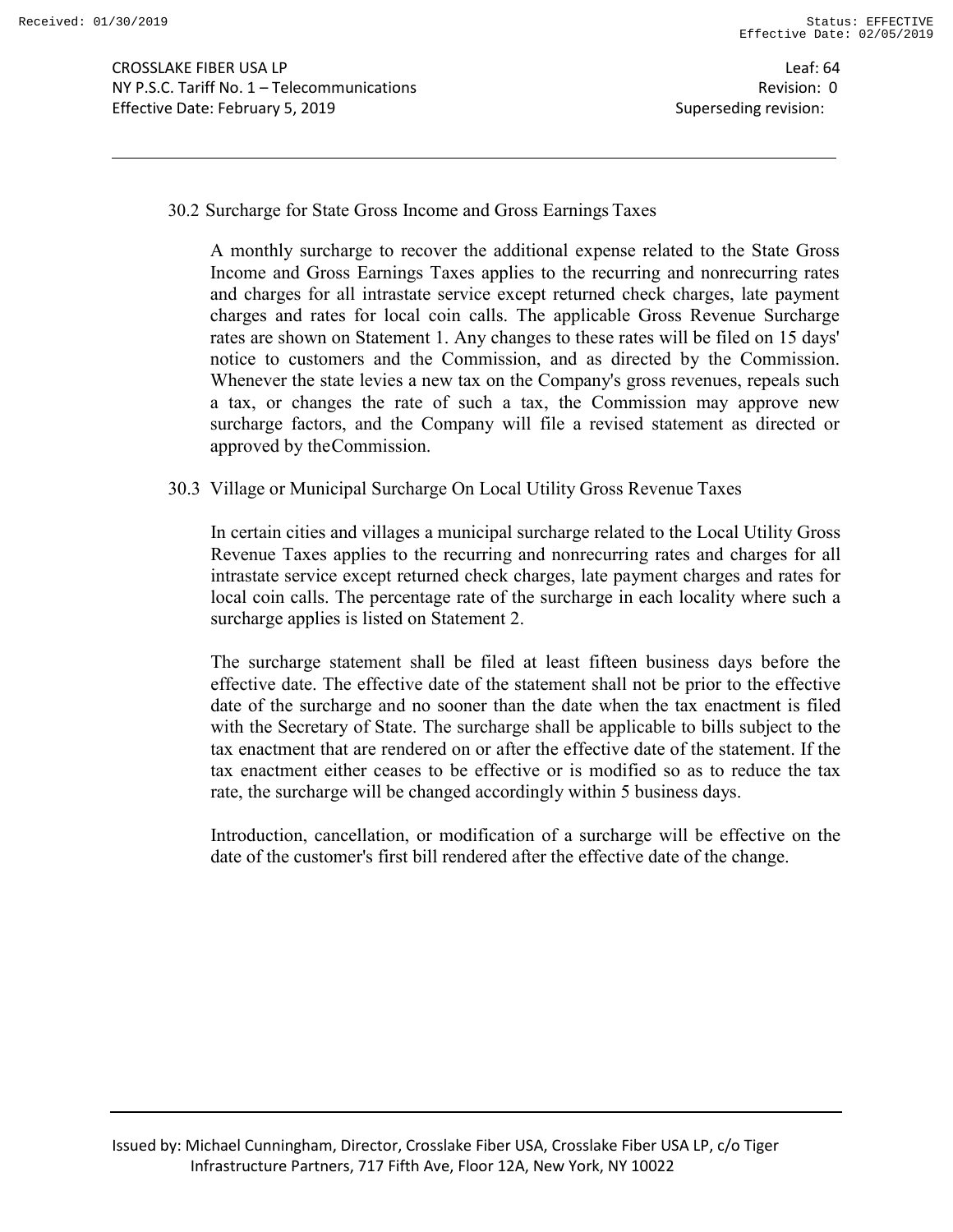### 30.2 Surcharge for State Gross Income and Gross Earnings Taxes

A monthly surcharge to recover the additional expense related to the State Gross Income and Gross Earnings Taxes applies to the recurring and nonrecurring rates and charges for all intrastate service except returned check charges, late payment charges and rates for local coin calls. The applicable Gross Revenue Surcharge rates are shown on Statement 1. Any changes to these rates will be filed on 15 days' notice to customers and the Commission, and as directed by the Commission. Whenever the state levies a new tax on the Company's gross revenues, repeals such a tax, or changes the rate of such a tax, the Commission may approve new surcharge factors, and the Company will file a revised statement as directed or approved by the Commission.

### 30.3 Village or Municipal Surcharge On Local Utility Gross Revenue Taxes

In certain cities and villages a municipal surcharge related to the Local Utility Gross Revenue Taxes applies to the recurring and nonrecurring rates and charges for all intrastate service except returned check charges, late payment charges and rates for local coin calls. The percentage rate of the surcharge in each locality where such a surcharge applies is listed on Statement 2.

The surcharge statement shall be filed at least fifteen business days before the effective date. The effective date of the statement shall not be prior to the effective date of the surcharge and no sooner than the date when the tax enactment is filed with the Secretary of State. The surcharge shall be applicable to bills subject to the tax enactment that are rendered on or after the effective date of the statement. If the tax enactment either ceases to be effective or is modified so as to reduce the tax rate, the surcharge will be changed accordingly within 5 business days.

Introduction, cancellation, or modification of a surcharge will be effective on the date of the customer's first bill rendered after the effective date of the change.